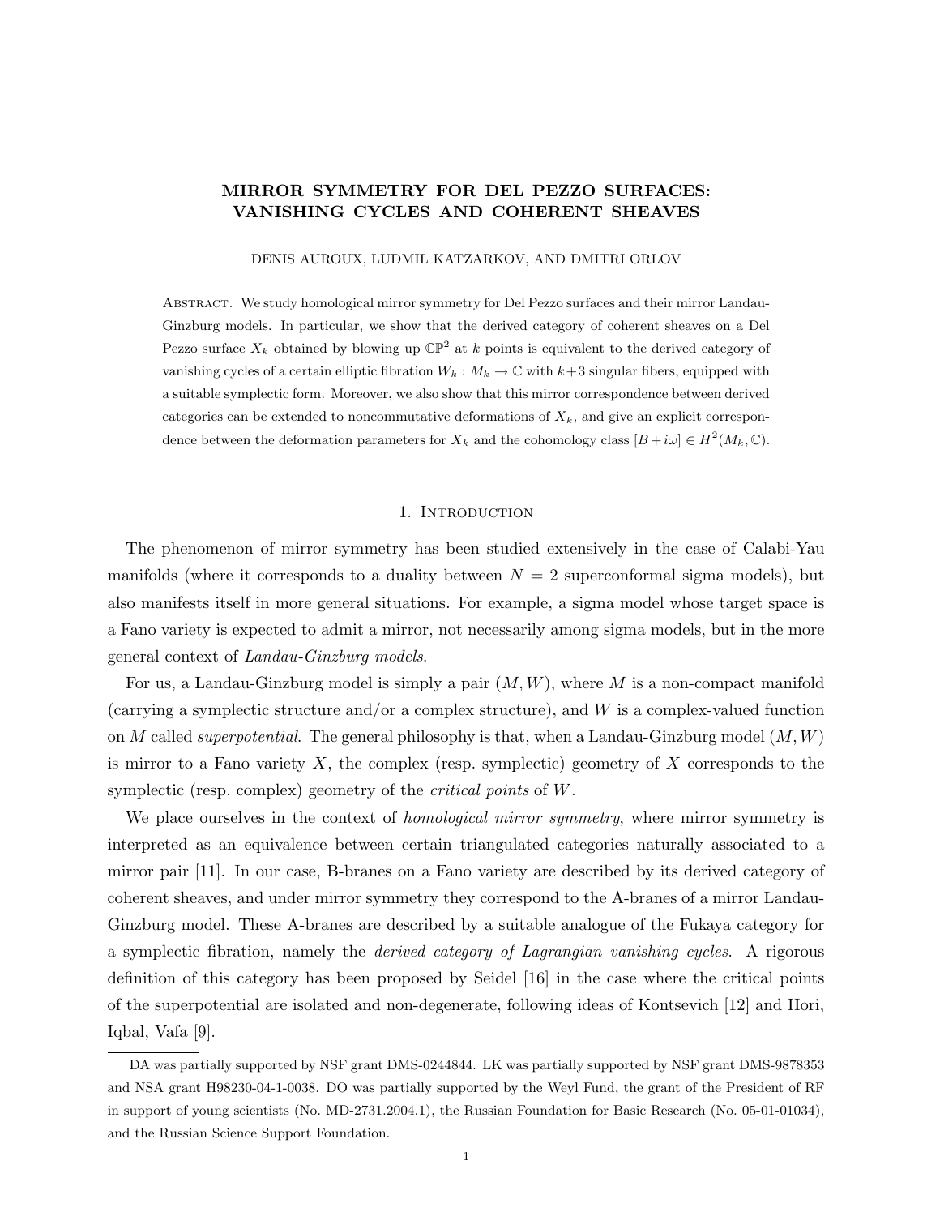# MIRROR SYMMETRY FOR DEL PEZZO SURFACES: VANISHING CYCLES AND COHERENT SHEAVES

DENIS AUROUX, LUDMIL KATZARKOV, AND DMITRI ORLOV

Abstract. We study homological mirror symmetry for Del Pezzo surfaces and their mirror Landau-Ginzburg models. In particular, we show that the derived category of coherent sheaves on a Del Pezzo surface $X_k$ obtained by blowing up $\mathbb{CP}^2$ at $k$ points is equivalent to the derived category of vanishing cycles of a certain elliptic fibration $W_k : M_k \to \mathbb{C}$ with $k+3$ singular fibers, equipped with a suitable symplectic form. Moreover, we also show that this mirror correspondence between derived categories can be extended to noncommutative deformations of $X_k$, and give an explicit correspondence between the deformation parameters for $X_k$ and the cohomology class $[B + i\omega] \in H^2(M_k, \mathbb{C})$.

## 1. Introduction

The phenomenon of mirror symmetry has been studied extensively in the case of Calabi-Yau manifolds (where it corresponds to a duality between $N = 2$ superconformal sigma models), but also manifests itself in more general situations. For example, a sigma model whose target space is a Fano variety is expected to admit a mirror, not necessarily among sigma models, but in the more general context of *Landau-Ginzburg models*.

For us, a Landau-Ginzburg model is simply a pair $(M, W)$, where $M$ is a non-compact manifold (carrying a symplectic structure and/or a complex structure), and $W$ is a complex-valued function on $M$ called *superpotential*. The general philosophy is that, when a Landau-Ginzburg model $(M, W)$ is mirror to a Fano variety $X$, the complex (resp. symplectic) geometry of $X$ corresponds to the symplectic (resp. complex) geometry of the *critical points* of $W$.

We place ourselves in the context of *homological mirror symmetry*, where mirror symmetry is interpreted as an equivalence between certain triangulated categories naturally associated to a mirror pair [11]. In our case, B-branes on a Fano variety are described by its derived category of coherent sheaves, and under mirror symmetry they correspond to the A-branes of a mirror Landau-Ginzburg model. These A-branes are described by a suitable analogue of the Fukaya category for a symplectic fibration, namely the *derived category of Lagrangian vanishing cycles*. A rigorous definition of this category has been proposed by Seidel [16] in the case where the critical points of the superpotential are isolated and non-degenerate, following ideas of Kontsevich [12] and Hori, Iqbal, Vafa [9].

---

DA was partially supported by NSF grant DMS-0244844. LK was partially supported by NSF grant DMS-9878353 and NSA grant H98230-04-1-0038. DO was partially supported by the Weyl Fund, the grant of the President of RF in support of young scientists (No. MD-2731.2004.1), the Russian Foundation for Basic Research (No. 05-01-01034), and the Russian Science Support Foundation.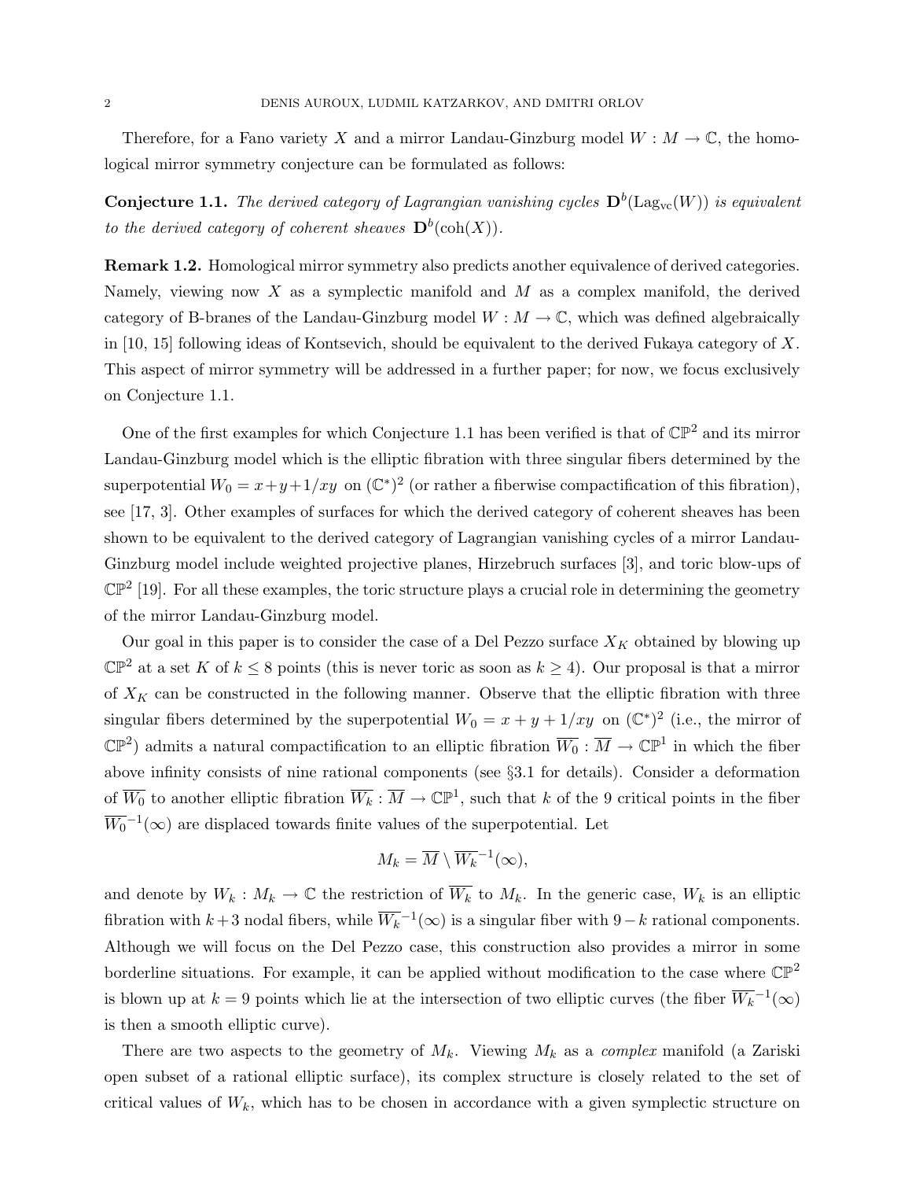Therefore, for a Fano variety $X$ and a mirror Landau-Ginzburg model $W : M \to \mathbb{C}$, the homological mirror symmetry conjecture can be formulated as follows:

**Conjecture 1.1.** *The derived category of Lagrangian vanishing cycles $\mathbf{D}^b(\mathrm{Lag}_{\mathrm{vc}}(W))$ is equivalent to the derived category of coherent sheaves $\mathbf{D}^b(\mathrm{coh}(X))$.*

**Remark 1.2.** Homological mirror symmetry also predicts another equivalence of derived categories. Namely, viewing now $X$ as a symplectic manifold and $M$ as a complex manifold, the derived category of B-branes of the Landau-Ginzburg model $W : M \to \mathbb{C}$, which was defined algebraically in [10, 15] following ideas of Kontsevich, should be equivalent to the derived Fukaya category of $X$. This aspect of mirror symmetry will be addressed in a further paper; for now, we focus exclusively on Conjecture 1.1.

One of the first examples for which Conjecture 1.1 has been verified is that of $\mathbb{CP}^2$ and its mirror Landau-Ginzburg model which is the elliptic fibration with three singular fibers determined by the superpotential $W_0 = x+y+1/xy$ on $(\mathbb{C}^*)^2$ (or rather a fiberwise compactification of this fibration), see [17, 3]. Other examples of surfaces for which the derived category of coherent sheaves has been shown to be equivalent to the derived category of Lagrangian vanishing cycles of a mirror Landau-Ginzburg model include weighted projective planes, Hirzebruch surfaces [3], and toric blow-ups of $\mathbb{CP}^2$ [19]. For all these examples, the toric structure plays a crucial role in determining the geometry of the mirror Landau-Ginzburg model.

Our goal in this paper is to consider the case of a Del Pezzo surface $X_K$ obtained by blowing up $\mathbb{CP}^2$ at a set $K$ of $k \leq 8$ points (this is never toric as soon as $k \geq 4$). Our proposal is that a mirror of $X_K$ can be constructed in the following manner. Observe that the elliptic fibration with three singular fibers determined by the superpotential $W_0 = x+y+1/xy$ on $(\mathbb{C}^*)^2$ (i.e., the mirror of $\mathbb{CP}^2$) admits a natural compactification to an elliptic fibration $\overline{W_0} : \overline{M} \to \mathbb{CP}^1$ in which the fiber above infinity consists of nine rational components (see §3.1 for details). Consider a deformation of $\overline{W_0}$ to another elliptic fibration $\overline{W_k} : \overline{M} \to \mathbb{CP}^1$, such that $k$ of the 9 critical points in the fiber $\overline{W_0}^{-1}(\infty)$ are displaced towards finite values of the superpotential. Let

$$M_k = \overline{M} \setminus \overline{W_k}^{-1}(\infty),$$

and denote by $W_k : M_k \to \mathbb{C}$ the restriction of $\overline{W_k}$ to $M_k$. In the generic case, $W_k$ is an elliptic fibration with $k+3$ nodal fibers, while $\overline{W_k}^{-1}(\infty)$ is a singular fiber with $9-k$ rational components. Although we will focus on the Del Pezzo case, this construction also provides a mirror in some borderline situations. For example, it can be applied without modification to the case where $\mathbb{CP}^2$ is blown up at $k = 9$ points which lie at the intersection of two elliptic curves (the fiber $\overline{W_k}^{-1}(\infty)$ is then a smooth elliptic curve).

There are two aspects to the geometry of $M_k$. Viewing $M_k$ as a *complex* manifold (a Zariski open subset of a rational elliptic surface), its complex structure is closely related to the set of critical values of $W_k$, which has to be chosen in accordance with a given symplectic structure on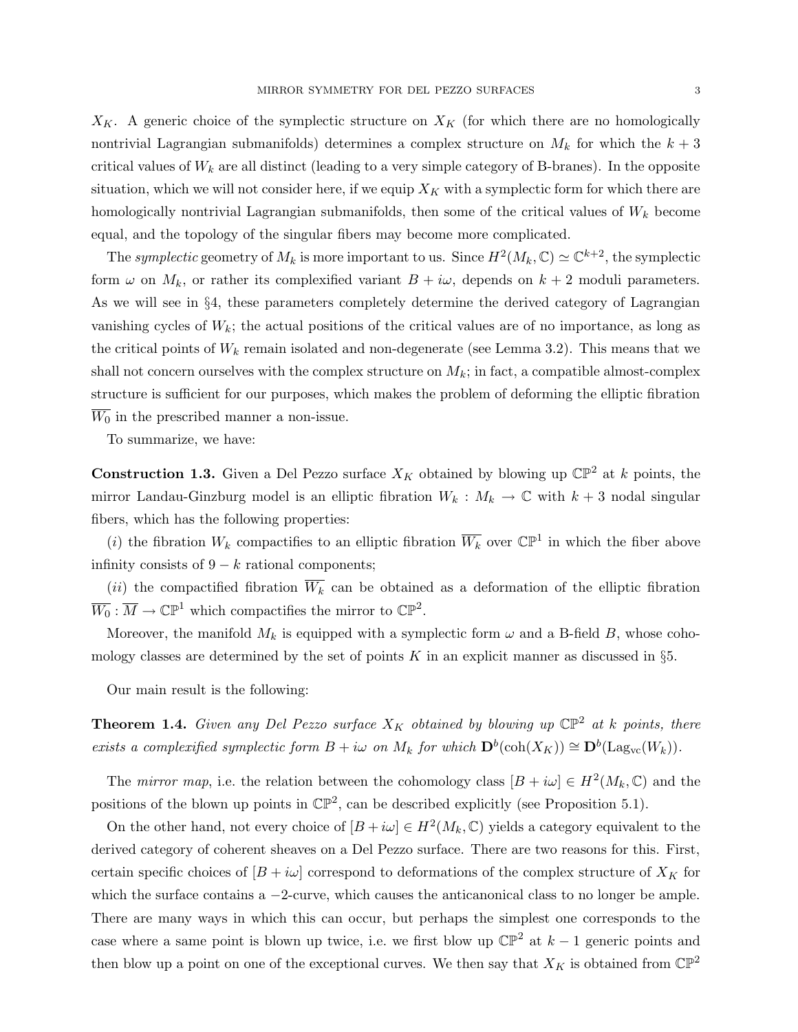$X_K$. A generic choice of the symplectic structure on $X_K$ (for which there are no homologically nontrivial Lagrangian submanifolds) determines a complex structure on $M_k$ for which the $k+3$ critical values of $W_k$ are all distinct (leading to a very simple category of B-branes). In the opposite situation, which we will not consider here, if we equip $X_K$ with a symplectic form for which there are homologically nontrivial Lagrangian submanifolds, then some of the critical values of $W_k$ become equal, and the topology of the singular fibers may become more complicated.

The *symplectic* geometry of $M_k$ is more important to us. Since $H^2(M_k,\mathbb{C}) \simeq \mathbb{C}^{k+2}$, the symplectic form $\omega$ on $M_k$, or rather its complexified variant $B + i\omega$, depends on $k+2$ moduli parameters. As we will see in §4, these parameters completely determine the derived category of Lagrangian vanishing cycles of $W_k$; the actual positions of the critical values are of no importance, as long as the critical points of $W_k$ remain isolated and non-degenerate (see Lemma 3.2). This means that we shall not concern ourselves with the complex structure on $M_k$; in fact, a compatible almost-complex structure is sufficient for our purposes, which makes the problem of deforming the elliptic fibration $\overline{W_0}$ in the prescribed manner a non-issue.

To summarize, we have:

**Construction 1.3.** Given a Del Pezzo surface $X_K$ obtained by blowing up $\mathbb{CP}^2$ at $k$ points, the mirror Landau-Ginzburg model is an elliptic fibration $W_k : M_k \to \mathbb{C}$ with $k+3$ nodal singular fibers, which has the following properties:

($i$) the fibration $W_k$ compactifies to an elliptic fibration $\overline{W_k}$ over $\mathbb{CP}^1$ in which the fiber above infinity consists of $9-k$ rational components;

($ii$) the compactified fibration $\overline{W_k}$ can be obtained as a deformation of the elliptic fibration $\overline{W_0} : \overline{M} \to \mathbb{CP}^1$ which compactifies the mirror to $\mathbb{CP}^2$.

Moreover, the manifold $M_k$ is equipped with a symplectic form $\omega$ and a B-field $B$, whose cohomology classes are determined by the set of points $K$ in an explicit manner as discussed in §5.

Our main result is the following:

**Theorem 1.4.** *Given any Del Pezzo surface $X_K$ obtained by blowing up $\mathbb{CP}^2$ at $k$ points, there exists a complexified symplectic form $B + i\omega$ on $M_k$ for which $\mathbf{D}^b(\mathrm{coh}(X_K)) \cong \mathbf{D}^b(\mathrm{Lag}_{\mathrm{vc}}(W_k))$.*

The *mirror map*, i.e. the relation between the cohomology class $[B + i\omega] \in H^2(M_k,\mathbb{C})$ and the positions of the blown up points in $\mathbb{CP}^2$, can be described explicitly (see Proposition 5.1).

On the other hand, not every choice of $[B + i\omega] \in H^2(M_k,\mathbb{C})$ yields a category equivalent to the derived category of coherent sheaves on a Del Pezzo surface. There are two reasons for this. First, certain specific choices of $[B + i\omega]$ correspond to deformations of the complex structure of $X_K$ for which the surface contains a $-2$-curve, which causes the anticanonical class to no longer be ample. There are many ways in which this can occur, but perhaps the simplest one corresponds to the case where a same point is blown up twice, i.e. we first blow up $\mathbb{CP}^2$ at $k-1$ generic points and then blow up a point on one of the exceptional curves. We then say that $X_K$ is obtained from $\mathbb{CP}^2$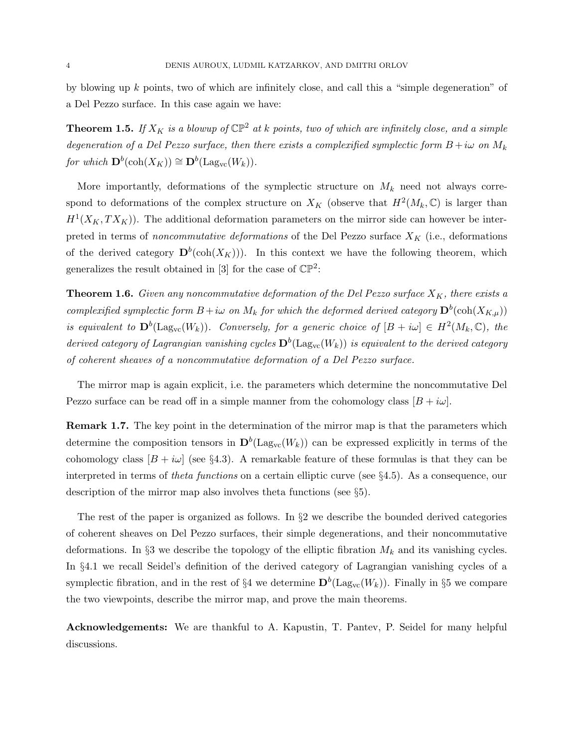by blowing up $k$ points, two of which are infinitely close, and call this a "simple degeneration" of a Del Pezzo surface. In this case again we have:

**Theorem 1.5.** *If $X_K$ is a blowup of $\mathbb{CP}^2$ at $k$ points, two of which are infinitely close, and a simple degeneration of a Del Pezzo surface, then there exists a complexified symplectic form $B + i\omega$ on $M_k$ for which $\mathbf{D}^b(\mathrm{coh}(X_K)) \cong \mathbf{D}^b(\mathrm{Lag_{vc}}(W_k))$.*

More importantly, deformations of the symplectic structure on $M_k$ need not always correspond to deformations of the complex structure on $X_K$ (observe that $H^2(M_k, \mathbb{C})$ is larger than $H^1(X_K, TX_K)$). The additional deformation parameters on the mirror side can however be interpreted in terms of *noncommutative deformations* of the Del Pezzo surface $X_K$ (i.e., deformations of the derived category $\mathbf{D}^b(\mathrm{coh}(X_K))$). In this context we have the following theorem, which generalizes the result obtained in [3] for the case of $\mathbb{CP}^2$:

**Theorem 1.6.** *Given any noncommutative deformation of the Del Pezzo surface $X_K$, there exists a complexified symplectic form $B + i\omega$ on $M_k$ for which the deformed derived category $\mathbf{D}^b(\mathrm{coh}(X_{K,\mu}))$ is equivalent to $\mathbf{D}^b(\mathrm{Lag_{vc}}(W_k))$. Conversely, for a generic choice of $[B + i\omega] \in H^2(M_k, \mathbb{C})$, the derived category of Lagrangian vanishing cycles $\mathbf{D}^b(\mathrm{Lag_{vc}}(W_k))$ is equivalent to the derived category of coherent sheaves of a noncommutative deformation of a Del Pezzo surface.*

The mirror map is again explicit, i.e. the parameters which determine the noncommutative Del Pezzo surface can be read off in a simple manner from the cohomology class $[B + i\omega]$.

**Remark 1.7.** The key point in the determination of the mirror map is that the parameters which determine the composition tensors in $\mathbf{D}^b(\mathrm{Lag_{vc}}(W_k))$ can be expressed explicitly in terms of the cohomology class $[B + i\omega]$ (see §4.3). A remarkable feature of these formulas is that they can be interpreted in terms of *theta functions* on a certain elliptic curve (see §4.5). As a consequence, our description of the mirror map also involves theta functions (see §5).

The rest of the paper is organized as follows. In §2 we describe the bounded derived categories of coherent sheaves on Del Pezzo surfaces, their simple degenerations, and their noncommutative deformations. In §3 we describe the topology of the elliptic fibration $M_k$ and its vanishing cycles. In §4.1 we recall Seidel's definition of the derived category of Lagrangian vanishing cycles of a symplectic fibration, and in the rest of §4 we determine $\mathbf{D}^b(\mathrm{Lag_{vc}}(W_k))$. Finally in §5 we compare the two viewpoints, describe the mirror map, and prove the main theorems.

**Acknowledgements:** We are thankful to A. Kapustin, T. Pantev, P. Seidel for many helpful discussions.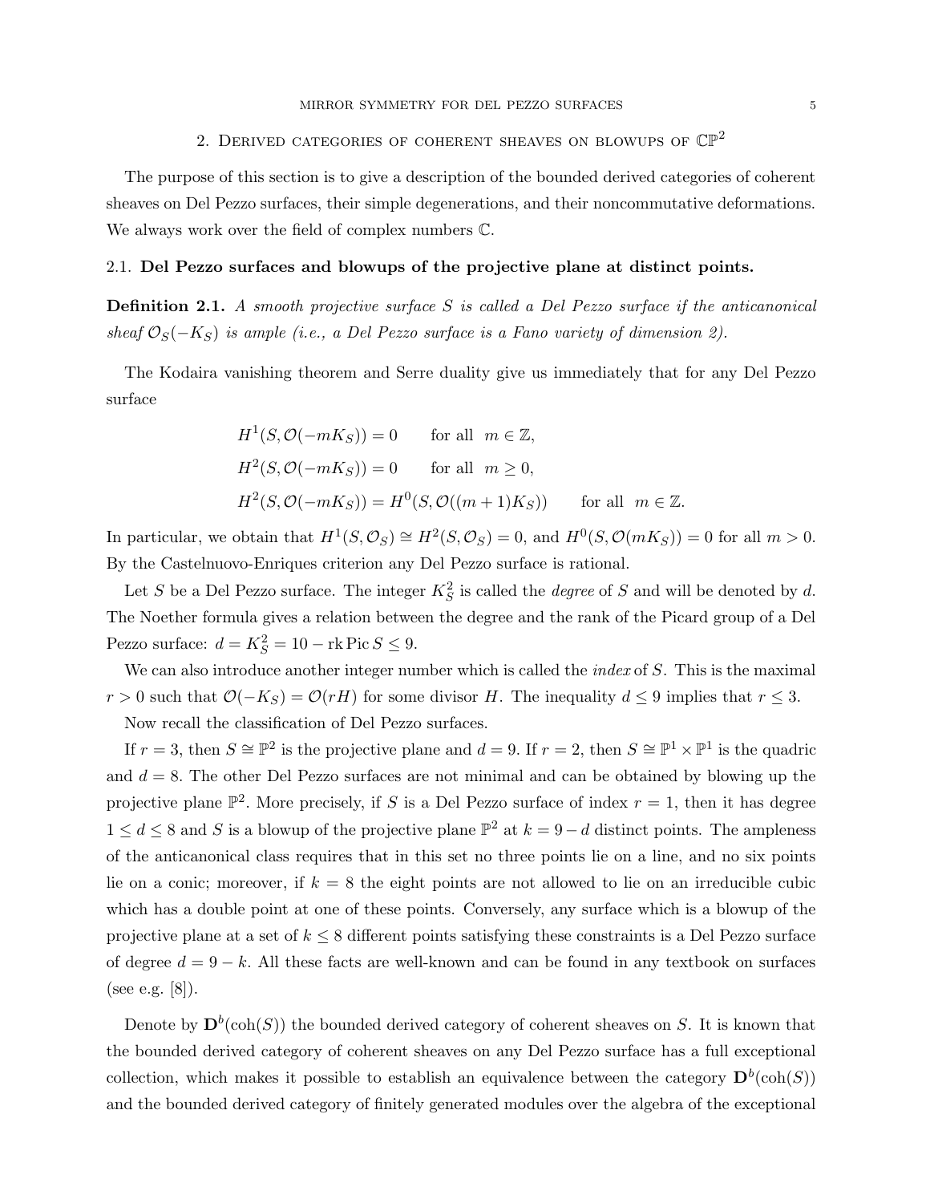## 2. Derived categories of coherent sheaves on blowups of $\mathbb{CP}^2$

The purpose of this section is to give a description of the bounded derived categories of coherent sheaves on Del Pezzo surfaces, their simple degenerations, and their noncommutative deformations. We always work over the field of complex numbers $\mathbb{C}$.

### 2.1. Del Pezzo surfaces and blowups of the projective plane at distinct points.

**Definition 2.1.** *A smooth projective surface $S$ is called a Del Pezzo surface if the anticanonical sheaf $\mathcal{O}_S(-K_S)$ is ample (i.e., a Del Pezzo surface is a Fano variety of dimension 2).*

The Kodaira vanishing theorem and Serre duality give us immediately that for any Del Pezzo surface

$$
\begin{aligned}
&H^1(S, \mathcal{O}(-mK_S)) = 0 \qquad \text{for all } \ m \in \mathbb{Z}, \\
&H^2(S, \mathcal{O}(-mK_S)) = 0 \qquad \text{for all } \ m \geq 0, \\
&H^2(S, \mathcal{O}(-mK_S)) = H^0(S, \mathcal{O}((m+1)K_S)) \qquad \text{for all } \ m \in \mathbb{Z}.
\end{aligned}
$$

In particular, we obtain that $H^1(S, \mathcal{O}_S) \cong H^2(S, \mathcal{O}_S) = 0$, and $H^0(S, \mathcal{O}(mK_S)) = 0$ for all $m > 0$. By the Castelnuovo-Enriques criterion any Del Pezzo surface is rational.

Let $S$ be a Del Pezzo surface. The integer $K_S^2$ is called the *degree* of $S$ and will be denoted by $d$. The Noether formula gives a relation between the degree and the rank of the Picard group of a Del Pezzo surface: $d = K_S^2 = 10 - \operatorname{rk} \operatorname{Pic} S \leq 9$.

We can also introduce another integer number which is called the *index* of $S$. This is the maximal $r > 0$ such that $\mathcal{O}(-K_S) = \mathcal{O}(rH)$ for some divisor $H$. The inequality $d \leq 9$ implies that $r \leq 3$.

Now recall the classification of Del Pezzo surfaces.

If $r = 3$, then $S \cong \mathbb{P}^2$ is the projective plane and $d = 9$. If $r = 2$, then $S \cong \mathbb{P}^1 \times \mathbb{P}^1$ is the quadric and $d = 8$. The other Del Pezzo surfaces are not minimal and can be obtained by blowing up the projective plane $\mathbb{P}^2$. More precisely, if $S$ is a Del Pezzo surface of index $r = 1$, then it has degree $1 \leq d \leq 8$ and $S$ is a blowup of the projective plane $\mathbb{P}^2$ at $k = 9 - d$ distinct points. The ampleness of the anticanonical class requires that in this set no three points lie on a line, and no six points lie on a conic; moreover, if $k = 8$ the eight points are not allowed to lie on an irreducible cubic which has a double point at one of these points. Conversely, any surface which is a blowup of the projective plane at a set of $k \leq 8$ different points satisfying these constraints is a Del Pezzo surface of degree $d = 9 - k$. All these facts are well-known and can be found in any textbook on surfaces (see e.g. [8]).

Denote by $\mathbf{D}^b(\operatorname{coh}(S))$ the bounded derived category of coherent sheaves on $S$. It is known that the bounded derived category of coherent sheaves on any Del Pezzo surface has a full exceptional collection, which makes it possible to establish an equivalence between the category $\mathbf{D}^b(\operatorname{coh}(S))$ and the bounded derived category of finitely generated modules over the algebra of the exceptional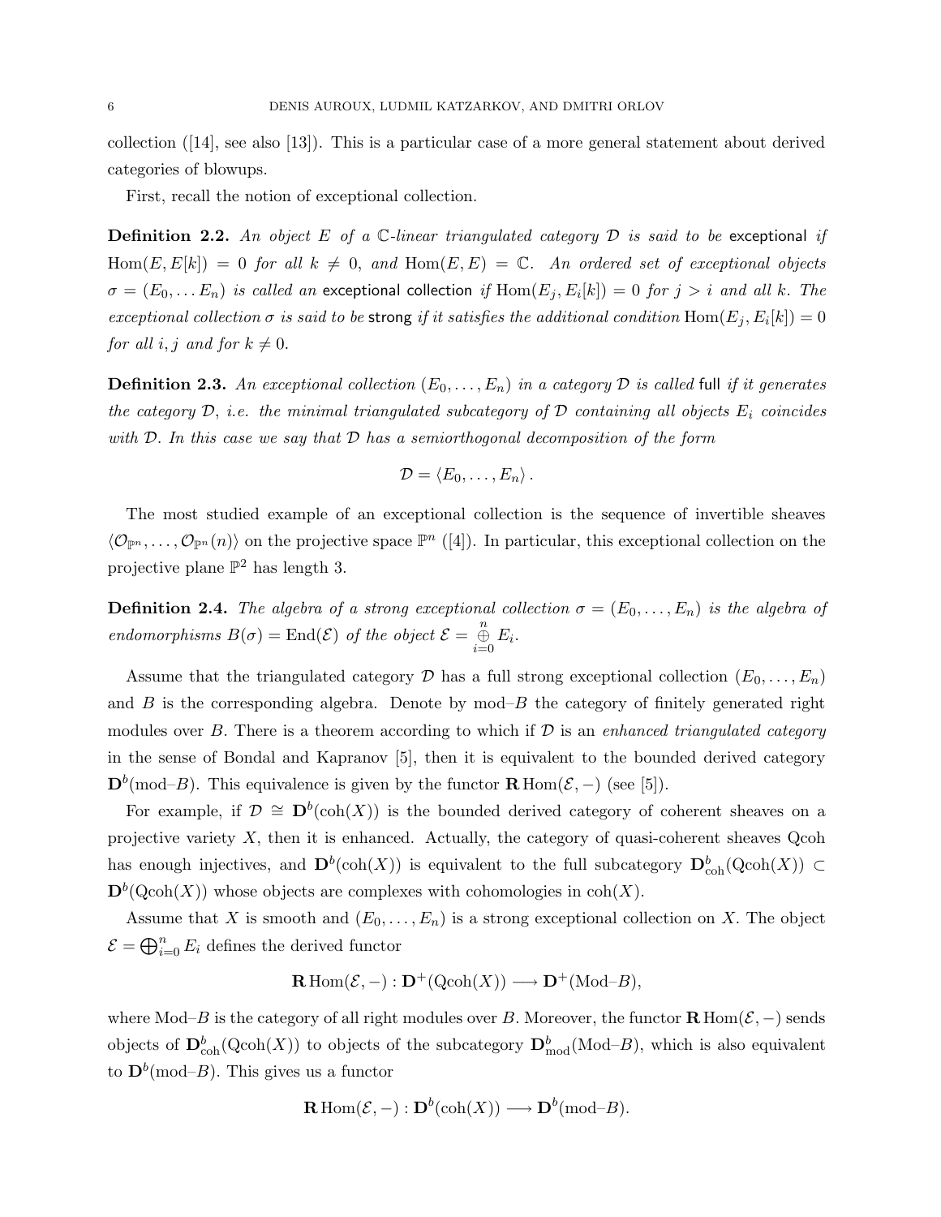collection ([14], see also [13]). This is a particular case of a more general statement about derived categories of blowups.

First, recall the notion of exceptional collection.

**Definition 2.2.** *An object $E$ of a $\mathbb{C}$-linear triangulated category $\mathcal{D}$ is said to be* exceptional *if $\operatorname{Hom}(E, E[k]) = 0$ for all $k \neq 0$, and $\operatorname{Hom}(E, E) = \mathbb{C}$. An ordered set of exceptional objects $\sigma = (E_0, \dots E_n)$ is called an* exceptional collection *if $\operatorname{Hom}(E_j, E_i[k]) = 0$ for $j > i$ and all $k$. The exceptional collection $\sigma$ is said to be* strong *if it satisfies the additional condition $\operatorname{Hom}(E_j, E_i[k]) = 0$ for all $i, j$ and for $k \neq 0$.*

**Definition 2.3.** *An exceptional collection $(E_0, \dots, E_n)$ in a category $\mathcal{D}$ is called* full *if it generates the category $\mathcal{D}$, i.e. the minimal triangulated subcategory of $\mathcal{D}$ containing all objects $E_i$ coincides with $\mathcal{D}$. In this case we say that $\mathcal{D}$ has a semiorthogonal decomposition of the form*

$$\mathcal{D} = \langle E_0, \dots, E_n \rangle .$$

The most studied example of an exceptional collection is the sequence of invertible sheaves $\langle \mathcal{O}_{\mathbb{P}^n}, \dots, \mathcal{O}_{\mathbb{P}^n}(n) \rangle$ on the projective space $\mathbb{P}^n$ ([4]). In particular, this exceptional collection on the projective plane $\mathbb{P}^2$ has length 3.

**Definition 2.4.** *The algebra of a strong exceptional collection $\sigma = (E_0, \dots, E_n)$ is the algebra of endomorphisms $B(\sigma) = \operatorname{End}(\mathcal{E})$ of the object $\mathcal{E} = \overset{n}{\underset{i=0}{\oplus}} E_i$.*

Assume that the triangulated category $\mathcal{D}$ has a full strong exceptional collection $(E_0, \dots, E_n)$ and $B$ is the corresponding algebra. Denote by mod–$B$ the category of finitely generated right modules over $B$. There is a theorem according to which if $\mathcal{D}$ is an *enhanced triangulated category* in the sense of Bondal and Kapranov [5], then it is equivalent to the bounded derived category $\mathbf{D}^b(\text{mod–}B)$. This equivalence is given by the functor $\mathbf{R}\operatorname{Hom}(\mathcal{E}, -)$ (see [5]).

For example, if $\mathcal{D} \cong \mathbf{D}^b(\operatorname{coh}(X))$ is the bounded derived category of coherent sheaves on a projective variety $X$, then it is enhanced. Actually, the category of quasi-coherent sheaves Qcoh has enough injectives, and $\mathbf{D}^b(\operatorname{coh}(X))$ is equivalent to the full subcategory $\mathbf{D}^b_{\operatorname{coh}}(\operatorname{Qcoh}(X)) \subset \mathbf{D}^b(\operatorname{Qcoh}(X))$ whose objects are complexes with cohomologies in $\operatorname{coh}(X)$.

Assume that $X$ is smooth and $(E_0, \dots, E_n)$ is a strong exceptional collection on $X$. The object $\mathcal{E} = \bigoplus_{i=0}^n E_i$ defines the derived functor

$$\mathbf{R}\operatorname{Hom}(\mathcal{E}, -) : \mathbf{D}^+(\operatorname{Qcoh}(X)) \longrightarrow \mathbf{D}^+(\text{Mod–}B),$$

where Mod–$B$ is the category of all right modules over $B$. Moreover, the functor $\mathbf{R}\operatorname{Hom}(\mathcal{E}, -)$ sends objects of $\mathbf{D}^b_{\operatorname{coh}}(\operatorname{Qcoh}(X))$ to objects of the subcategory $\mathbf{D}^b_{\operatorname{mod}}(\text{Mod–}B)$, which is also equivalent to $\mathbf{D}^b(\text{mod–}B)$. This gives us a functor

$$\mathbf{R}\operatorname{Hom}(\mathcal{E}, -) : \mathbf{D}^b(\operatorname{coh}(X)) \longrightarrow \mathbf{D}^b(\text{mod–}B).$$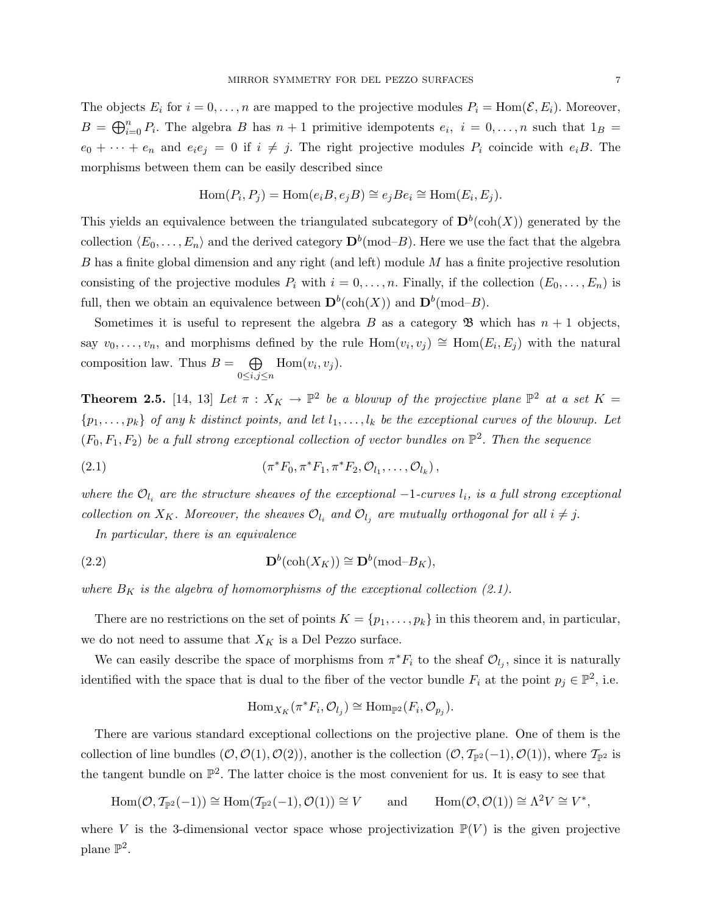The objects $E_i$ for $i = 0, \ldots, n$ are mapped to the projective modules $P_i = \mathrm{Hom}(\mathcal{E}, E_i)$. Moreover, $B = \bigoplus_{i=0}^{n} P_i$. The algebra $B$ has $n+1$ primitive idempotents $e_i,\ i = 0, \ldots, n$ such that $1_B = e_0 + \cdots + e_n$ and $e_i e_j = 0$ if $i \neq j$. The right projective modules $P_i$ coincide with $e_i B$. The morphisms between them can be easily described since

$$\mathrm{Hom}(P_i, P_j) = \mathrm{Hom}(e_i B, e_j B) \cong e_j B e_i \cong \mathrm{Hom}(E_i, E_j).$$

This yields an equivalence between the triangulated subcategory of $\mathbf{D}^b(\mathrm{coh}(X))$ generated by the collection $\langle E_0, \ldots, E_n \rangle$ and the derived category $\mathbf{D}^b(\text{mod–}B)$. Here we use the fact that the algebra $B$ has a finite global dimension and any right (and left) module $M$ has a finite projective resolution consisting of the projective modules $P_i$ with $i = 0, \ldots, n$. Finally, if the collection $(E_0, \ldots, E_n)$ is full, then we obtain an equivalence between $\mathbf{D}^b(\mathrm{coh}(X))$ and $\mathbf{D}^b(\text{mod–}B)$.

Sometimes it is useful to represent the algebra $B$ as a category $\mathfrak{B}$ which has $n+1$ objects, say $v_0, \ldots, v_n$, and morphisms defined by the rule $\mathrm{Hom}(v_i, v_j) \cong \mathrm{Hom}(E_i, E_j)$ with the natural composition law. Thus $B = \bigoplus_{0 \le i,j \le n} \mathrm{Hom}(v_i, v_j)$.

**Theorem 2.5.** [14, 13] *Let $\pi : X_K \to \mathbb{P}^2$ be a blowup of the projective plane $\mathbb{P}^2$ at a set $K = \{p_1, \ldots, p_k\}$ of any $k$ distinct points, and let $l_1, \ldots, l_k$ be the exceptional curves of the blowup. Let $(F_0, F_1, F_2)$ be a full strong exceptional collection of vector bundles on $\mathbb{P}^2$. Then the sequence*

$$(\pi^* F_0, \pi^* F_1, \pi^* F_2, \mathcal{O}_{l_1}, \ldots, \mathcal{O}_{l_k}), \tag{2.1}$$

*where the $\mathcal{O}_{l_i}$ are the structure sheaves of the exceptional $-1$-curves $l_i$, is a full strong exceptional collection on $X_K$. Moreover, the sheaves $\mathcal{O}_{l_i}$ and $\mathcal{O}_{l_j}$ are mutually orthogonal for all $i \neq j$.*

*In particular, there is an equivalence*

$$\mathbf{D}^b(\mathrm{coh}(X_K)) \cong \mathbf{D}^b(\text{mod–}B_K), \tag{2.2}$$

*where $B_K$ is the algebra of homomorphisms of the exceptional collection (2.1).*

There are no restrictions on the set of points $K = \{p_1, \ldots, p_k\}$ in this theorem and, in particular, we do not need to assume that $X_K$ is a Del Pezzo surface.

We can easily describe the space of morphisms from $\pi^* F_i$ to the sheaf $\mathcal{O}_{l_j}$, since it is naturally identified with the space that is dual to the fiber of the vector bundle $F_i$ at the point $p_j \in \mathbb{P}^2$, i.e.

$$\mathrm{Hom}_{X_K}(\pi^* F_i, \mathcal{O}_{l_j}) \cong \mathrm{Hom}_{\mathbb{P}^2}(F_i, \mathcal{O}_{p_j}).$$

There are various standard exceptional collections on the projective plane. One of them is the collection of line bundles $(\mathcal{O}, \mathcal{O}(1), \mathcal{O}(2))$, another is the collection $(\mathcal{O}, \mathcal{T}_{\mathbb{P}^2}(-1), \mathcal{O}(1))$, where $\mathcal{T}_{\mathbb{P}^2}$ is the tangent bundle on $\mathbb{P}^2$. The latter choice is the most convenient for us. It is easy to see that

$$\mathrm{Hom}(\mathcal{O}, \mathcal{T}_{\mathbb{P}^2}(-1)) \cong \mathrm{Hom}(\mathcal{T}_{\mathbb{P}^2}(-1), \mathcal{O}(1)) \cong V \qquad \text{and} \qquad \mathrm{Hom}(\mathcal{O}, \mathcal{O}(1)) \cong \Lambda^2 V \cong V^*,$$

where $V$ is the 3-dimensional vector space whose projectivization $\mathbb{P}(V)$ is the given projective plane $\mathbb{P}^2$.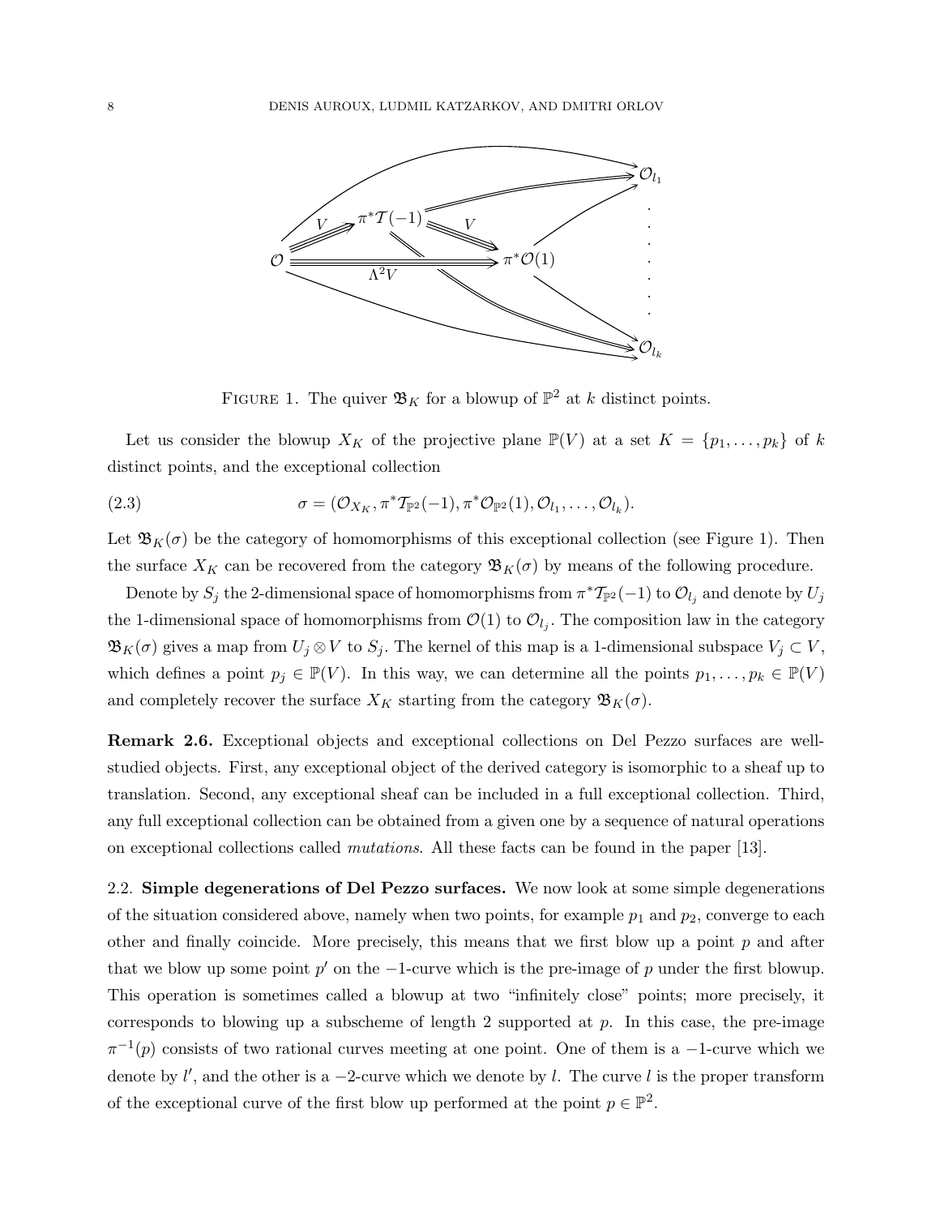FIGURE 1. The quiver $\mathfrak{B}_K$ for a blowup of $\mathbb{P}^2$ at $k$ distinct points.

Let us consider the blowup $X_K$ of the projective plane $\mathbb{P}(V)$ at a set $K = \{p_1, \ldots, p_k\}$ of $k$ distinct points, and the exceptional collection

$$\sigma = (\mathcal{O}_{X_K}, \pi^*\mathcal{T}_{\mathbb{P}^2}(-1), \pi^*\mathcal{O}_{\mathbb{P}^2}(1), \mathcal{O}_{l_1}, \ldots, \mathcal{O}_{l_k}). \tag{2.3}$$

Let $\mathfrak{B}_K(\sigma)$ be the category of homomorphisms of this exceptional collection (see Figure 1). Then the surface $X_K$ can be recovered from the category $\mathfrak{B}_K(\sigma)$ by means of the following procedure.

Denote by $S_j$ the 2-dimensional space of homomorphisms from $\pi^*\mathcal{T}_{\mathbb{P}^2}(-1)$ to $\mathcal{O}_{l_j}$ and denote by $U_j$ the 1-dimensional space of homomorphisms from $\mathcal{O}(1)$ to $\mathcal{O}_{l_j}$. The composition law in the category $\mathfrak{B}_K(\sigma)$ gives a map from $U_j \otimes V$ to $S_j$. The kernel of this map is a 1-dimensional subspace $V_j \subset V$, which defines a point $p_j \in \mathbb{P}(V)$. In this way, we can determine all the points $p_1, \ldots, p_k \in \mathbb{P}(V)$ and completely recover the surface $X_K$ starting from the category $\mathfrak{B}_K(\sigma)$.

**Remark 2.6.** Exceptional objects and exceptional collections on Del Pezzo surfaces are well-studied objects. First, any exceptional object of the derived category is isomorphic to a sheaf up to translation. Second, any exceptional sheaf can be included in a full exceptional collection. Third, any full exceptional collection can be obtained from a given one by a sequence of natural operations on exceptional collections called *mutations*. All these facts can be found in the paper [13].

2.2. **Simple degenerations of Del Pezzo surfaces.** We now look at some simple degenerations of the situation considered above, namely when two points, for example $p_1$ and $p_2$, converge to each other and finally coincide. More precisely, this means that we first blow up a point $p$ and after that we blow up some point $p'$ on the $-1$-curve which is the pre-image of $p$ under the first blowup. This operation is sometimes called a blowup at two "infinitely close" points; more precisely, it corresponds to blowing up a subscheme of length 2 supported at $p$. In this case, the pre-image $\pi^{-1}(p)$ consists of two rational curves meeting at one point. One of them is a $-1$-curve which we denote by $l'$, and the other is a $-2$-curve which we denote by $l$. The curve $l$ is the proper transform of the exceptional curve of the first blow up performed at the point $p \in \mathbb{P}^2$.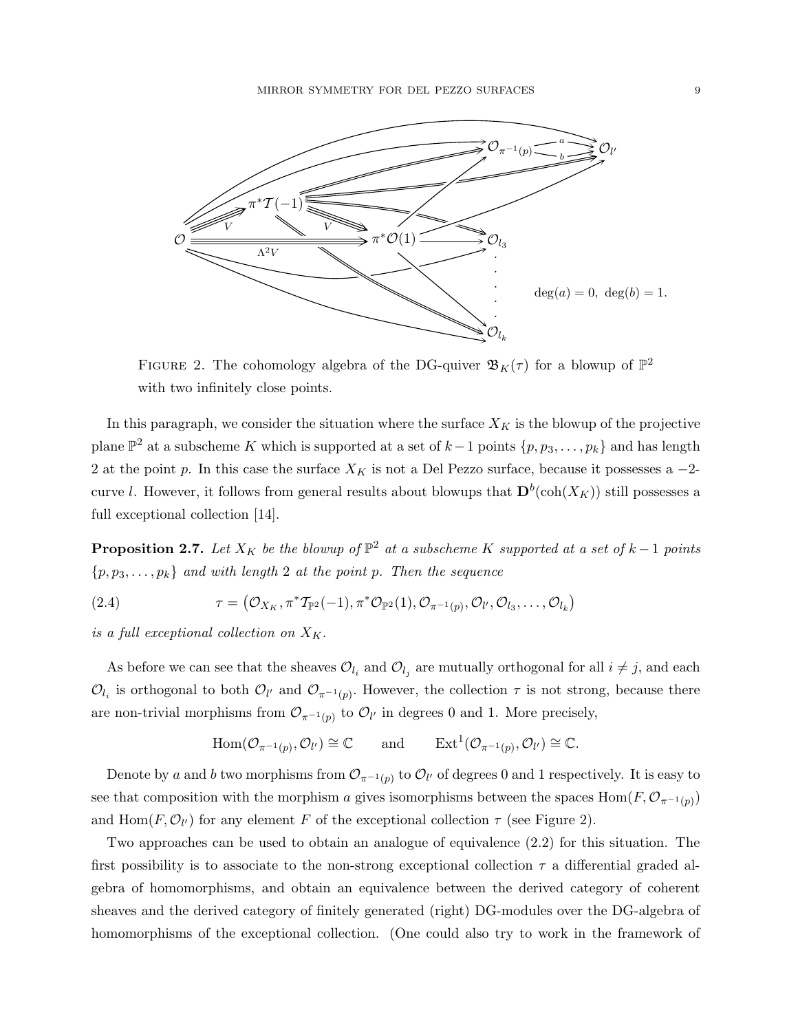FIGURE 2. The cohomology algebra of the DG-quiver $\mathfrak{B}_K(\tau)$ for a blowup of $\mathbb{P}^2$ with two infinitely close points.

In this paragraph, we consider the situation where the surface $X_K$ is the blowup of the projective plane $\mathbb{P}^2$ at a subscheme $K$ which is supported at a set of $k-1$ points $\{p, p_3, \ldots, p_k\}$ and has length 2 at the point $p$. In this case the surface $X_K$ is not a Del Pezzo surface, because it possesses a $-2$-curve $l$. However, it follows from general results about blowups that $\mathbf{D}^b(\mathrm{coh}(X_K))$ still possesses a full exceptional collection [14].

**Proposition 2.7.** *Let $X_K$ be the blowup of $\mathbb{P}^2$ at a subscheme $K$ supported at a set of $k-1$ points $\{p, p_3, \ldots, p_k\}$ and with length 2 at the point $p$. Then the sequence*

$$\tau = \left(\mathcal{O}_{X_K}, \pi^*\mathcal{T}_{\mathbb{P}^2}(-1), \pi^*\mathcal{O}_{\mathbb{P}^2}(1), \mathcal{O}_{\pi^{-1}(p)}, \mathcal{O}_{l'}, \mathcal{O}_{l_3}, \ldots, \mathcal{O}_{l_k}\right) \tag{2.4}$$

*is a full exceptional collection on $X_K$.*

As before we can see that the sheaves $\mathcal{O}_{l_i}$ and $\mathcal{O}_{l_j}$ are mutually orthogonal for all $i \neq j$, and each $\mathcal{O}_{l_i}$ is orthogonal to both $\mathcal{O}_{l'}$ and $\mathcal{O}_{\pi^{-1}(p)}$. However, the collection $\tau$ is not strong, because there are non-trivial morphisms from $\mathcal{O}_{\pi^{-1}(p)}$ to $\mathcal{O}_{l'}$ in degrees 0 and 1. More precisely,

$$\mathrm{Hom}(\mathcal{O}_{\pi^{-1}(p)}, \mathcal{O}_{l'}) \cong \mathbb{C} \qquad \text{and} \qquad \mathrm{Ext}^1(\mathcal{O}_{\pi^{-1}(p)}, \mathcal{O}_{l'}) \cong \mathbb{C}.$$

Denote by $a$ and $b$ two morphisms from $\mathcal{O}_{\pi^{-1}(p)}$ to $\mathcal{O}_{l'}$ of degrees 0 and 1 respectively. It is easy to see that composition with the morphism $a$ gives isomorphisms between the spaces $\mathrm{Hom}(F, \mathcal{O}_{\pi^{-1}(p)})$ and $\mathrm{Hom}(F, \mathcal{O}_{l'})$ for any element $F$ of the exceptional collection $\tau$ (see Figure 2).

Two approaches can be used to obtain an analogue of equivalence (2.2) for this situation. The first possibility is to associate to the non-strong exceptional collection $\tau$ a differential graded algebra of homomorphisms, and obtain an equivalence between the derived category of coherent sheaves and the derived category of finitely generated (right) DG-modules over the DG-algebra of homomorphisms of the exceptional collection. (One could also try to work in the framework of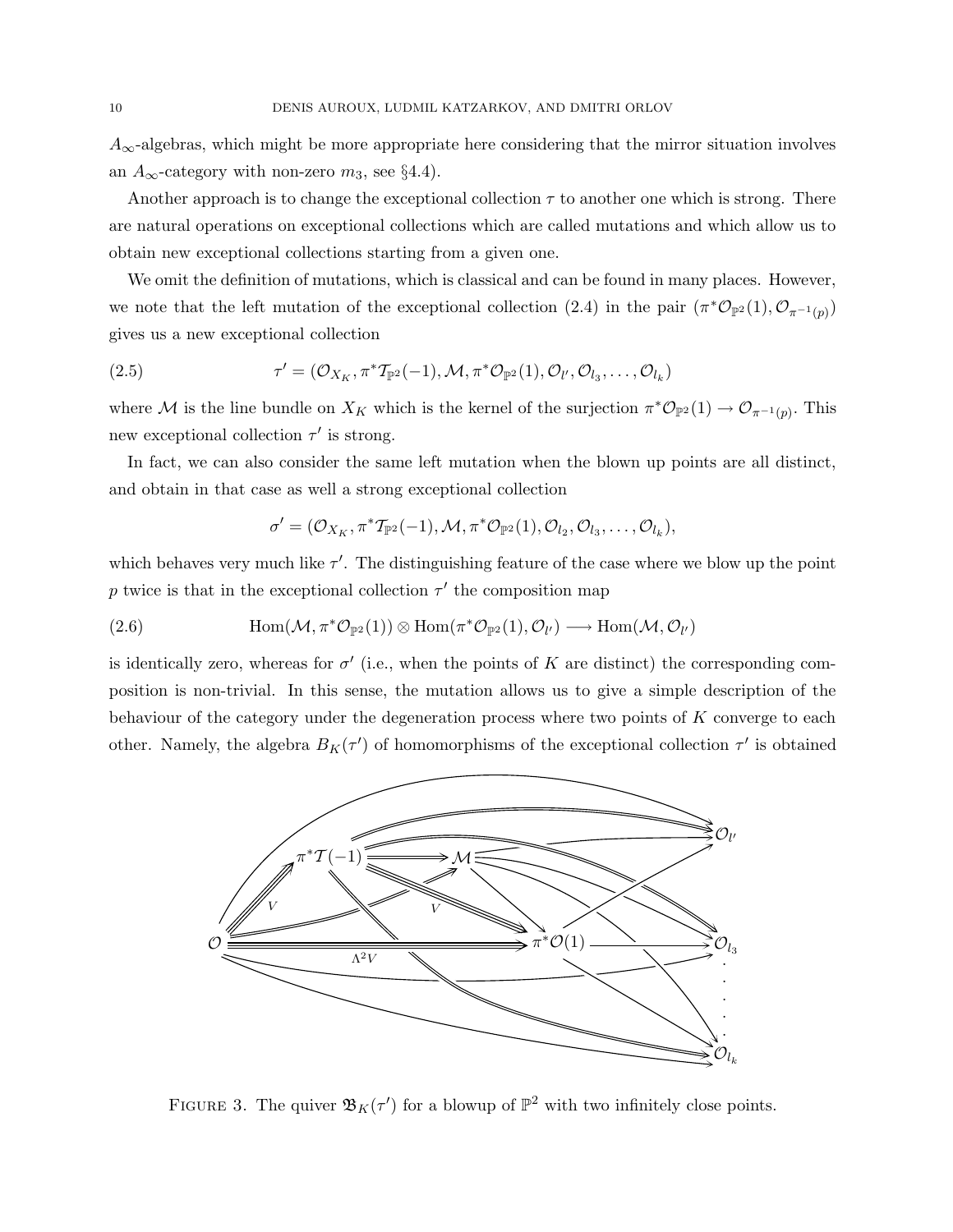$A_\infty$-algebras, which might be more appropriate here considering that the mirror situation involves an $A_\infty$-category with non-zero $m_3$, see §4.4).

Another approach is to change the exceptional collection $\tau$ to another one which is strong. There are natural operations on exceptional collections which are called mutations and which allow us to obtain new exceptional collections starting from a given one.

We omit the definition of mutations, which is classical and can be found in many places. However, we note that the left mutation of the exceptional collection (2.4) in the pair $(\pi^*\mathcal{O}_{\mathbb{P}^2}(1), \mathcal{O}_{\pi^{-1}(p)})$ gives us a new exceptional collection

$$\tau' = (\mathcal{O}_{X_K}, \pi^*\mathcal{T}_{\mathbb{P}^2}(-1), \mathcal{M}, \pi^*\mathcal{O}_{\mathbb{P}^2}(1), \mathcal{O}_{l'}, \mathcal{O}_{l_3}, \dots, \mathcal{O}_{l_k}) \tag{2.5}$$

where $\mathcal{M}$ is the line bundle on $X_K$ which is the kernel of the surjection $\pi^*\mathcal{O}_{\mathbb{P}^2}(1) \to \mathcal{O}_{\pi^{-1}(p)}$. This new exceptional collection $\tau'$ is strong.

In fact, we can also consider the same left mutation when the blown up points are all distinct, and obtain in that case as well a strong exceptional collection

$$\sigma' = (\mathcal{O}_{X_K}, \pi^*\mathcal{T}_{\mathbb{P}^2}(-1), \mathcal{M}, \pi^*\mathcal{O}_{\mathbb{P}^2}(1), \mathcal{O}_{l_2}, \mathcal{O}_{l_3}, \dots, \mathcal{O}_{l_k}),$$

which behaves very much like $\tau'$. The distinguishing feature of the case where we blow up the point $p$ twice is that in the exceptional collection $\tau'$ the composition map

$$\mathrm{Hom}(\mathcal{M}, \pi^*\mathcal{O}_{\mathbb{P}^2}(1)) \otimes \mathrm{Hom}(\pi^*\mathcal{O}_{\mathbb{P}^2}(1), \mathcal{O}_{l'}) \longrightarrow \mathrm{Hom}(\mathcal{M}, \mathcal{O}_{l'}) \tag{2.6}$$

is identically zero, whereas for $\sigma'$ (i.e., when the points of $K$ are distinct) the corresponding composition is non-trivial. In this sense, the mutation allows us to give a simple description of the behaviour of the category under the degeneration process where two points of $K$ converge to each other. Namely, the algebra $B_K(\tau')$ of homomorphisms of the exceptional collection $\tau'$ is obtained

FIGURE 3. The quiver $\mathfrak{B}_K(\tau')$ for a blowup of $\mathbb{P}^2$ with two infinitely close points.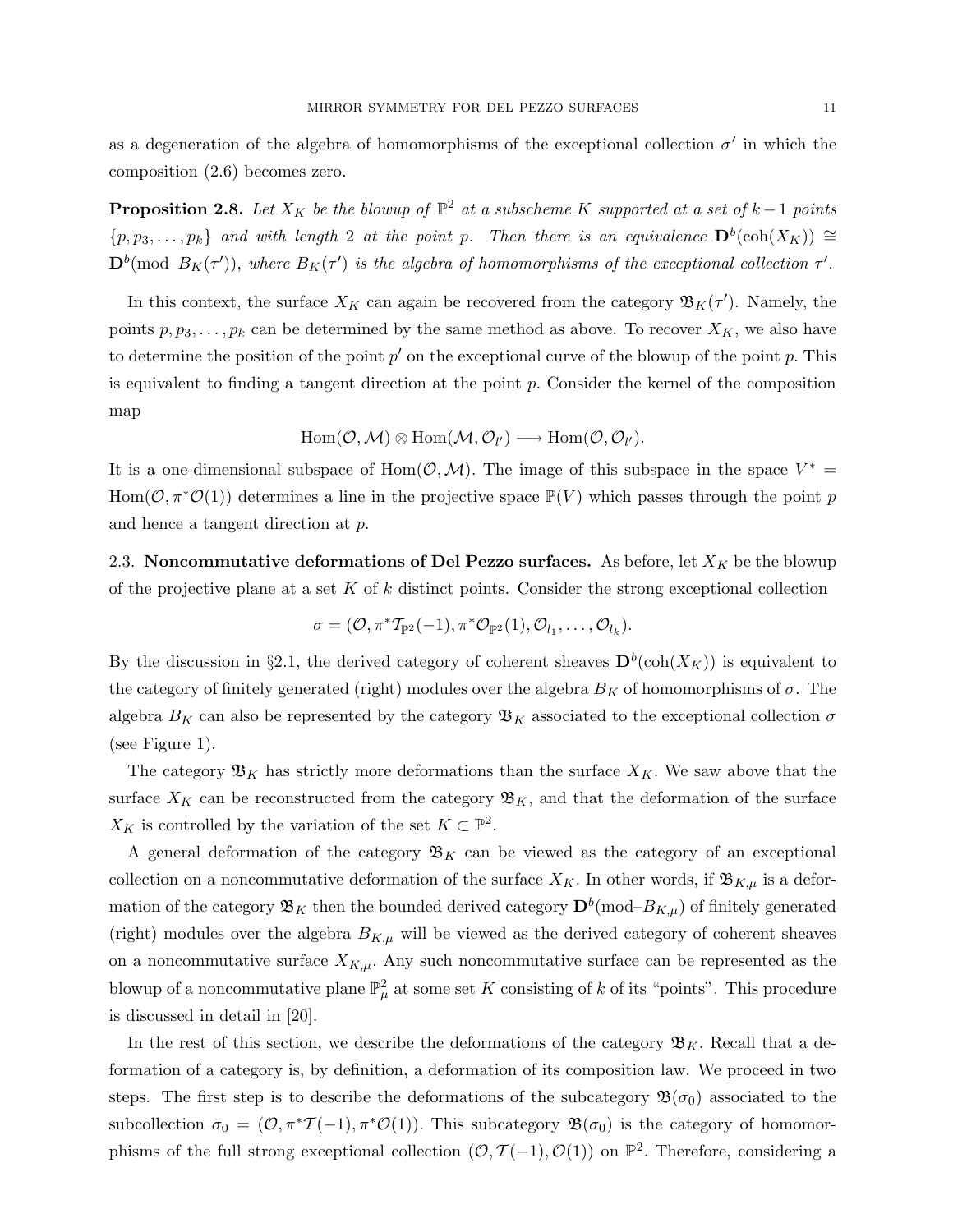as a degeneration of the algebra of homomorphisms of the exceptional collection $\sigma'$ in which the composition (2.6) becomes zero.

**Proposition 2.8.** *Let $X_K$ be the blowup of $\mathbb{P}^2$ at a subscheme $K$ supported at a set of $k-1$ points $\{p, p_3, \ldots, p_k\}$ and with length 2 at the point $p$. Then there is an equivalence $\mathbf{D}^b(\mathrm{coh}(X_K)) \cong \mathbf{D}^b(\mathrm{mod}\text{–}B_K(\tau'))$, where $B_K(\tau')$ is the algebra of homomorphisms of the exceptional collection $\tau'$.*

In this context, the surface $X_K$ can again be recovered from the category $\mathfrak{B}_K(\tau')$. Namely, the points $p, p_3, \ldots, p_k$ can be determined by the same method as above. To recover $X_K$, we also have to determine the position of the point $p'$ on the exceptional curve of the blowup of the point $p$. This is equivalent to finding a tangent direction at the point $p$. Consider the kernel of the composition map

$$\mathrm{Hom}(\mathcal{O}, \mathcal{M}) \otimes \mathrm{Hom}(\mathcal{M}, \mathcal{O}_{l'}) \longrightarrow \mathrm{Hom}(\mathcal{O}, \mathcal{O}_{l'}).$$

It is a one-dimensional subspace of $\mathrm{Hom}(\mathcal{O}, \mathcal{M})$. The image of this subspace in the space $V^* = \mathrm{Hom}(\mathcal{O}, \pi^*\mathcal{O}(1))$ determines a line in the projective space $\mathbb{P}(V)$ which passes through the point $p$ and hence a tangent direction at $p$.

## 2.3. Noncommutative deformations of Del Pezzo surfaces.

As before, let $X_K$ be the blowup of the projective plane at a set $K$ of $k$ distinct points. Consider the strong exceptional collection

$$\sigma = (\mathcal{O}, \pi^*\mathcal{T}_{\mathbb{P}^2}(-1), \pi^*\mathcal{O}_{\mathbb{P}^2}(1), \mathcal{O}_{l_1}, \ldots, \mathcal{O}_{l_k}).$$

By the discussion in §2.1, the derived category of coherent sheaves $\mathbf{D}^b(\mathrm{coh}(X_K))$ is equivalent to the category of finitely generated (right) modules over the algebra $B_K$ of homomorphisms of $\sigma$. The algebra $B_K$ can also be represented by the category $\mathfrak{B}_K$ associated to the exceptional collection $\sigma$ (see Figure 1).

The category $\mathfrak{B}_K$ has strictly more deformations than the surface $X_K$. We saw above that the surface $X_K$ can be reconstructed from the category $\mathfrak{B}_K$, and that the deformation of the surface $X_K$ is controlled by the variation of the set $K \subset \mathbb{P}^2$.

A general deformation of the category $\mathfrak{B}_K$ can be viewed as the category of an exceptional collection on a noncommutative deformation of the surface $X_K$. In other words, if $\mathfrak{B}_{K,\mu}$ is a deformation of the category $\mathfrak{B}_K$ then the bounded derived category $\mathbf{D}^b(\mathrm{mod}\text{–}B_{K,\mu})$ of finitely generated (right) modules over the algebra $B_{K,\mu}$ will be viewed as the derived category of coherent sheaves on a noncommutative surface $X_{K,\mu}$. Any such noncommutative surface can be represented as the blowup of a noncommutative plane $\mathbb{P}^2_\mu$ at some set $K$ consisting of $k$ of its "points". This procedure is discussed in detail in [20].

In the rest of this section, we describe the deformations of the category $\mathfrak{B}_K$. Recall that a deformation of a category is, by definition, a deformation of its composition law. We proceed in two steps. The first step is to describe the deformations of the subcategory $\mathfrak{B}(\sigma_0)$ associated to the subcollection $\sigma_0 = (\mathcal{O}, \pi^*\mathcal{T}(-1), \pi^*\mathcal{O}(1))$. This subcategory $\mathfrak{B}(\sigma_0)$ is the category of homomorphisms of the full strong exceptional collection $(\mathcal{O}, \mathcal{T}(-1), \mathcal{O}(1))$ on $\mathbb{P}^2$. Therefore, considering a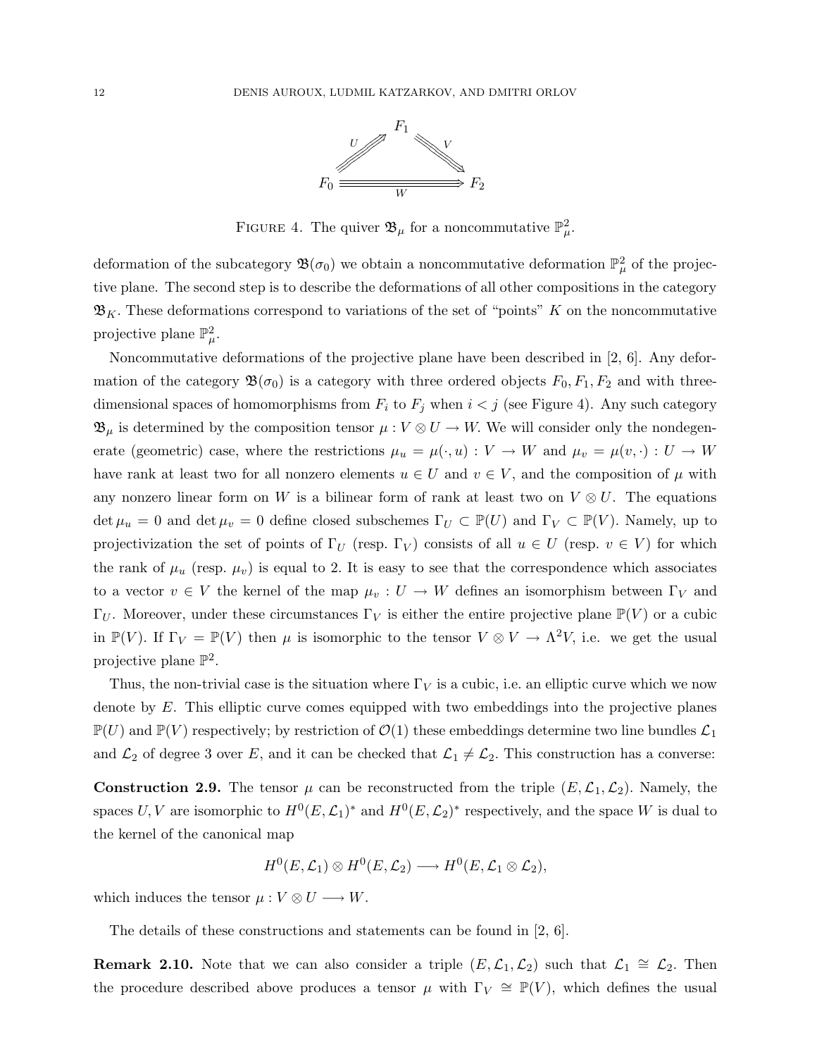FIGURE 4. The quiver $\mathfrak{B}_\mu$ for a noncommutative $\mathbb{P}^2_\mu$.

deformation of the subcategory $\mathfrak{B}(\sigma_0)$ we obtain a noncommutative deformation $\mathbb{P}^2_\mu$ of the projective plane. The second step is to describe the deformations of all other compositions in the category $\mathfrak{B}_K$. These deformations correspond to variations of the set of "points" $K$ on the noncommutative projective plane $\mathbb{P}^2_\mu$.

Noncommutative deformations of the projective plane have been described in [2, 6]. Any deformation of the category $\mathfrak{B}(\sigma_0)$ is a category with three ordered objects $F_0, F_1, F_2$ and with three-dimensional spaces of homomorphisms from $F_i$ to $F_j$ when $i < j$ (see Figure 4). Any such category $\mathfrak{B}_\mu$ is determined by the composition tensor $\mu : V \otimes U \to W$. We will consider only the nondegenerate (geometric) case, where the restrictions $\mu_u = \mu(\cdot, u) : V \to W$ and $\mu_v = \mu(v, \cdot) : U \to W$ have rank at least two for all nonzero elements $u \in U$ and $v \in V$, and the composition of $\mu$ with any nonzero linear form on $W$ is a bilinear form of rank at least two on $V \otimes U$. The equations $\det \mu_u = 0$ and $\det \mu_v = 0$ define closed subschemes $\Gamma_U \subset \mathbb{P}(U)$ and $\Gamma_V \subset \mathbb{P}(V)$. Namely, up to projectivization the set of points of $\Gamma_U$ (resp. $\Gamma_V$) consists of all $u \in U$ (resp. $v \in V$) for which the rank of $\mu_u$ (resp. $\mu_v$) is equal to 2. It is easy to see that the correspondence which associates to a vector $v \in V$ the kernel of the map $\mu_v : U \to W$ defines an isomorphism between $\Gamma_V$ and $\Gamma_U$. Moreover, under these circumstances $\Gamma_V$ is either the entire projective plane $\mathbb{P}(V)$ or a cubic in $\mathbb{P}(V)$. If $\Gamma_V = \mathbb{P}(V)$ then $\mu$ is isomorphic to the tensor $V \otimes V \to \Lambda^2 V$, i.e. we get the usual projective plane $\mathbb{P}^2$.

Thus, the non-trivial case is the situation where $\Gamma_V$ is a cubic, i.e. an elliptic curve which we now denote by $E$. This elliptic curve comes equipped with two embeddings into the projective planes $\mathbb{P}(U)$ and $\mathbb{P}(V)$ respectively; by restriction of $\mathcal{O}(1)$ these embeddings determine two line bundles $\mathcal{L}_1$ and $\mathcal{L}_2$ of degree 3 over $E$, and it can be checked that $\mathcal{L}_1 \neq \mathcal{L}_2$. This construction has a converse:

**Construction 2.9.** The tensor $\mu$ can be reconstructed from the triple $(E, \mathcal{L}_1, \mathcal{L}_2)$. Namely, the spaces $U, V$ are isomorphic to $H^0(E, \mathcal{L}_1)^*$ and $H^0(E, \mathcal{L}_2)^*$ respectively, and the space $W$ is dual to the kernel of the canonical map

$$H^0(E, \mathcal{L}_1) \otimes H^0(E, \mathcal{L}_2) \longrightarrow H^0(E, \mathcal{L}_1 \otimes \mathcal{L}_2),$$

which induces the tensor $\mu : V \otimes U \longrightarrow W$.

The details of these constructions and statements can be found in [2, 6].

**Remark 2.10.** Note that we can also consider a triple $(E, \mathcal{L}_1, \mathcal{L}_2)$ such that $\mathcal{L}_1 \cong \mathcal{L}_2$. Then the procedure described above produces a tensor $\mu$ with $\Gamma_V \cong \mathbb{P}(V)$, which defines the usual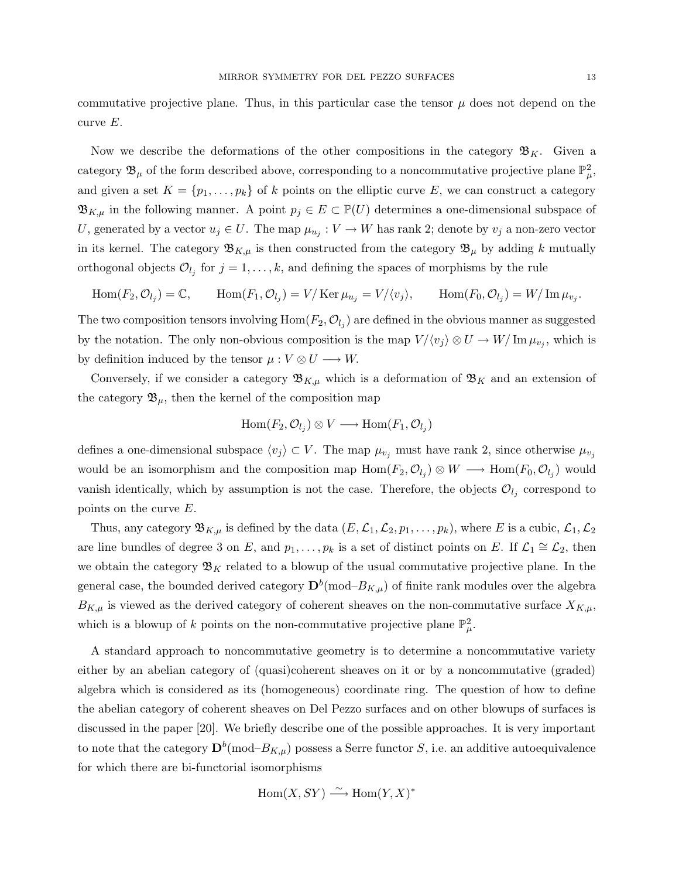commutative projective plane. Thus, in this particular case the tensor $\mu$ does not depend on the curve $E$.

Now we describe the deformations of the other compositions in the category $\mathfrak{B}_K$. Given a category $\mathfrak{B}_\mu$ of the form described above, corresponding to a noncommutative projective plane $\mathbb{P}^2_\mu$, and given a set $K = \{p_1, \ldots, p_k\}$ of $k$ points on the elliptic curve $E$, we can construct a category $\mathfrak{B}_{K,\mu}$ in the following manner. A point $p_j \in E \subset \mathbb{P}(U)$ determines a one-dimensional subspace of $U$, generated by a vector $u_j \in U$. The map $\mu_{u_j} : V \to W$ has rank 2; denote by $v_j$ a non-zero vector in its kernel. The category $\mathfrak{B}_{K,\mu}$ is then constructed from the category $\mathfrak{B}_\mu$ by adding $k$ mutually orthogonal objects $\mathcal{O}_{l_j}$ for $j = 1, \ldots, k$, and defining the spaces of morphisms by the rule

$$\operatorname{Hom}(F_2, \mathcal{O}_{l_j}) = \mathbb{C}, \qquad \operatorname{Hom}(F_1, \mathcal{O}_{l_j}) = V/\operatorname{Ker}\mu_{u_j} = V/\langle v_j \rangle, \qquad \operatorname{Hom}(F_0, \mathcal{O}_{l_j}) = W/\operatorname{Im}\mu_{v_j}.$$

The two composition tensors involving $\operatorname{Hom}(F_2, \mathcal{O}_{l_j})$ are defined in the obvious manner as suggested by the notation. The only non-obvious composition is the map $V/\langle v_j \rangle \otimes U \to W/\operatorname{Im}\mu_{v_j}$, which is by definition induced by the tensor $\mu : V \otimes U \longrightarrow W$.

Conversely, if we consider a category $\mathfrak{B}_{K,\mu}$ which is a deformation of $\mathfrak{B}_K$ and an extension of the category $\mathfrak{B}_\mu$, then the kernel of the composition map

$$\operatorname{Hom}(F_2, \mathcal{O}_{l_j}) \otimes V \longrightarrow \operatorname{Hom}(F_1, \mathcal{O}_{l_j})$$

defines a one-dimensional subspace $\langle v_j \rangle \subset V$. The map $\mu_{v_j}$ must have rank 2, since otherwise $\mu_{v_j}$ would be an isomorphism and the composition map $\operatorname{Hom}(F_2, \mathcal{O}_{l_j}) \otimes W \longrightarrow \operatorname{Hom}(F_0, \mathcal{O}_{l_j})$ would vanish identically, which by assumption is not the case. Therefore, the objects $\mathcal{O}_{l_j}$ correspond to points on the curve $E$.

Thus, any category $\mathfrak{B}_{K,\mu}$ is defined by the data $(E, \mathcal{L}_1, \mathcal{L}_2, p_1, \ldots, p_k)$, where $E$ is a cubic, $\mathcal{L}_1, \mathcal{L}_2$ are line bundles of degree 3 on $E$, and $p_1, \ldots, p_k$ is a set of distinct points on $E$. If $\mathcal{L}_1 \cong \mathcal{L}_2$, then we obtain the category $\mathfrak{B}_K$ related to a blowup of the usual commutative projective plane. In the general case, the bounded derived category $\mathbf{D}^b(\text{mod–}B_{K,\mu})$ of finite rank modules over the algebra $B_{K,\mu}$ is viewed as the derived category of coherent sheaves on the non-commutative surface $X_{K,\mu}$, which is a blowup of $k$ points on the non-commutative projective plane $\mathbb{P}^2_\mu$.

A standard approach to noncommutative geometry is to determine a noncommutative variety either by an abelian category of (quasi)coherent sheaves on it or by a noncommutative (graded) algebra which is considered as its (homogeneous) coordinate ring. The question of how to define the abelian category of coherent sheaves on Del Pezzo surfaces and on other blowups of surfaces is discussed in the paper [20]. We briefly describe one of the possible approaches. It is very important to note that the category $\mathbf{D}^b(\text{mod–}B_{K,\mu})$ possess a Serre functor $S$, i.e. an additive autoequivalence for which there are bi-functorial isomorphisms

$$\operatorname{Hom}(X, SY) \xrightarrow{\sim} \operatorname{Hom}(Y, X)^*$$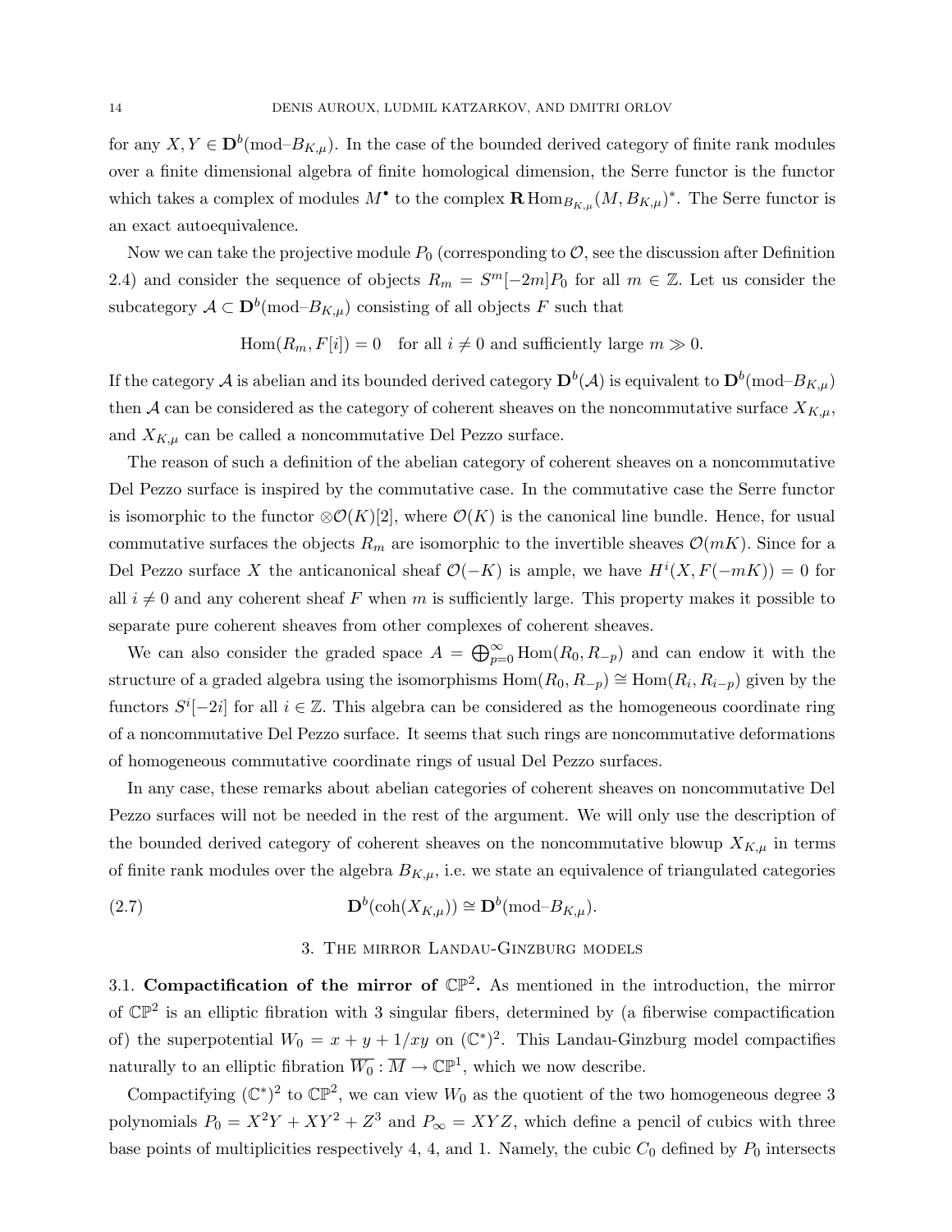for any $X, Y \in \mathbf{D}^b(\text{mod–}B_{K,\mu})$. In the case of the bounded derived category of finite rank modules over a finite dimensional algebra of finite homological dimension, the Serre functor is the functor which takes a complex of modules $M^\bullet$ to the complex $\mathbf{R}\operatorname{Hom}_{B_{K,\mu}}(M, B_{K,\mu})^*$. The Serre functor is an exact autoequivalence.

Now we can take the projective module $P_0$ (corresponding to $\mathcal{O}$, see the discussion after Definition 2.4) and consider the sequence of objects $R_m = S^m[-2m]P_0$ for all $m \in \mathbb{Z}$. Let us consider the subcategory $\mathcal{A} \subset \mathbf{D}^b(\text{mod–}B_{K,\mu})$ consisting of all objects $F$ such that

$$\operatorname{Hom}(R_m, F[i]) = 0 \quad \text{for all } i \neq 0 \text{ and sufficiently large } m \gg 0.$$

If the category $\mathcal{A}$ is abelian and its bounded derived category $\mathbf{D}^b(\mathcal{A})$ is equivalent to $\mathbf{D}^b(\text{mod–}B_{K,\mu})$ then $\mathcal{A}$ can be considered as the category of coherent sheaves on the noncommutative surface $X_{K,\mu}$, and $X_{K,\mu}$ can be called a noncommutative Del Pezzo surface.

The reason of such a definition of the abelian category of coherent sheaves on a noncommutative Del Pezzo surface is inspired by the commutative case. In the commutative case the Serre functor is isomorphic to the functor $\otimes\mathcal{O}(K)[2]$, where $\mathcal{O}(K)$ is the canonical line bundle. Hence, for usual commutative surfaces the objects $R_m$ are isomorphic to the invertible sheaves $\mathcal{O}(mK)$. Since for a Del Pezzo surface $X$ the anticanonical sheaf $\mathcal{O}(-K)$ is ample, we have $H^i(X, F(-mK)) = 0$ for all $i \neq 0$ and any coherent sheaf $F$ when $m$ is sufficiently large. This property makes it possible to separate pure coherent sheaves from other complexes of coherent sheaves.

We can also consider the graded space $A = \bigoplus_{p=0}^{\infty} \operatorname{Hom}(R_0, R_{-p})$ and can endow it with the structure of a graded algebra using the isomorphisms $\operatorname{Hom}(R_0, R_{-p}) \cong \operatorname{Hom}(R_i, R_{i-p})$ given by the functors $S^i[-2i]$ for all $i \in \mathbb{Z}$. This algebra can be considered as the homogeneous coordinate ring of a noncommutative Del Pezzo surface. It seems that such rings are noncommutative deformations of homogeneous commutative coordinate rings of usual Del Pezzo surfaces.

In any case, these remarks about abelian categories of coherent sheaves on noncommutative Del Pezzo surfaces will not be needed in the rest of the argument. We will only use the description of the bounded derived category of coherent sheaves on the noncommutative blowup $X_{K,\mu}$ in terms of finite rank modules over the algebra $B_{K,\mu}$, i.e. we state an equivalence of triangulated categories

$$\mathbf{D}^b(\operatorname{coh}(X_{K,\mu})) \cong \mathbf{D}^b(\text{mod–}B_{K,\mu}). \tag{2.7}$$

## 3. The mirror Landau-Ginzburg models

3.1. **Compactification of the mirror of $\mathbb{CP}^2$.** As mentioned in the introduction, the mirror of $\mathbb{CP}^2$ is an elliptic fibration with 3 singular fibers, determined by (a fiberwise compactification of) the superpotential $W_0 = x + y + 1/xy$ on $(\mathbb{C}^*)^2$. This Landau-Ginzburg model compactifies naturally to an elliptic fibration $\overline{W_0} : \overline{M} \to \mathbb{CP}^1$, which we now describe.

Compactifying $(\mathbb{C}^*)^2$ to $\mathbb{CP}^2$, we can view $W_0$ as the quotient of the two homogeneous degree 3 polynomials $P_0 = X^2Y + XY^2 + Z^3$ and $P_\infty = XYZ$, which define a pencil of cubics with three base points of multiplicities respectively 4, 4, and 1. Namely, the cubic $C_0$ defined by $P_0$ intersects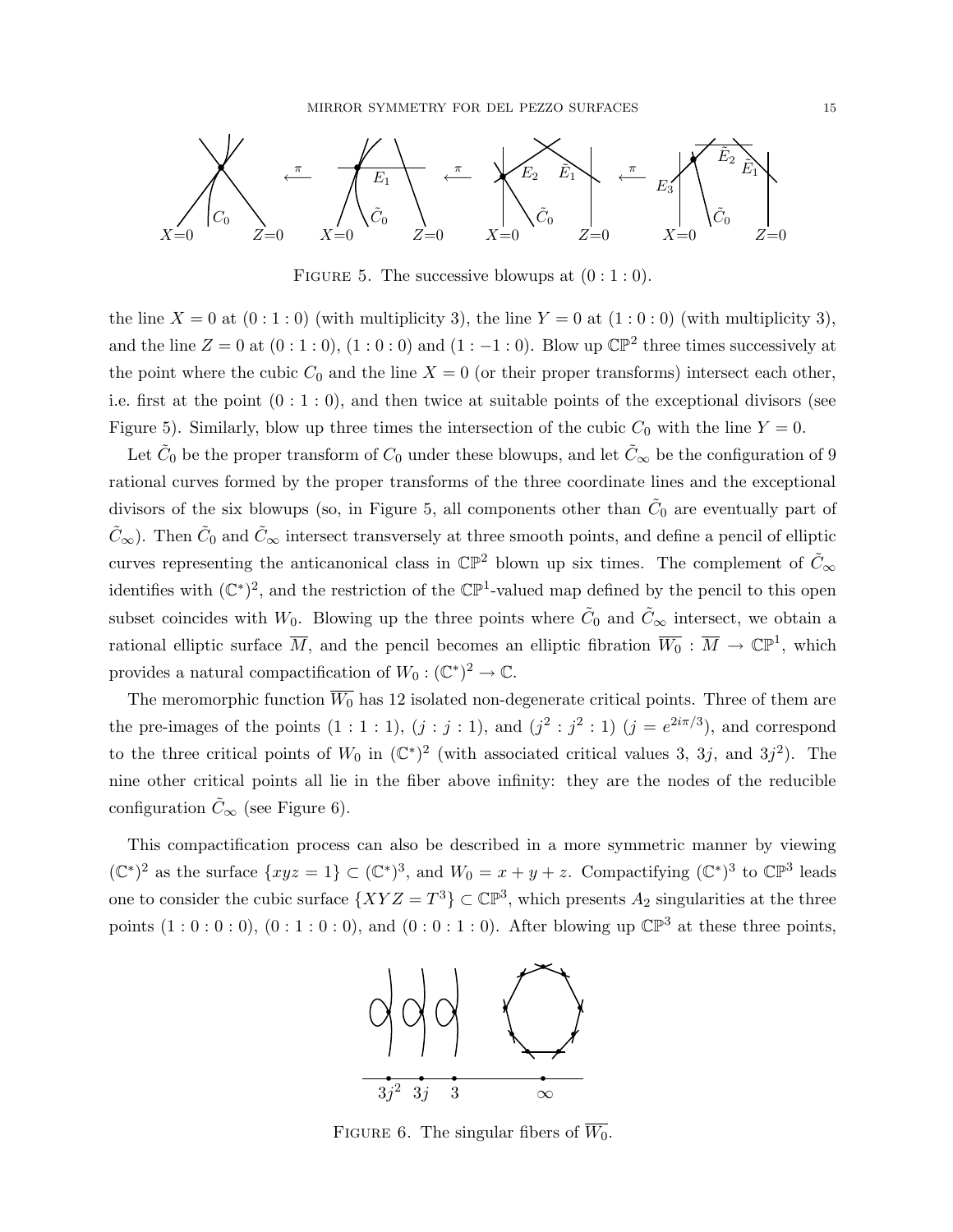FIGURE 5. The successive blowups at $(0:1:0)$.

the line $X = 0$ at $(0:1:0)$ (with multiplicity 3), the line $Y = 0$ at $(1:0:0)$ (with multiplicity 3), and the line $Z = 0$ at $(0:1:0)$, $(1:0:0)$ and $(1:-1:0)$. Blow up $\mathbb{CP}^2$ three times successively at the point where the cubic $C_0$ and the line $X = 0$ (or their proper transforms) intersect each other, i.e. first at the point $(0:1:0)$, and then twice at suitable points of the exceptional divisors (see Figure 5). Similarly, blow up three times the intersection of the cubic $C_0$ with the line $Y = 0$.

Let $\tilde{C}_0$ be the proper transform of $C_0$ under these blowups, and let $\tilde{C}_\infty$ be the configuration of 9 rational curves formed by the proper transforms of the three coordinate lines and the exceptional divisors of the six blowups (so, in Figure 5, all components other than $\tilde{C}_0$ are eventually part of $\tilde{C}_\infty$). Then $\tilde{C}_0$ and $\tilde{C}_\infty$ intersect transversely at three smooth points, and define a pencil of elliptic curves representing the anticanonical class in $\mathbb{CP}^2$ blown up six times. The complement of $\tilde{C}_\infty$ identifies with $(\mathbb{C}^*)^2$, and the restriction of the $\mathbb{CP}^1$-valued map defined by the pencil to this open subset coincides with $W_0$. Blowing up the three points where $\tilde{C}_0$ and $\tilde{C}_\infty$ intersect, we obtain a rational elliptic surface $\overline{M}$, and the pencil becomes an elliptic fibration $\overline{W_0} : \overline{M} \to \mathbb{CP}^1$, which provides a natural compactification of $W_0 : (\mathbb{C}^*)^2 \to \mathbb{C}$.

The meromorphic function $\overline{W_0}$ has 12 isolated non-degenerate critical points. Three of them are the pre-images of the points $(1:1:1)$, $(j:j:1)$, and $(j^2:j^2:1)$ ($j = e^{2i\pi/3}$), and correspond to the three critical points of $W_0$ in $(\mathbb{C}^*)^2$ (with associated critical values 3, $3j$, and $3j^2$). The nine other critical points all lie in the fiber above infinity: they are the nodes of the reducible configuration $\tilde{C}_\infty$ (see Figure 6).

This compactification process can also be described in a more symmetric manner by viewing $(\mathbb{C}^*)^2$ as the surface $\{xyz = 1\} \subset (\mathbb{C}^*)^3$, and $W_0 = x + y + z$. Compactifying $(\mathbb{C}^*)^3$ to $\mathbb{CP}^3$ leads one to consider the cubic surface $\{XYZ = T^3\} \subset \mathbb{CP}^3$, which presents $A_2$ singularities at the three points $(1:0:0:0)$, $(0:1:0:0)$, and $(0:0:1:0)$. After blowing up $\mathbb{CP}^3$ at these three points,

FIGURE 6. The singular fibers of $\overline{W_0}$.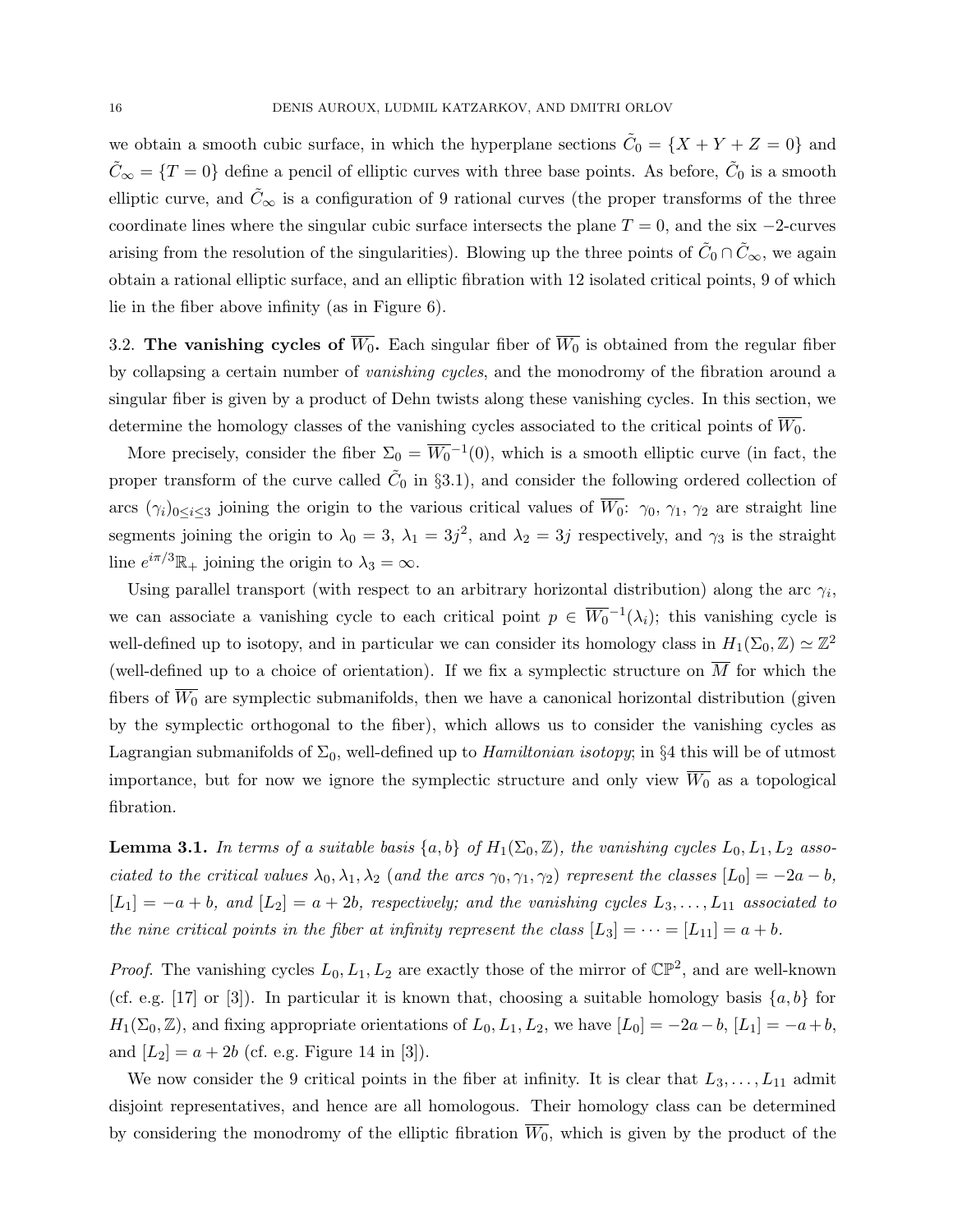we obtain a smooth cubic surface, in which the hyperplane sections $\tilde{C}_0 = \{X + Y + Z = 0\}$ and $\tilde{C}_\infty = \{T = 0\}$ define a pencil of elliptic curves with three base points. As before, $\tilde{C}_0$ is a smooth elliptic curve, and $\tilde{C}_\infty$ is a configuration of 9 rational curves (the proper transforms of the three coordinate lines where the singular cubic surface intersects the plane $T = 0$, and the six $-2$-curves arising from the resolution of the singularities). Blowing up the three points of $\tilde{C}_0 \cap \tilde{C}_\infty$, we again obtain a rational elliptic surface, and an elliptic fibration with 12 isolated critical points, 9 of which lie in the fiber above infinity (as in Figure 6).

**3.2. The vanishing cycles of $\overline{W_0}$.** Each singular fiber of $\overline{W_0}$ is obtained from the regular fiber by collapsing a certain number of *vanishing cycles*, and the monodromy of the fibration around a singular fiber is given by a product of Dehn twists along these vanishing cycles. In this section, we determine the homology classes of the vanishing cycles associated to the critical points of $\overline{W_0}$.

More precisely, consider the fiber $\Sigma_0 = \overline{W_0}^{-1}(0)$, which is a smooth elliptic curve (in fact, the proper transform of the curve called $\tilde{C}_0$ in §3.1), and consider the following ordered collection of arcs $(\gamma_i)_{0\le i\le 3}$ joining the origin to the various critical values of $\overline{W_0}$: $\gamma_0$, $\gamma_1$, $\gamma_2$ are straight line segments joining the origin to $\lambda_0 = 3$, $\lambda_1 = 3j^2$, and $\lambda_2 = 3j$ respectively, and $\gamma_3$ is the straight line $e^{i\pi/3}\mathbb{R}_+$ joining the origin to $\lambda_3 = \infty$.

Using parallel transport (with respect to an arbitrary horizontal distribution) along the arc $\gamma_i$, we can associate a vanishing cycle to each critical point $p \in \overline{W_0}^{-1}(\lambda_i)$; this vanishing cycle is well-defined up to isotopy, and in particular we can consider its homology class in $H_1(\Sigma_0, \mathbb{Z}) \simeq \mathbb{Z}^2$ (well-defined up to a choice of orientation). If we fix a symplectic structure on $\overline{M}$ for which the fibers of $\overline{W_0}$ are symplectic submanifolds, then we have a canonical horizontal distribution (given by the symplectic orthogonal to the fiber), which allows us to consider the vanishing cycles as Lagrangian submanifolds of $\Sigma_0$, well-defined up to *Hamiltonian isotopy*; in §4 this will be of utmost importance, but for now we ignore the symplectic structure and only view $\overline{W_0}$ as a topological fibration.

**Lemma 3.1.** *In terms of a suitable basis $\{a, b\}$ of $H_1(\Sigma_0, \mathbb{Z})$, the vanishing cycles $L_0, L_1, L_2$ associated to the critical values $\lambda_0, \lambda_1, \lambda_2$ (and the arcs $\gamma_0, \gamma_1, \gamma_2$) represent the classes $[L_0] = -2a - b$, $[L_1] = -a + b$, and $[L_2] = a + 2b$, respectively; and the vanishing cycles $L_3, \dots, L_{11}$ associated to the nine critical points in the fiber at infinity represent the class $[L_3] = \cdots = [L_{11}] = a + b$.*

*Proof.* The vanishing cycles $L_0, L_1, L_2$ are exactly those of the mirror of $\mathbb{CP}^2$, and are well-known (cf. e.g. [17] or [3]). In particular it is known that, choosing a suitable homology basis $\{a, b\}$ for $H_1(\Sigma_0, \mathbb{Z})$, and fixing appropriate orientations of $L_0, L_1, L_2$, we have $[L_0] = -2a - b$, $[L_1] = -a + b$, and $[L_2] = a + 2b$ (cf. e.g. Figure 14 in [3]).

We now consider the 9 critical points in the fiber at infinity. It is clear that $L_3, \dots, L_{11}$ admit disjoint representatives, and hence are all homologous. Their homology class can be determined by considering the monodromy of the elliptic fibration $\overline{W_0}$, which is given by the product of the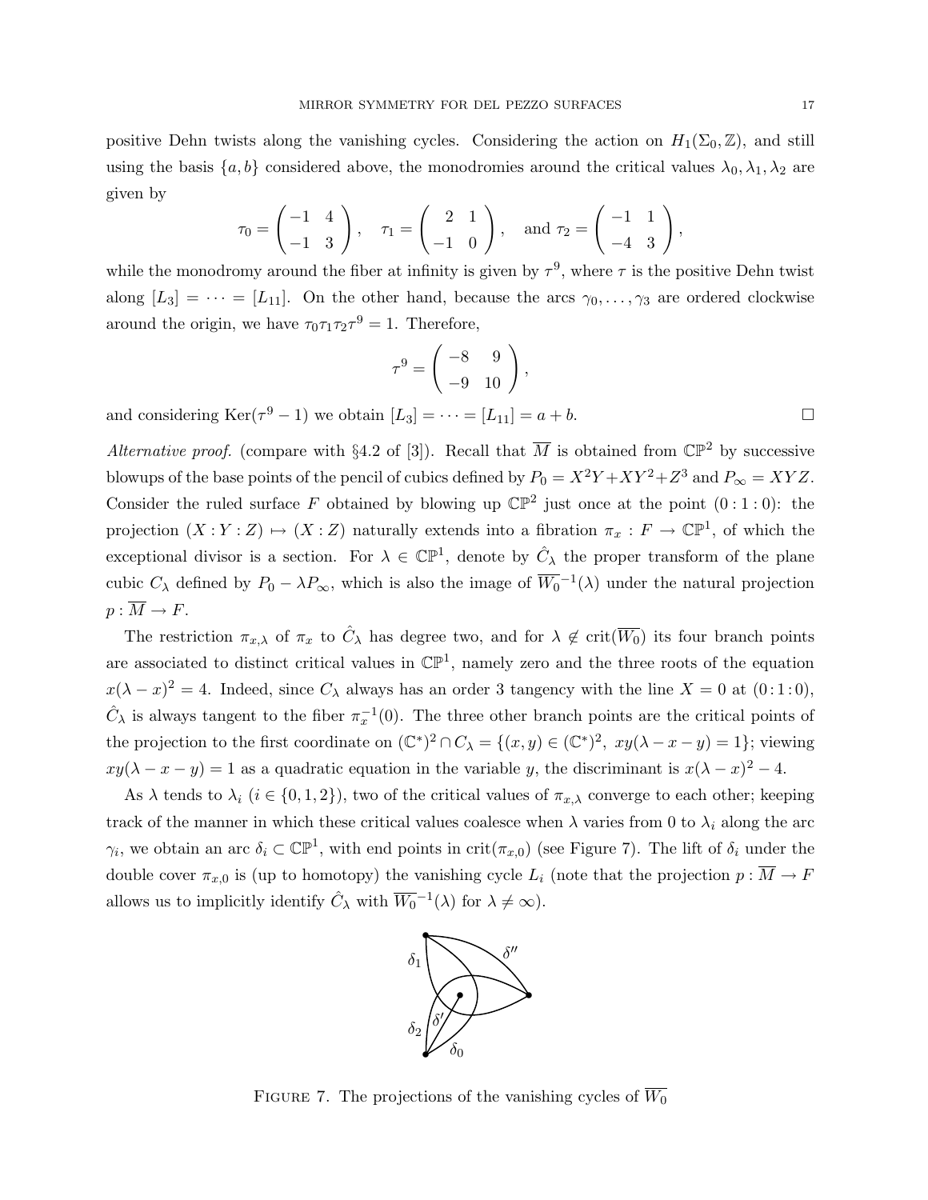positive Dehn twists along the vanishing cycles. Considering the action on $H_1(\Sigma_0, \mathbb{Z})$, and still using the basis $\{a, b\}$ considered above, the monodromies around the critical values $\lambda_0, \lambda_1, \lambda_2$ are given by

$$\tau_0 = \begin{pmatrix} -1 & 4 \\ -1 & 3 \end{pmatrix}, \quad \tau_1 = \begin{pmatrix} 2 & 1 \\ -1 & 0 \end{pmatrix}, \quad \text{and } \tau_2 = \begin{pmatrix} -1 & 1 \\ -4 & 3 \end{pmatrix},$$

while the monodromy around the fiber at infinity is given by $\tau^9$, where $\tau$ is the positive Dehn twist along $[L_3] = \cdots = [L_{11}]$. On the other hand, because the arcs $\gamma_0, \ldots, \gamma_3$ are ordered clockwise around the origin, we have $\tau_0\tau_1\tau_2\tau^9 = 1$. Therefore,

$$\tau^9 = \begin{pmatrix} -8 & 9 \\ -9 & 10 \end{pmatrix},$$

and considering $\mathrm{Ker}(\tau^9 - 1)$ we obtain $[L_3] = \cdots = [L_{11}] = a + b$. □

*Alternative proof.* (compare with §4.2 of [3]). Recall that $\overline{M}$ is obtained from $\mathbb{CP}^2$ by successive blowups of the base points of the pencil of cubics defined by $P_0 = X^2Y + XY^2 + Z^3$ and $P_\infty = XYZ$. Consider the ruled surface $F$ obtained by blowing up $\mathbb{CP}^2$ just once at the point $(0:1:0)$: the projection $(X:Y:Z) \mapsto (X:Z)$ naturally extends into a fibration $\pi_x : F \to \mathbb{CP}^1$, of which the exceptional divisor is a section. For $\lambda \in \mathbb{CP}^1$, denote by $\hat{C}_\lambda$ the proper transform of the plane cubic $C_\lambda$ defined by $P_0 - \lambda P_\infty$, which is also the image of $\overline{W_0}^{-1}(\lambda)$ under the natural projection $p : \overline{M} \to F$.

The restriction $\pi_{x,\lambda}$ of $\pi_x$ to $\hat{C}_\lambda$ has degree two, and for $\lambda \notin \mathrm{crit}(\overline{W_0})$ its four branch points are associated to distinct critical values in $\mathbb{CP}^1$, namely zero and the three roots of the equation $x(\lambda - x)^2 = 4$. Indeed, since $C_\lambda$ always has an order 3 tangency with the line $X = 0$ at $(0:1:0)$, $\hat{C}_\lambda$ is always tangent to the fiber $\pi_x^{-1}(0)$. The three other branch points are the critical points of the projection to the first coordinate on $(\mathbb{C}^*)^2 \cap C_\lambda = \{(x, y) \in (\mathbb{C}^*)^2,\ xy(\lambda - x - y) = 1\}$; viewing $xy(\lambda - x - y) = 1$ as a quadratic equation in the variable $y$, the discriminant is $x(\lambda - x)^2 - 4$.

As $\lambda$ tends to $\lambda_i$ ($i \in \{0, 1, 2\}$), two of the critical values of $\pi_{x,\lambda}$ converge to each other; keeping track of the manner in which these critical values coalesce when $\lambda$ varies from 0 to $\lambda_i$ along the arc $\gamma_i$, we obtain an arc $\delta_i \subset \mathbb{CP}^1$, with end points in $\mathrm{crit}(\pi_{x,0})$ (see Figure 7). The lift of $\delta_i$ under the double cover $\pi_{x,0}$ is (up to homotopy) the vanishing cycle $L_i$ (note that the projection $p : \overline{M} \to F$ allows us to implicitly identify $\hat{C}_\lambda$ with $\overline{W_0}^{-1}(\lambda)$ for $\lambda \neq \infty$).

FIGURE 7. The projections of the vanishing cycles of $\overline{W_0}$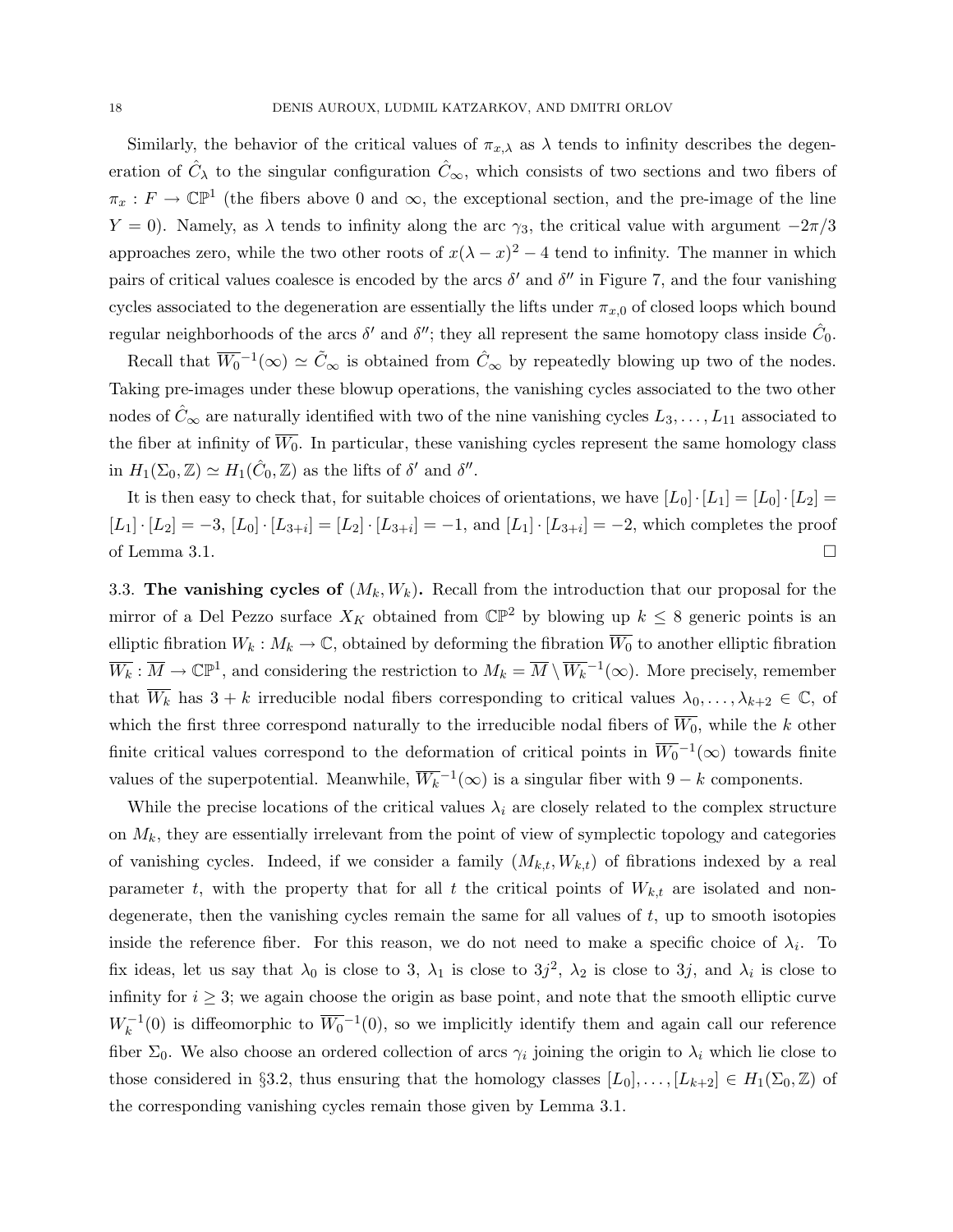Similarly, the behavior of the critical values of $\pi_{x,\lambda}$ as $\lambda$ tends to infinity describes the degeneration of $\hat{C}_\lambda$ to the singular configuration $\hat{C}_\infty$, which consists of two sections and two fibers of $\pi_x : F \to \mathbb{CP}^1$ (the fibers above 0 and $\infty$, the exceptional section, and the pre-image of the line $Y = 0$). Namely, as $\lambda$ tends to infinity along the arc $\gamma_3$, the critical value with argument $-2\pi/3$ approaches zero, while the two other roots of $x(\lambda - x)^2 - 4$ tend to infinity. The manner in which pairs of critical values coalesce is encoded by the arcs $\delta'$ and $\delta''$ in Figure 7, and the four vanishing cycles associated to the degeneration are essentially the lifts under $\pi_{x,0}$ of closed loops which bound regular neighborhoods of the arcs $\delta'$ and $\delta''$; they all represent the same homotopy class inside $\hat{C}_0$.

Recall that $\overline{W_0}^{-1}(\infty) \simeq \tilde{C}_\infty$ is obtained from $\hat{C}_\infty$ by repeatedly blowing up two of the nodes. Taking pre-images under these blowup operations, the vanishing cycles associated to the two other nodes of $\hat{C}_\infty$ are naturally identified with two of the nine vanishing cycles $L_3, \dots, L_{11}$ associated to the fiber at infinity of $\overline{W_0}$. In particular, these vanishing cycles represent the same homology class in $H_1(\Sigma_0, \mathbb{Z}) \simeq H_1(\hat{C}_0, \mathbb{Z})$ as the lifts of $\delta'$ and $\delta''$.

It is then easy to check that, for suitable choices of orientations, we have $[L_0] \cdot [L_1] = [L_0] \cdot [L_2] = [L_1] \cdot [L_2] = -3$, $[L_0] \cdot [L_{3+i}] = [L_2] \cdot [L_{3+i}] = -1$, and $[L_1] \cdot [L_{3+i}] = -2$, which completes the proof of Lemma 3.1. □

### 3.3. The vanishing cycles of $(M_k, W_k)$.

Recall from the introduction that our proposal for the mirror of a Del Pezzo surface $X_K$ obtained from $\mathbb{CP}^2$ by blowing up $k \le 8$ generic points is an elliptic fibration $W_k : M_k \to \mathbb{C}$, obtained by deforming the fibration $\overline{W_0}$ to another elliptic fibration $\overline{W_k} : \overline{M} \to \mathbb{CP}^1$, and considering the restriction to $M_k = \overline{M} \setminus \overline{W_k}^{-1}(\infty)$. More precisely, remember that $\overline{W_k}$ has $3 + k$ irreducible nodal fibers corresponding to critical values $\lambda_0, \dots, \lambda_{k+2} \in \mathbb{C}$, of which the first three correspond naturally to the irreducible nodal fibers of $\overline{W_0}$, while the $k$ other finite critical values correspond to the deformation of critical points in $\overline{W_0}^{-1}(\infty)$ towards finite values of the superpotential. Meanwhile, $\overline{W_k}^{-1}(\infty)$ is a singular fiber with $9 - k$ components.

While the precise locations of the critical values $\lambda_i$ are closely related to the complex structure on $M_k$, they are essentially irrelevant from the point of view of symplectic topology and categories of vanishing cycles. Indeed, if we consider a family $(M_{k,t}, W_{k,t})$ of fibrations indexed by a real parameter $t$, with the property that for all $t$ the critical points of $W_{k,t}$ are isolated and non-degenerate, then the vanishing cycles remain the same for all values of $t$, up to smooth isotopies inside the reference fiber. For this reason, we do not need to make a specific choice of $\lambda_i$. To fix ideas, let us say that $\lambda_0$ is close to 3, $\lambda_1$ is close to $3j^2$, $\lambda_2$ is close to $3j$, and $\lambda_i$ is close to infinity for $i \ge 3$; we again choose the origin as base point, and note that the smooth elliptic curve $W_k^{-1}(0)$ is diffeomorphic to $\overline{W_0}^{-1}(0)$, so we implicitly identify them and again call our reference fiber $\Sigma_0$. We also choose an ordered collection of arcs $\gamma_i$ joining the origin to $\lambda_i$ which lie close to those considered in §3.2, thus ensuring that the homology classes $[L_0], \dots, [L_{k+2}] \in H_1(\Sigma_0, \mathbb{Z})$ of the corresponding vanishing cycles remain those given by Lemma 3.1.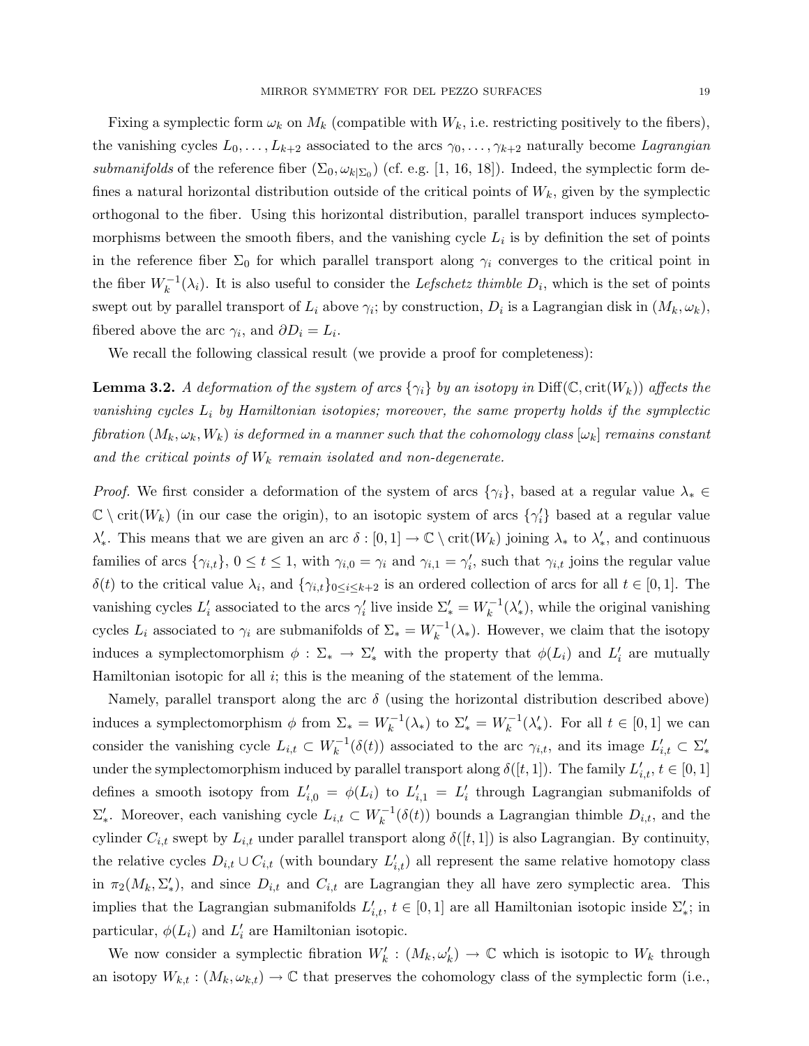Fixing a symplectic form $\omega_k$ on $M_k$ (compatible with $W_k$, i.e. restricting positively to the fibers), the vanishing cycles $L_0, \ldots, L_{k+2}$ associated to the arcs $\gamma_0, \ldots, \gamma_{k+2}$ naturally become *Lagrangian submanifolds* of the reference fiber $(\Sigma_0, \omega_{k|\Sigma_0})$ (cf. e.g. [1, 16, 18]). Indeed, the symplectic form defines a natural horizontal distribution outside of the critical points of $W_k$, given by the symplectic orthogonal to the fiber. Using this horizontal distribution, parallel transport induces symplectomorphisms between the smooth fibers, and the vanishing cycle $L_i$ is by definition the set of points in the reference fiber $\Sigma_0$ for which parallel transport along $\gamma_i$ converges to the critical point in the fiber $W_k^{-1}(\lambda_i)$. It is also useful to consider the *Lefschetz thimble* $D_i$, which is the set of points swept out by parallel transport of $L_i$ above $\gamma_i$; by construction, $D_i$ is a Lagrangian disk in $(M_k, \omega_k)$, fibered above the arc $\gamma_i$, and $\partial D_i = L_i$.

We recall the following classical result (we provide a proof for completeness):

**Lemma 3.2.** *A deformation of the system of arcs $\{\gamma_i\}$ by an isotopy in $\mathrm{Diff}(\mathbb{C}, \mathrm{crit}(W_k))$ affects the vanishing cycles $L_i$ by Hamiltonian isotopies; moreover, the same property holds if the symplectic fibration $(M_k, \omega_k, W_k)$ is deformed in a manner such that the cohomology class $[\omega_k]$ remains constant and the critical points of $W_k$ remain isolated and non-degenerate.*

*Proof.* We first consider a deformation of the system of arcs $\{\gamma_i\}$, based at a regular value $\lambda_* \in \mathbb{C} \setminus \mathrm{crit}(W_k)$ (in our case the origin), to an isotopic system of arcs $\{\gamma'_i\}$ based at a regular value $\lambda'_*$. This means that we are given an arc $\delta : [0, 1] \to \mathbb{C} \setminus \mathrm{crit}(W_k)$ joining $\lambda_*$ to $\lambda'_*$, and continuous families of arcs $\{\gamma_{i,t}\}$, $0 \le t \le 1$, with $\gamma_{i,0} = \gamma_i$ and $\gamma_{i,1} = \gamma'_i$, such that $\gamma_{i,t}$ joins the regular value $\delta(t)$ to the critical value $\lambda_i$, and $\{\gamma_{i,t}\}_{0 \le i \le k+2}$ is an ordered collection of arcs for all $t \in [0, 1]$. The vanishing cycles $L'_i$ associated to the arcs $\gamma'_i$ live inside $\Sigma'_* = W_k^{-1}(\lambda'_*)$, while the original vanishing cycles $L_i$ associated to $\gamma_i$ are submanifolds of $\Sigma_* = W_k^{-1}(\lambda_*)$. However, we claim that the isotopy induces a symplectomorphism $\phi : \Sigma_* \to \Sigma'_*$ with the property that $\phi(L_i)$ and $L'_i$ are mutually Hamiltonian isotopic for all $i$; this is the meaning of the statement of the lemma.

Namely, parallel transport along the arc $\delta$ (using the horizontal distribution described above) induces a symplectomorphism $\phi$ from $\Sigma_* = W_k^{-1}(\lambda_*)$ to $\Sigma'_* = W_k^{-1}(\lambda'_*)$. For all $t \in [0, 1]$ we can consider the vanishing cycle $L_{i,t} \subset W_k^{-1}(\delta(t))$ associated to the arc $\gamma_{i,t}$, and its image $L'_{i,t} \subset \Sigma'_*$ under the symplectomorphism induced by parallel transport along $\delta([t, 1])$. The family $L'_{i,t}$, $t \in [0, 1]$ defines a smooth isotopy from $L'_{i,0} = \phi(L_i)$ to $L'_{i,1} = L'_i$ through Lagrangian submanifolds of $\Sigma'_*$. Moreover, each vanishing cycle $L_{i,t} \subset W_k^{-1}(\delta(t))$ bounds a Lagrangian thimble $D_{i,t}$, and the cylinder $C_{i,t}$ swept by $L_{i,t}$ under parallel transport along $\delta([t, 1])$ is also Lagrangian. By continuity, the relative cycles $D_{i,t} \cup C_{i,t}$ (with boundary $L'_{i,t}$) all represent the same relative homotopy class in $\pi_2(M_k, \Sigma'_*)$, and since $D_{i,t}$ and $C_{i,t}$ are Lagrangian they all have zero symplectic area. This implies that the Lagrangian submanifolds $L'_{i,t}$, $t \in [0, 1]$ are all Hamiltonian isotopic inside $\Sigma'_*$; in particular, $\phi(L_i)$ and $L'_i$ are Hamiltonian isotopic.

We now consider a symplectic fibration $W'_k : (M_k, \omega'_k) \to \mathbb{C}$ which is isotopic to $W_k$ through an isotopy $W_{k,t} : (M_k, \omega_{k,t}) \to \mathbb{C}$ that preserves the cohomology class of the symplectic form (i.e.,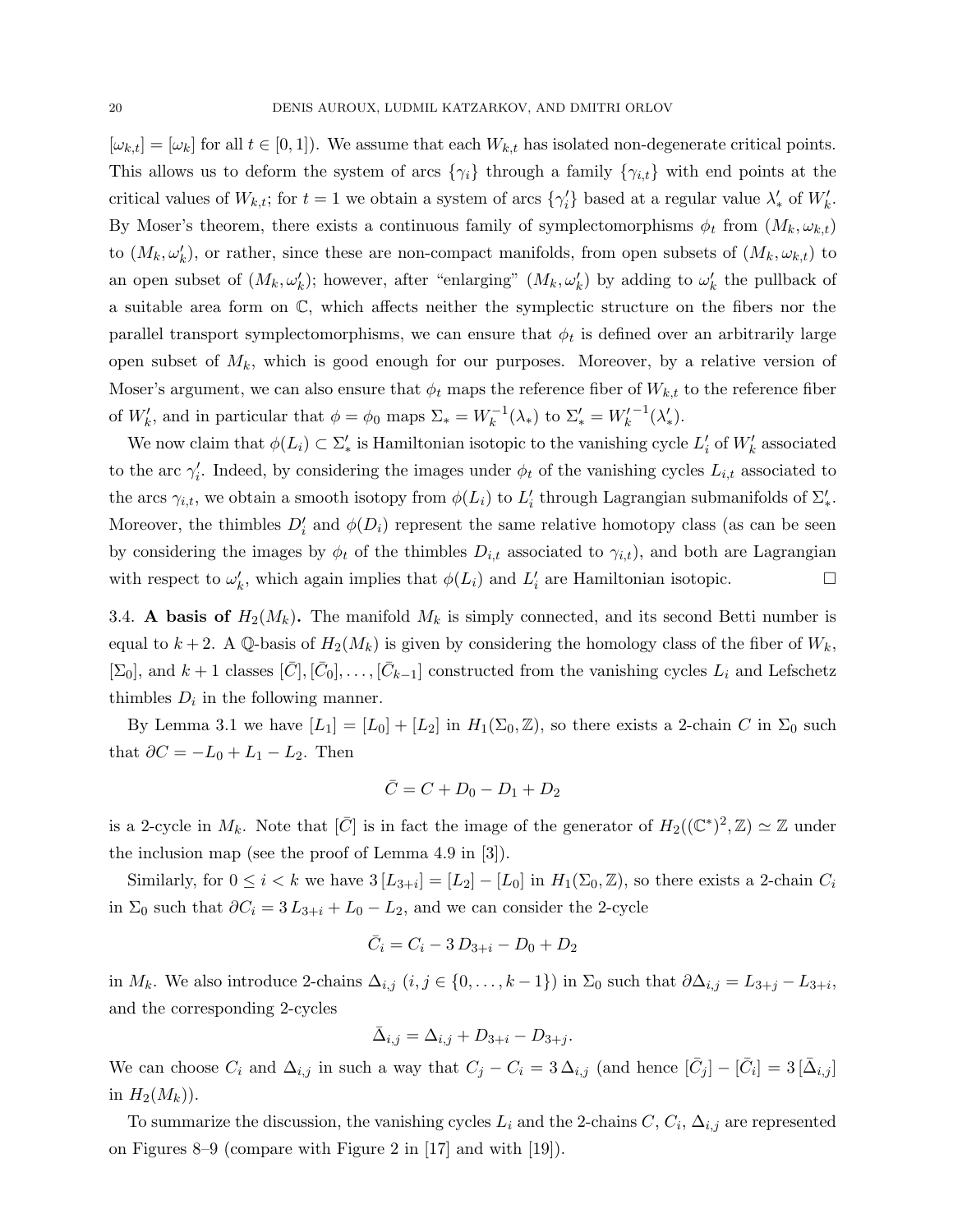$[\omega_{k,t}] = [\omega_k]$ for all $t \in [0,1]$). We assume that each $W_{k,t}$ has isolated non-degenerate critical points. This allows us to deform the system of arcs $\{\gamma_i\}$ through a family $\{\gamma_{i,t}\}$ with end points at the critical values of $W_{k,t}$; for $t = 1$ we obtain a system of arcs $\{\gamma'_i\}$ based at a regular value $\lambda'_*$ of $W'_k$. By Moser's theorem, there exists a continuous family of symplectomorphisms $\phi_t$ from $(M_k, \omega_{k,t})$ to $(M_k, \omega'_k)$, or rather, since these are non-compact manifolds, from open subsets of $(M_k, \omega_{k,t})$ to an open subset of $(M_k, \omega'_k)$; however, after "enlarging" $(M_k, \omega'_k)$ by adding to $\omega'_k$ the pullback of a suitable area form on $\mathbb{C}$, which affects neither the symplectic structure on the fibers nor the parallel transport symplectomorphisms, we can ensure that $\phi_t$ is defined over an arbitrarily large open subset of $M_k$, which is good enough for our purposes. Moreover, by a relative version of Moser's argument, we can also ensure that $\phi_t$ maps the reference fiber of $W_{k,t}$ to the reference fiber of $W'_k$, and in particular that $\phi = \phi_0$ maps $\Sigma_* = W_k^{-1}(\lambda_*)$ to $\Sigma'_* = {W'_k}^{-1}(\lambda'_*)$.

We now claim that $\phi(L_i) \subset \Sigma'_*$ is Hamiltonian isotopic to the vanishing cycle $L'_i$ of $W'_k$ associated to the arc $\gamma'_i$. Indeed, by considering the images under $\phi_t$ of the vanishing cycles $L_{i,t}$ associated to the arcs $\gamma_{i,t}$, we obtain a smooth isotopy from $\phi(L_i)$ to $L'_i$ through Lagrangian submanifolds of $\Sigma'_*$. Moreover, the thimbles $D'_i$ and $\phi(D_i)$ represent the same relative homotopy class (as can be seen by considering the images by $\phi_t$ of the thimbles $D_{i,t}$ associated to $\gamma_{i,t}$), and both are Lagrangian with respect to $\omega'_k$, which again implies that $\phi(L_i)$ and $L'_i$ are Hamiltonian isotopic. $\square$

### 3.4. A basis of $H_2(M_k)$.

The manifold $M_k$ is simply connected, and its second Betti number is equal to $k+2$. A $\mathbb{Q}$-basis of $H_2(M_k)$ is given by considering the homology class of the fiber of $W_k$, $[\Sigma_0]$, and $k+1$ classes $[\bar{C}], [\bar{C}_0], \ldots, [\bar{C}_{k-1}]$ constructed from the vanishing cycles $L_i$ and Lefschetz thimbles $D_i$ in the following manner.

By Lemma 3.1 we have $[L_1] = [L_0] + [L_2]$ in $H_1(\Sigma_0, \mathbb{Z})$, so there exists a 2-chain $C$ in $\Sigma_0$ such that $\partial C = -L_0 + L_1 - L_2$. Then

$$\bar{C} = C + D_0 - D_1 + D_2$$

is a 2-cycle in $M_k$. Note that $[\bar{C}]$ is in fact the image of the generator of $H_2((\mathbb{C}^*)^2, \mathbb{Z}) \simeq \mathbb{Z}$ under the inclusion map (see the proof of Lemma 4.9 in [3]).

Similarly, for $0 \leq i < k$ we have $3\,[L_{3+i}] = [L_2] - [L_0]$ in $H_1(\Sigma_0, \mathbb{Z})$, so there exists a 2-chain $C_i$ in $\Sigma_0$ such that $\partial C_i = 3\,L_{3+i} + L_0 - L_2$, and we can consider the 2-cycle

$$\bar{C}_i = C_i - 3\,D_{3+i} - D_0 + D_2$$

in $M_k$. We also introduce 2-chains $\Delta_{i,j}$ ($i, j \in \{0, \ldots, k-1\}$) in $\Sigma_0$ such that $\partial \Delta_{i,j} = L_{3+j} - L_{3+i}$, and the corresponding 2-cycles

$$\bar{\Delta}_{i,j} = \Delta_{i,j} + D_{3+i} - D_{3+j}.$$

We can choose $C_i$ and $\Delta_{i,j}$ in such a way that $C_j - C_i = 3\,\Delta_{i,j}$ (and hence $[\bar{C}_j] - [\bar{C}_i] = 3\,[\bar{\Delta}_{i,j}]$ in $H_2(M_k)$).

To summarize the discussion, the vanishing cycles $L_i$ and the 2-chains $C$, $C_i$, $\Delta_{i,j}$ are represented on Figures 8–9 (compare with Figure 2 in [17] and with [19]).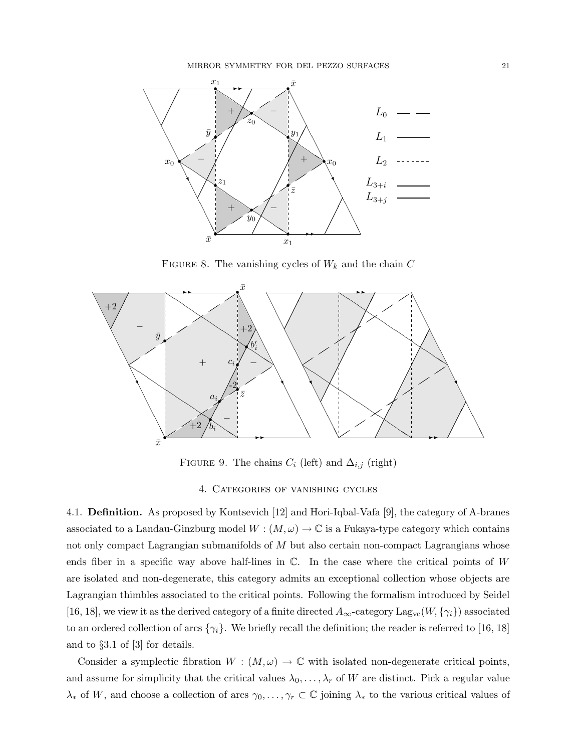FIGURE 8. The vanishing cycles of $W_k$ and the chain $C$

FIGURE 9. The chains $C_i$ (left) and $\Delta_{i,j}$ (right)

## 4. Categories of vanishing cycles

4.1. **Definition.** As proposed by Kontsevich [12] and Hori-Iqbal-Vafa [9], the category of A-branes associated to a Landau-Ginzburg model $W : (M, \omega) \to \mathbb{C}$ is a Fukaya-type category which contains not only compact Lagrangian submanifolds of $M$ but also certain non-compact Lagrangians whose ends fiber in a specific way above half-lines in $\mathbb{C}$. In the case where the critical points of $W$ are isolated and non-degenerate, this category admits an exceptional collection whose objects are Lagrangian thimbles associated to the critical points. Following the formalism introduced by Seidel [16, 18], we view it as the derived category of a finite directed $A_\infty$-category $\mathrm{Lag}_{\mathrm{vc}}(W, \{\gamma_i\})$ associated to an ordered collection of arcs $\{\gamma_i\}$. We briefly recall the definition; the reader is referred to [16, 18] and to §3.1 of [3] for details.

Consider a symplectic fibration $W : (M, \omega) \to \mathbb{C}$ with isolated non-degenerate critical points, and assume for simplicity that the critical values $\lambda_0, \ldots, \lambda_r$ of $W$ are distinct. Pick a regular value $\lambda_*$ of $W$, and choose a collection of arcs $\gamma_0, \ldots, \gamma_r \subset \mathbb{C}$ joining $\lambda_*$ to the various critical values of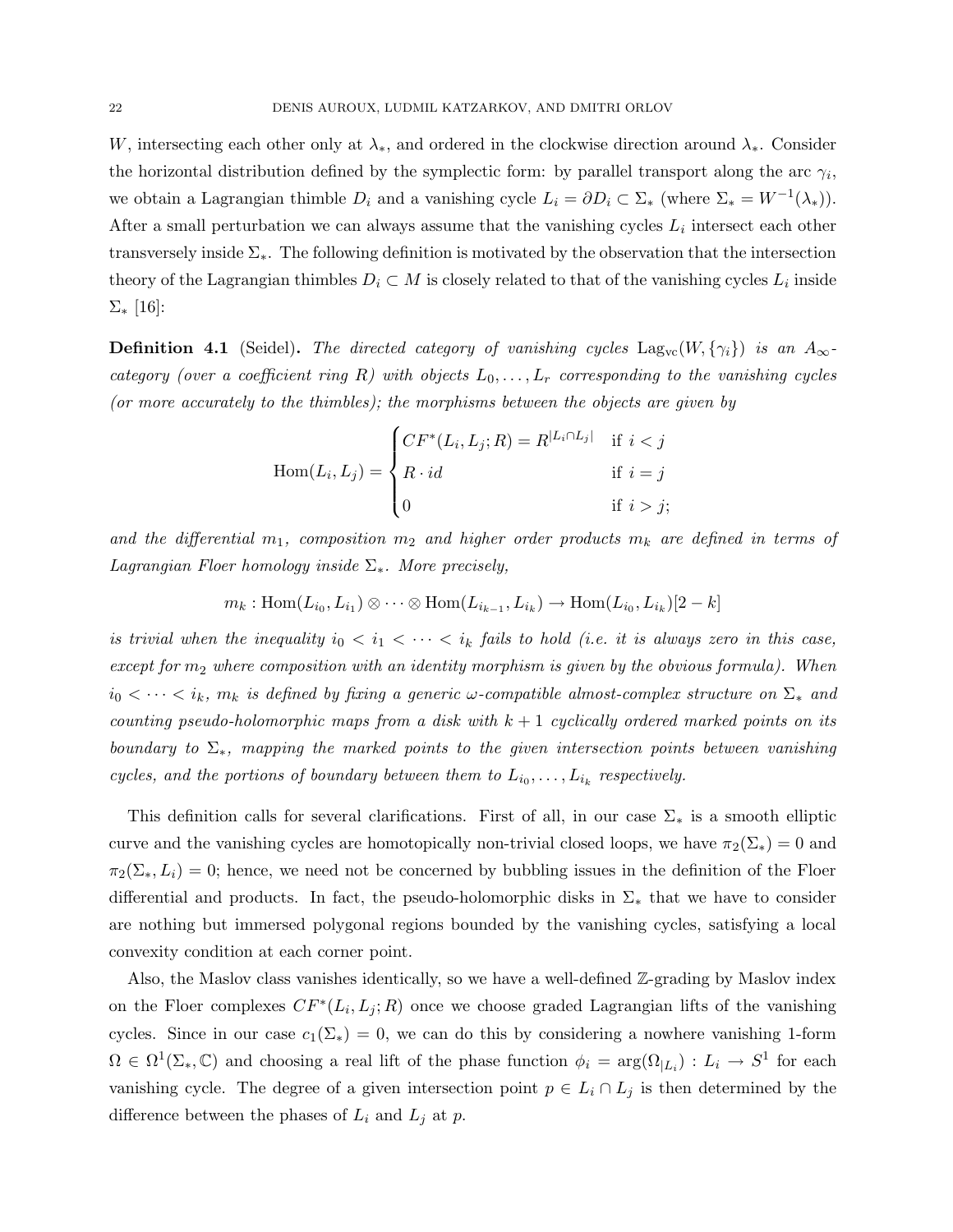$W$, intersecting each other only at $\lambda_*$, and ordered in the clockwise direction around $\lambda_*$. Consider the horizontal distribution defined by the symplectic form: by parallel transport along the arc $\gamma_i$, we obtain a Lagrangian thimble $D_i$ and a vanishing cycle $L_i = \partial D_i \subset \Sigma_*$ (where $\Sigma_* = W^{-1}(\lambda_*)$). After a small perturbation we can always assume that the vanishing cycles $L_i$ intersect each other transversely inside $\Sigma_*$. The following definition is motivated by the observation that the intersection theory of the Lagrangian thimbles $D_i \subset M$ is closely related to that of the vanishing cycles $L_i$ inside $\Sigma_*$ [16]:

**Definition 4.1** (Seidel)**.** *The directed category of vanishing cycles* $\mathrm{Lag}_{\mathrm{vc}}(W, \{\gamma_i\})$ *is an* $A_\infty$-*category (over a coefficient ring* $R$*) with objects* $L_0, \dots, L_r$ *corresponding to the vanishing cycles (or more accurately to the thimbles); the morphisms between the objects are given by*

$$\mathrm{Hom}(L_i, L_j) = \begin{cases} CF^*(L_i, L_j; R) = R^{|L_i \cap L_j|} & \text{if } i < j \\ R \cdot id & \text{if } i = j \\ 0 & \text{if } i > j; \end{cases}$$

*and the differential* $m_1$*, composition* $m_2$ *and higher order products* $m_k$ *are defined in terms of Lagrangian Floer homology inside* $\Sigma_*$*. More precisely,*

$$m_k : \mathrm{Hom}(L_{i_0}, L_{i_1}) \otimes \cdots \otimes \mathrm{Hom}(L_{i_{k-1}}, L_{i_k}) \to \mathrm{Hom}(L_{i_0}, L_{i_k})[2-k]$$

*is trivial when the inequality* $i_0 < i_1 < \cdots < i_k$ *fails to hold (i.e. it is always zero in this case, except for* $m_2$ *where composition with an identity morphism is given by the obvious formula). When* $i_0 < \cdots < i_k$*,* $m_k$ *is defined by fixing a generic* $\omega$*-compatible almost-complex structure on* $\Sigma_*$ *and counting pseudo-holomorphic maps from a disk with* $k+1$ *cyclically ordered marked points on its boundary to* $\Sigma_*$*, mapping the marked points to the given intersection points between vanishing cycles, and the portions of boundary between them to* $L_{i_0}, \dots, L_{i_k}$ *respectively.*

This definition calls for several clarifications. First of all, in our case $\Sigma_*$ is a smooth elliptic curve and the vanishing cycles are homotopically non-trivial closed loops, we have $\pi_2(\Sigma_*) = 0$ and $\pi_2(\Sigma_*, L_i) = 0$; hence, we need not be concerned by bubbling issues in the definition of the Floer differential and products. In fact, the pseudo-holomorphic disks in $\Sigma_*$ that we have to consider are nothing but immersed polygonal regions bounded by the vanishing cycles, satisfying a local convexity condition at each corner point.

Also, the Maslov class vanishes identically, so we have a well-defined $\mathbb{Z}$-grading by Maslov index on the Floer complexes $CF^*(L_i, L_j; R)$ once we choose graded Lagrangian lifts of the vanishing cycles. Since in our case $c_1(\Sigma_*) = 0$, we can do this by considering a nowhere vanishing 1-form $\Omega \in \Omega^1(\Sigma_*, \mathbb{C})$ and choosing a real lift of the phase function $\phi_i = \arg(\Omega_{|L_i}) : L_i \to S^1$ for each vanishing cycle. The degree of a given intersection point $p \in L_i \cap L_j$ is then determined by the difference between the phases of $L_i$ and $L_j$ at $p$.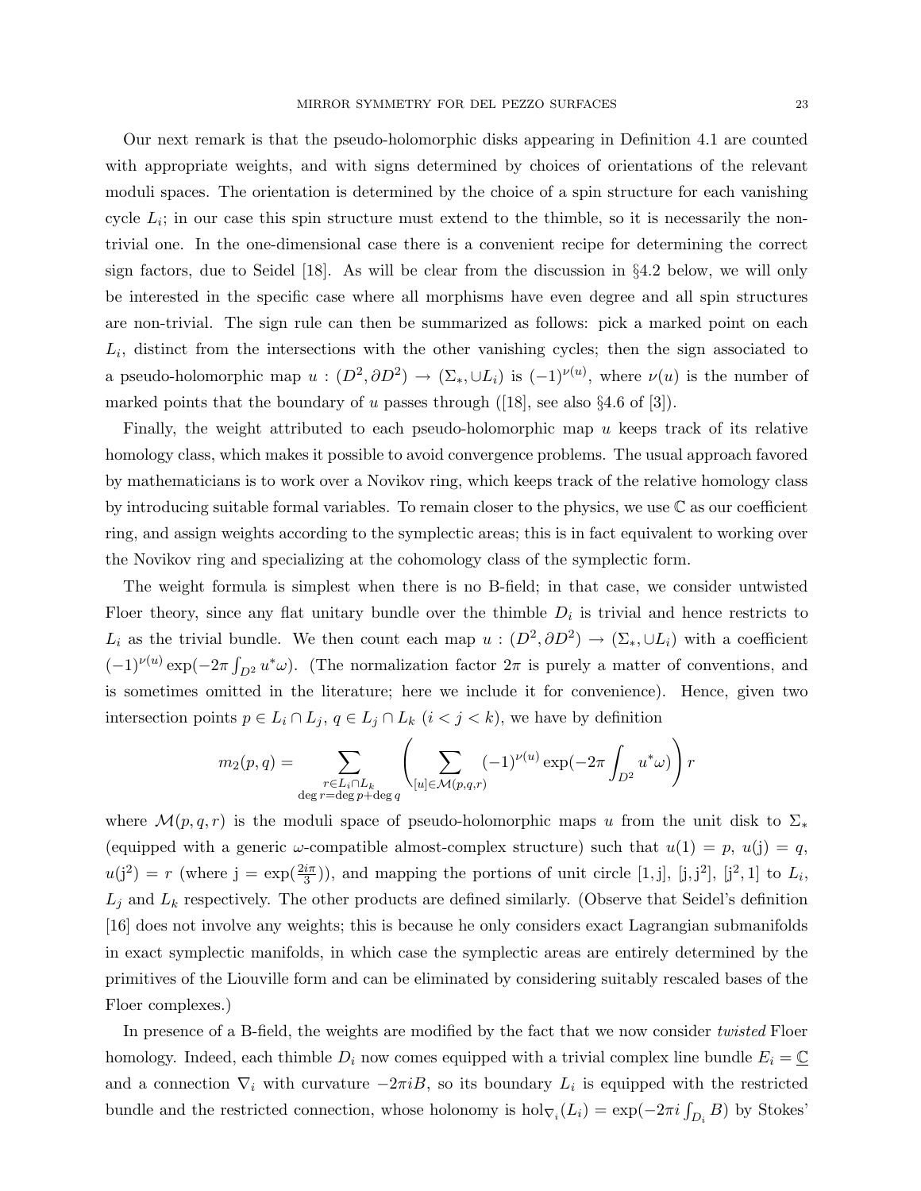Our next remark is that the pseudo-holomorphic disks appearing in Definition 4.1 are counted with appropriate weights, and with signs determined by choices of orientations of the relevant moduli spaces. The orientation is determined by the choice of a spin structure for each vanishing cycle $L_i$; in our case this spin structure must extend to the thimble, so it is necessarily the non-trivial one. In the one-dimensional case there is a convenient recipe for determining the correct sign factors, due to Seidel [18]. As will be clear from the discussion in §4.2 below, we will only be interested in the specific case where all morphisms have even degree and all spin structures are non-trivial. The sign rule can then be summarized as follows: pick a marked point on each $L_i$, distinct from the intersections with the other vanishing cycles; then the sign associated to a pseudo-holomorphic map $u : (D^2, \partial D^2) \to (\Sigma_*, \cup L_i)$ is $(-1)^{\nu(u)}$, where $\nu(u)$ is the number of marked points that the boundary of $u$ passes through ([18], see also §4.6 of [3]).

Finally, the weight attributed to each pseudo-holomorphic map $u$ keeps track of its relative homology class, which makes it possible to avoid convergence problems. The usual approach favored by mathematicians is to work over a Novikov ring, which keeps track of the relative homology class by introducing suitable formal variables. To remain closer to the physics, we use $\mathbb{C}$ as our coefficient ring, and assign weights according to the symplectic areas; this is in fact equivalent to working over the Novikov ring and specializing at the cohomology class of the symplectic form.

The weight formula is simplest when there is no B-field; in that case, we consider untwisted Floer theory, since any flat unitary bundle over the thimble $D_i$ is trivial and hence restricts to $L_i$ as the trivial bundle. We then count each map $u : (D^2, \partial D^2) \to (\Sigma_*, \cup L_i)$ with a coefficient $(-1)^{\nu(u)} \exp(-2\pi \int_{D^2} u^*\omega)$. (The normalization factor $2\pi$ is purely a matter of conventions, and is sometimes omitted in the literature; here we include it for convenience). Hence, given two intersection points $p \in L_i \cap L_j$, $q \in L_j \cap L_k$ $(i < j < k)$, we have by definition

$$m_2(p, q) = \sum_{\substack{r \in L_i \cap L_k \\ \deg r = \deg p + \deg q}} \left( \sum_{[u] \in \mathcal{M}(p,q,r)} (-1)^{\nu(u)} \exp(-2\pi \int_{D^2} u^*\omega) \right) r$$

where $\mathcal{M}(p, q, r)$ is the moduli space of pseudo-holomorphic maps $u$ from the unit disk to $\Sigma_*$ (equipped with a generic $\omega$-compatible almost-complex structure) such that $u(1) = p$, $u(\mathrm{j}) = q$, $u(\mathrm{j}^2) = r$ (where $\mathrm{j} = \exp(\frac{2i\pi}{3})$), and mapping the portions of unit circle $[1, \mathrm{j}]$, $[\mathrm{j}, \mathrm{j}^2]$, $[\mathrm{j}^2, 1]$ to $L_i$, $L_j$ and $L_k$ respectively. The other products are defined similarly. (Observe that Seidel's definition [16] does not involve any weights; this is because he only considers exact Lagrangian submanifolds in exact symplectic manifolds, in which case the symplectic areas are entirely determined by the primitives of the Liouville form and can be eliminated by considering suitably rescaled bases of the Floer complexes.)

In presence of a B-field, the weights are modified by the fact that we now consider *twisted* Floer homology. Indeed, each thimble $D_i$ now comes equipped with a trivial complex line bundle $E_i = \underline{\mathbb{C}}$ and a connection $\nabla_i$ with curvature $-2\pi i B$, so its boundary $L_i$ is equipped with the restricted bundle and the restricted connection, whose holonomy is $\mathrm{hol}_{\nabla_i}(L_i) = \exp(-2\pi i \int_{D_i} B)$ by Stokes'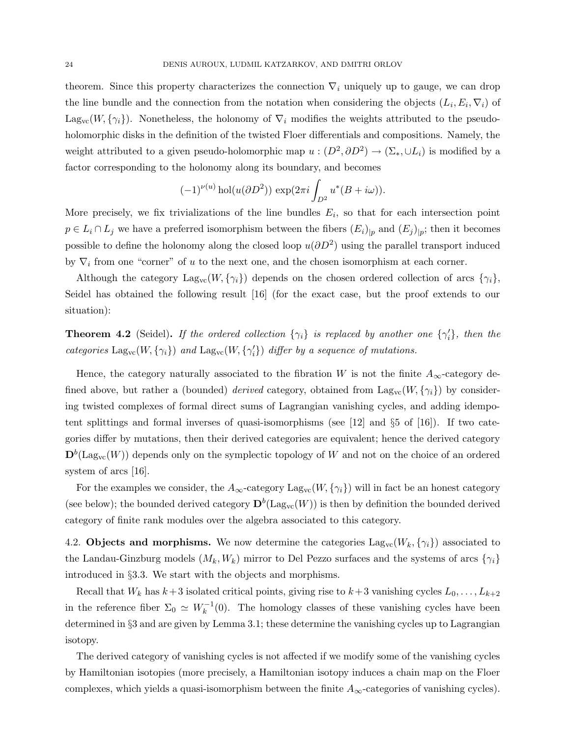theorem. Since this property characterizes the connection $\nabla_i$ uniquely up to gauge, we can drop the line bundle and the connection from the notation when considering the objects $(L_i, E_i, \nabla_i)$ of $\mathrm{Lag}_{\mathrm{vc}}(W, \{\gamma_i\})$. Nonetheless, the holonomy of $\nabla_i$ modifies the weights attributed to the pseudo-holomorphic disks in the definition of the twisted Floer differentials and compositions. Namely, the weight attributed to a given pseudo-holomorphic map $u : (D^2, \partial D^2) \to (\Sigma_*, \cup L_i)$ is modified by a factor corresponding to the holonomy along its boundary, and becomes

$$(-1)^{\nu(u)}\,\mathrm{hol}(u(\partial D^2))\,\exp(2\pi i \int_{D^2} u^*(B + i\omega)).$$

More precisely, we fix trivializations of the line bundles $E_i$, so that for each intersection point $p \in L_i \cap L_j$ we have a preferred isomorphism between the fibers $(E_i)_{|p}$ and $(E_j)_{|p}$; then it becomes possible to define the holonomy along the closed loop $u(\partial D^2)$ using the parallel transport induced by $\nabla_i$ from one "corner" of $u$ to the next one, and the chosen isomorphism at each corner.

Although the category $\mathrm{Lag}_{\mathrm{vc}}(W, \{\gamma_i\})$ depends on the chosen ordered collection of arcs $\{\gamma_i\}$, Seidel has obtained the following result [16] (for the exact case, but the proof extends to our situation):

**Theorem 4.2** (Seidel)**.** *If the ordered collection $\{\gamma_i\}$ is replaced by another one $\{\gamma_i'\}$, then the categories $\mathrm{Lag}_{\mathrm{vc}}(W, \{\gamma_i\})$ and $\mathrm{Lag}_{\mathrm{vc}}(W, \{\gamma_i'\})$ differ by a sequence of mutations.*

Hence, the category naturally associated to the fibration $W$ is not the finite $A_\infty$-category defined above, but rather a (bounded) *derived* category, obtained from $\mathrm{Lag}_{\mathrm{vc}}(W, \{\gamma_i\})$ by considering twisted complexes of formal direct sums of Lagrangian vanishing cycles, and adding idempotent splittings and formal inverses of quasi-isomorphisms (see [12] and §5 of [16]). If two categories differ by mutations, then their derived categories are equivalent; hence the derived category $\mathbf{D}^b(\mathrm{Lag}_{\mathrm{vc}}(W))$ depends only on the symplectic topology of $W$ and not on the choice of an ordered system of arcs [16].

For the examples we consider, the $A_\infty$-category $\mathrm{Lag}_{\mathrm{vc}}(W, \{\gamma_i\})$ will in fact be an honest category (see below); the bounded derived category $\mathbf{D}^b(\mathrm{Lag}_{\mathrm{vc}}(W))$ is then by definition the bounded derived category of finite rank modules over the algebra associated to this category.

## 4.2. Objects and morphisms.

We now determine the categories $\mathrm{Lag}_{\mathrm{vc}}(W_k, \{\gamma_i\})$ associated to the Landau-Ginzburg models $(M_k, W_k)$ mirror to Del Pezzo surfaces and the systems of arcs $\{\gamma_i\}$ introduced in §3.3. We start with the objects and morphisms.

Recall that $W_k$ has $k+3$ isolated critical points, giving rise to $k+3$ vanishing cycles $L_0, \ldots, L_{k+2}$ in the reference fiber $\Sigma_0 \simeq W_k^{-1}(0)$. The homology classes of these vanishing cycles have been determined in §3 and are given by Lemma 3.1; these determine the vanishing cycles up to Lagrangian isotopy.

The derived category of vanishing cycles is not affected if we modify some of the vanishing cycles by Hamiltonian isotopies (more precisely, a Hamiltonian isotopy induces a chain map on the Floer complexes, which yields a quasi-isomorphism between the finite $A_\infty$-categories of vanishing cycles).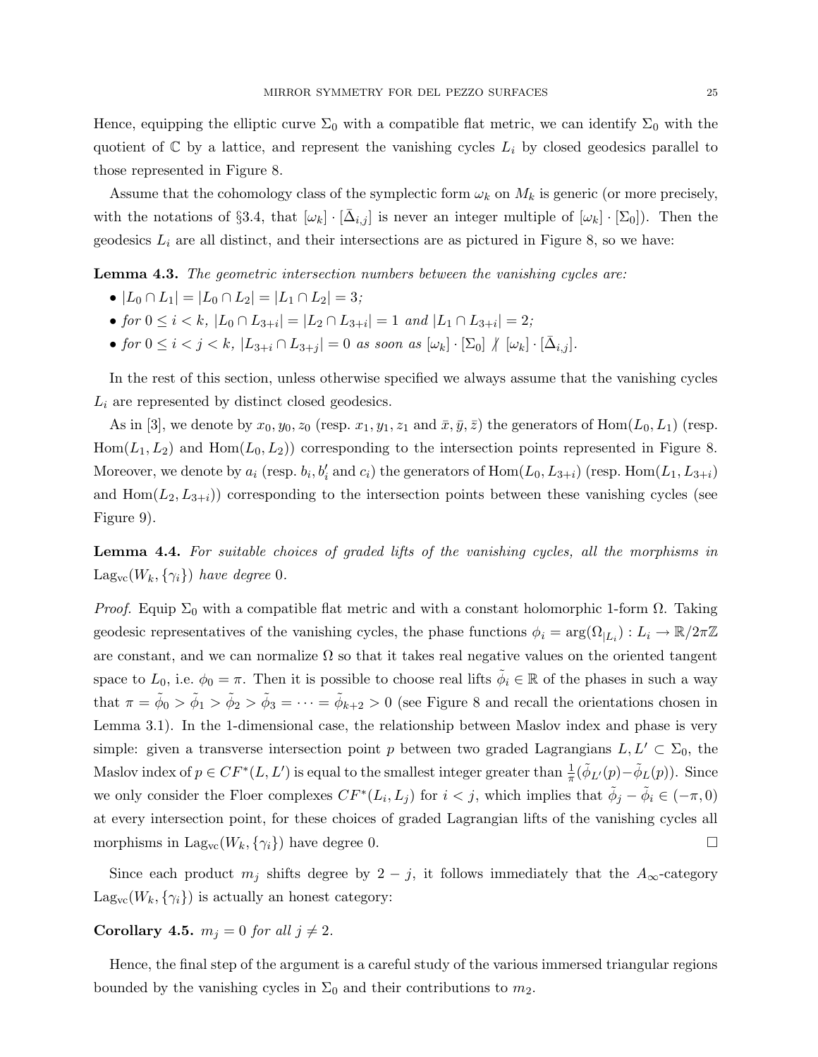Hence, equipping the elliptic curve $\Sigma_0$ with a compatible flat metric, we can identify $\Sigma_0$ with the quotient of $\mathbb{C}$ by a lattice, and represent the vanishing cycles $L_i$ by closed geodesics parallel to those represented in Figure 8.

Assume that the cohomology class of the symplectic form $\omega_k$ on $M_k$ is generic (or more precisely, with the notations of §3.4, that $[\omega_k] \cdot [\bar{\Delta}_{i,j}]$ is never an integer multiple of $[\omega_k] \cdot [\Sigma_0]$). Then the geodesics $L_i$ are all distinct, and their intersections are as pictured in Figure 8, so we have:

**Lemma 4.3.** *The geometric intersection numbers between the vanishing cycles are:*

- $|L_0 \cap L_1| = |L_0 \cap L_2| = |L_1 \cap L_2| = 3$*;*
- *for* $0 \le i < k$*,* $|L_0 \cap L_{3+i}| = |L_2 \cap L_{3+i}| = 1$ *and* $|L_1 \cap L_{3+i}| = 2$*;*
- *for* $0 \le i < j < k$*,* $|L_{3+i} \cap L_{3+j}| = 0$ *as soon as* $[\omega_k] \cdot [\Sigma_0] \not| \; [\omega_k] \cdot [\bar{\Delta}_{i,j}]$*.*

In the rest of this section, unless otherwise specified we always assume that the vanishing cycles $L_i$ are represented by distinct closed geodesics.

As in [3], we denote by $x_0, y_0, z_0$ (resp. $x_1, y_1, z_1$ and $\bar{x}, \bar{y}, \bar{z}$) the generators of $\mathrm{Hom}(L_0, L_1)$ (resp. $\mathrm{Hom}(L_1, L_2)$ and $\mathrm{Hom}(L_0, L_2)$) corresponding to the intersection points represented in Figure 8. Moreover, we denote by $a_i$ (resp. $b_i, b_i'$ and $c_i$) the generators of $\mathrm{Hom}(L_0, L_{3+i})$ (resp. $\mathrm{Hom}(L_1, L_{3+i})$ and $\mathrm{Hom}(L_2, L_{3+i})$) corresponding to the intersection points between these vanishing cycles (see Figure 9).

**Lemma 4.4.** *For suitable choices of graded lifts of the vanishing cycles, all the morphisms in* $\mathrm{Lag}_{\mathrm{vc}}(W_k, \{\gamma_i\})$ *have degree* $0$*.*

*Proof.* Equip $\Sigma_0$ with a compatible flat metric and with a constant holomorphic 1-form $\Omega$. Taking geodesic representatives of the vanishing cycles, the phase functions $\phi_i = \arg(\Omega_{|L_i}) : L_i \to \mathbb{R}/2\pi\mathbb{Z}$ are constant, and we can normalize $\Omega$ so that it takes real negative values on the oriented tangent space to $L_0$, i.e. $\phi_0 = \pi$. Then it is possible to choose real lifts $\tilde{\phi}_i \in \mathbb{R}$ of the phases in such a way that $\pi = \tilde{\phi}_0 > \tilde{\phi}_1 > \tilde{\phi}_2 > \tilde{\phi}_3 = \cdots = \tilde{\phi}_{k+2} > 0$ (see Figure 8 and recall the orientations chosen in Lemma 3.1). In the 1-dimensional case, the relationship between Maslov index and phase is very simple: given a transverse intersection point $p$ between two graded Lagrangians $L, L' \subset \Sigma_0$, the Maslov index of $p \in CF^*(L, L')$ is equal to the smallest integer greater than $\frac{1}{\pi}(\tilde{\phi}_{L'}(p) - \tilde{\phi}_L(p))$. Since we only consider the Floer complexes $CF^*(L_i, L_j)$ for $i < j$, which implies that $\tilde{\phi}_j - \tilde{\phi}_i \in (-\pi, 0)$ at every intersection point, for these choices of graded Lagrangian lifts of the vanishing cycles all morphisms in $\mathrm{Lag}_{\mathrm{vc}}(W_k, \{\gamma_i\})$ have degree 0. $\square$

Since each product $m_j$ shifts degree by $2 - j$, it follows immediately that the $A_\infty$-category $\mathrm{Lag}_{\mathrm{vc}}(W_k, \{\gamma_i\})$ is actually an honest category:

**Corollary 4.5.** $m_j = 0$ *for all* $j \neq 2$*.*

Hence, the final step of the argument is a careful study of the various immersed triangular regions bounded by the vanishing cycles in $\Sigma_0$ and their contributions to $m_2$.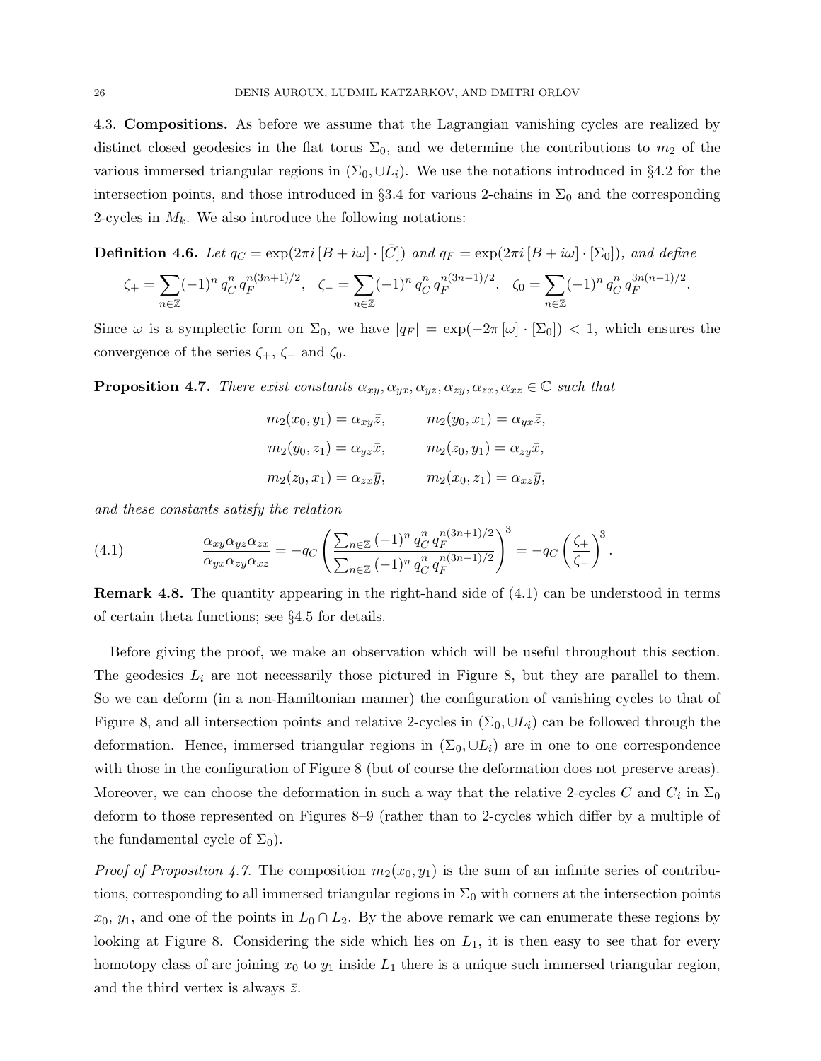4.3. **Compositions.** As before we assume that the Lagrangian vanishing cycles are realized by distinct closed geodesics in the flat torus $\Sigma_0$, and we determine the contributions to $m_2$ of the various immersed triangular regions in $(\Sigma_0, \cup L_i)$. We use the notations introduced in §4.2 for the intersection points, and those introduced in §3.4 for various 2-chains in $\Sigma_0$ and the corresponding 2-cycles in $M_k$. We also introduce the following notations:

**Definition 4.6.** *Let* $q_C = \exp(2\pi i\,[B + i\omega]\cdot[\bar{C}])$ *and* $q_F = \exp(2\pi i\,[B + i\omega]\cdot[\Sigma_0])$*, and define*

$$\zeta_+ = \sum_{n\in\mathbb{Z}} (-1)^n\, q_C^n\, q_F^{n(3n+1)/2}, \quad \zeta_- = \sum_{n\in\mathbb{Z}} (-1)^n\, q_C^n\, q_F^{n(3n-1)/2}, \quad \zeta_0 = \sum_{n\in\mathbb{Z}} (-1)^n\, q_C^n\, q_F^{3n(n-1)/2}.$$

Since $\omega$ is a symplectic form on $\Sigma_0$, we have $|q_F| = \exp(-2\pi\,[\omega]\cdot[\Sigma_0]) < 1$, which ensures the convergence of the series $\zeta_+$, $\zeta_-$ and $\zeta_0$.

**Proposition 4.7.** *There exist constants* $\alpha_{xy}, \alpha_{yx}, \alpha_{yz}, \alpha_{zy}, \alpha_{zx}, \alpha_{xz} \in \mathbb{C}$ *such that*

$$m_2(x_0, y_1) = \alpha_{xy}\bar{z}, \qquad m_2(y_0, x_1) = \alpha_{yx}\bar{z},$$
$$m_2(y_0, z_1) = \alpha_{yz}\bar{x}, \qquad m_2(z_0, y_1) = \alpha_{zy}\bar{x},$$
$$m_2(z_0, x_1) = \alpha_{zx}\bar{y}, \qquad m_2(x_0, z_1) = \alpha_{xz}\bar{y},$$

*and these constants satisfy the relation*

$$\frac{\alpha_{xy}\alpha_{yz}\alpha_{zx}}{\alpha_{yx}\alpha_{zy}\alpha_{xz}} = -q_C\left(\frac{\sum_{n\in\mathbb{Z}}(-1)^n\, q_C^n\, q_F^{n(3n+1)/2}}{\sum_{n\in\mathbb{Z}}(-1)^n\, q_C^n\, q_F^{n(3n-1)/2}}\right)^3 = -q_C\left(\frac{\zeta_+}{\zeta_-}\right)^3. \tag{4.1}$$

**Remark 4.8.** The quantity appearing in the right-hand side of (4.1) can be understood in terms of certain theta functions; see §4.5 for details.

Before giving the proof, we make an observation which will be useful throughout this section. The geodesics $L_i$ are not necessarily those pictured in Figure 8, but they are parallel to them. So we can deform (in a non-Hamiltonian manner) the configuration of vanishing cycles to that of Figure 8, and all intersection points and relative 2-cycles in $(\Sigma_0, \cup L_i)$ can be followed through the deformation. Hence, immersed triangular regions in $(\Sigma_0, \cup L_i)$ are in one to one correspondence with those in the configuration of Figure 8 (but of course the deformation does not preserve areas). Moreover, we can choose the deformation in such a way that the relative 2-cycles $C$ and $C_i$ in $\Sigma_0$ deform to those represented on Figures 8–9 (rather than to 2-cycles which differ by a multiple of the fundamental cycle of $\Sigma_0$).

*Proof of Proposition 4.7.* The composition $m_2(x_0, y_1)$ is the sum of an infinite series of contributions, corresponding to all immersed triangular regions in $\Sigma_0$ with corners at the intersection points $x_0$, $y_1$, and one of the points in $L_0 \cap L_2$. By the above remark we can enumerate these regions by looking at Figure 8. Considering the side which lies on $L_1$, it is then easy to see that for every homotopy class of arc joining $x_0$ to $y_1$ inside $L_1$ there is a unique such immersed triangular region, and the third vertex is always $\bar{z}$.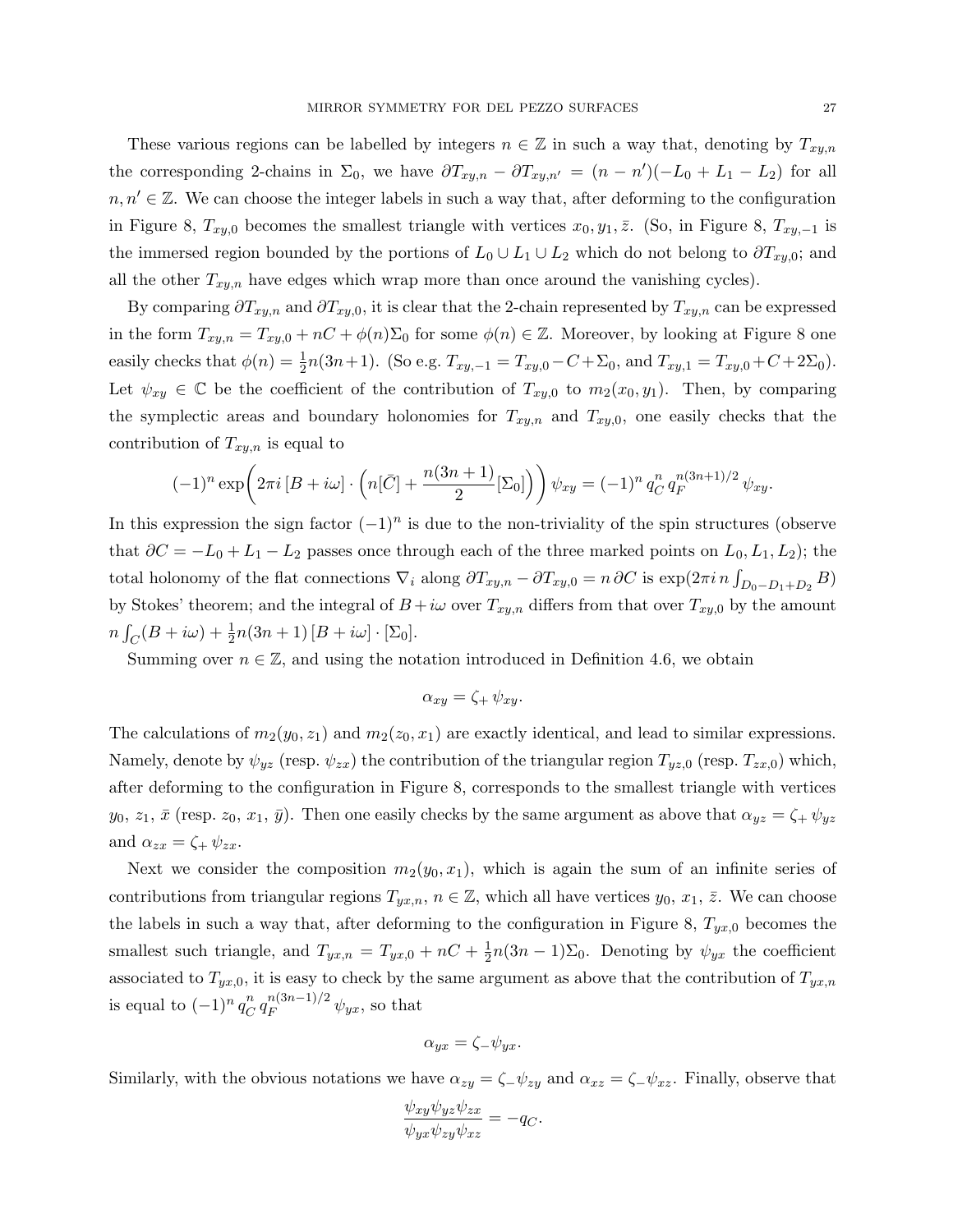These various regions can be labelled by integers $n \in \mathbb{Z}$ in such a way that, denoting by $T_{xy,n}$ the corresponding 2-chains in $\Sigma_0$, we have $\partial T_{xy,n} - \partial T_{xy,n'} = (n-n')(-L_0 + L_1 - L_2)$ for all $n, n' \in \mathbb{Z}$. We can choose the integer labels in such a way that, after deforming to the configuration in Figure 8, $T_{xy,0}$ becomes the smallest triangle with vertices $x_0, y_1, \bar{z}$. (So, in Figure 8, $T_{xy,-1}$ is the immersed region bounded by the portions of $L_0 \cup L_1 \cup L_2$ which do not belong to $\partial T_{xy,0}$; and all the other $T_{xy,n}$ have edges which wrap more than once around the vanishing cycles).

By comparing $\partial T_{xy,n}$ and $\partial T_{xy,0}$, it is clear that the 2-chain represented by $T_{xy,n}$ can be expressed in the form $T_{xy,n} = T_{xy,0} + nC + \phi(n)\Sigma_0$ for some $\phi(n) \in \mathbb{Z}$. Moreover, by looking at Figure 8 one easily checks that $\phi(n) = \frac{1}{2}n(3n+1)$. (So e.g. $T_{xy,-1} = T_{xy,0} - C + \Sigma_0$, and $T_{xy,1} = T_{xy,0} + C + 2\Sigma_0$). Let $\psi_{xy} \in \mathbb{C}$ be the coefficient of the contribution of $T_{xy,0}$ to $m_2(x_0, y_1)$. Then, by comparing the symplectic areas and boundary holonomies for $T_{xy,n}$ and $T_{xy,0}$, one easily checks that the contribution of $T_{xy,n}$ is equal to

$$(-1)^n \exp\!\left(2\pi i\, [B + i\omega] \cdot \left(n[\bar{C}] + \frac{n(3n+1)}{2}[\Sigma_0]\right)\right) \psi_{xy} = (-1)^n\, q_C^n\, q_F^{n(3n+1)/2}\, \psi_{xy}.$$

In this expression the sign factor $(-1)^n$ is due to the non-triviality of the spin structures (observe that $\partial C = -L_0 + L_1 - L_2$ passes once through each of the three marked points on $L_0, L_1, L_2$); the total holonomy of the flat connections $\nabla_i$ along $\partial T_{xy,n} - \partial T_{xy,0} = n\,\partial C$ is $\exp(2\pi i\, n \int_{D_0 - D_1 + D_2} B)$ by Stokes' theorem; and the integral of $B + i\omega$ over $T_{xy,n}$ differs from that over $T_{xy,0}$ by the amount $n \int_C (B + i\omega) + \frac{1}{2}n(3n+1)\,[B + i\omega] \cdot [\Sigma_0]$.

Summing over $n \in \mathbb{Z}$, and using the notation introduced in Definition 4.6, we obtain

$$\alpha_{xy} = \zeta_+\, \psi_{xy}.$$

The calculations of $m_2(y_0, z_1)$ and $m_2(z_0, x_1)$ are exactly identical, and lead to similar expressions. Namely, denote by $\psi_{yz}$ (resp. $\psi_{zx}$) the contribution of the triangular region $T_{yz,0}$ (resp. $T_{zx,0}$) which, after deforming to the configuration in Figure 8, corresponds to the smallest triangle with vertices $y_0$, $z_1$, $\bar{x}$ (resp. $z_0$, $x_1$, $\bar{y}$). Then one easily checks by the same argument as above that $\alpha_{yz} = \zeta_+\, \psi_{yz}$ and $\alpha_{zx} = \zeta_+\, \psi_{zx}$.

Next we consider the composition $m_2(y_0, x_1)$, which is again the sum of an infinite series of contributions from triangular regions $T_{yx,n}$, $n \in \mathbb{Z}$, which all have vertices $y_0$, $x_1$, $\bar{z}$. We can choose the labels in such a way that, after deforming to the configuration in Figure 8, $T_{yx,0}$ becomes the smallest such triangle, and $T_{yx,n} = T_{yx,0} + nC + \frac{1}{2}n(3n-1)\Sigma_0$. Denoting by $\psi_{yx}$ the coefficient associated to $T_{yx,0}$, it is easy to check by the same argument as above that the contribution of $T_{yx,n}$ is equal to $(-1)^n\, q_C^n\, q_F^{n(3n-1)/2}\, \psi_{yx}$, so that

$$\alpha_{yx} = \zeta_- \psi_{yx}.$$

Similarly, with the obvious notations we have $\alpha_{zy} = \zeta_- \psi_{zy}$ and $\alpha_{xz} = \zeta_- \psi_{xz}$. Finally, observe that

$$\frac{\psi_{xy}\psi_{yz}\psi_{zx}}{\psi_{yx}\psi_{zy}\psi_{xz}} = -q_C.$$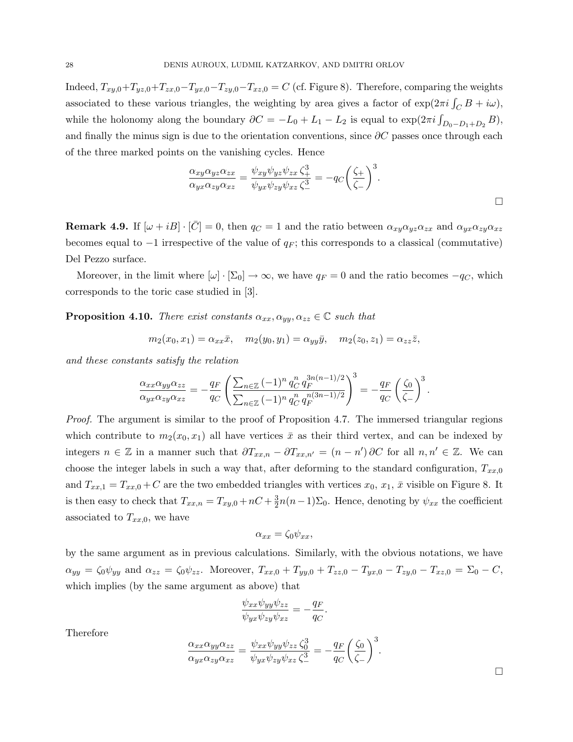Indeed, $T_{xy,0}+T_{yz,0}+T_{zx,0}-T_{yx,0}-T_{zy,0}-T_{xz,0}=C$ (cf. Figure 8). Therefore, comparing the weights associated to these various triangles, the weighting by area gives a factor of $\exp(2\pi i\int_C B+i\omega)$, while the holonomy along the boundary $\partial C=-L_0+L_1-L_2$ is equal to $\exp(2\pi i\int_{D_0-D_1+D_2}B)$, and finally the minus sign is due to the orientation conventions, since $\partial C$ passes once through each of the three marked points on the vanishing cycles. Hence

$$\frac{\alpha_{xy}\alpha_{yz}\alpha_{zx}}{\alpha_{yx}\alpha_{zy}\alpha_{xz}}=\frac{\psi_{xy}\psi_{yz}\psi_{zx}\,\zeta_+^3}{\psi_{yx}\psi_{zy}\psi_{xz}\,\zeta_-^3}=-q_C\biggl(\frac{\zeta_+}{\zeta_-}\biggr)^3.$$

□

**Remark 4.9.** If $[\omega+iB]\cdot[\bar{C}]=0$, then $q_C=1$ and the ratio between $\alpha_{xy}\alpha_{yz}\alpha_{zx}$ and $\alpha_{yx}\alpha_{zy}\alpha_{xz}$ becomes equal to $-1$ irrespective of the value of $q_F$; this corresponds to a classical (commutative) Del Pezzo surface.

Moreover, in the limit where $[\omega]\cdot[\Sigma_0]\to\infty$, we have $q_F=0$ and the ratio becomes $-q_C$, which corresponds to the toric case studied in [3].

**Proposition 4.10.** *There exist constants $\alpha_{xx},\alpha_{yy},\alpha_{zz}\in\mathbb{C}$ such that*

$$m_2(x_0,x_1)=\alpha_{xx}\bar{x},\quad m_2(y_0,y_1)=\alpha_{yy}\bar{y},\quad m_2(z_0,z_1)=\alpha_{zz}\bar{z},$$

*and these constants satisfy the relation*

$$\frac{\alpha_{xx}\alpha_{yy}\alpha_{zz}}{\alpha_{yx}\alpha_{zy}\alpha_{xz}}=-\frac{q_F}{q_C}\left(\frac{\sum_{n\in\mathbb{Z}}(-1)^n\,q_C^n\,q_F^{3n(n-1)/2}}{\sum_{n\in\mathbb{Z}}(-1)^n\,q_C^n\,q_F^{n(3n-1)/2}}\right)^3=-\frac{q_F}{q_C}\left(\frac{\zeta_0}{\zeta_-}\right)^3.$$

*Proof.* The argument is similar to the proof of Proposition 4.7. The immersed triangular regions which contribute to $m_2(x_0,x_1)$ all have vertices $\bar{x}$ as their third vertex, and can be indexed by integers $n\in\mathbb{Z}$ in a manner such that $\partial T_{xx,n}-\partial T_{xx,n'}=(n-n')\,\partial C$ for all $n,n'\in\mathbb{Z}$. We can choose the integer labels in such a way that, after deforming to the standard configuration, $T_{xx,0}$ and $T_{xx,1}=T_{xx,0}+C$ are the two embedded triangles with vertices $x_0$, $x_1$, $\bar{x}$ visible on Figure 8. It is then easy to check that $T_{xx,n}=T_{xy,0}+nC+\frac{3}{2}n(n-1)\Sigma_0$. Hence, denoting by $\psi_{xx}$ the coefficient associated to $T_{xx,0}$, we have

$$\alpha_{xx}=\zeta_0\psi_{xx},$$

by the same argument as in previous calculations. Similarly, with the obvious notations, we have $\alpha_{yy}=\zeta_0\psi_{yy}$ and $\alpha_{zz}=\zeta_0\psi_{zz}$. Moreover, $T_{xx,0}+T_{yy,0}+T_{zz,0}-T_{yx,0}-T_{zy,0}-T_{xz,0}=\Sigma_0-C$, which implies (by the same argument as above) that

$$\frac{\psi_{xx}\psi_{yy}\psi_{zz}}{\psi_{yx}\psi_{zy}\psi_{xz}}=-\frac{q_F}{q_C}.$$

Therefore

$$\frac{\alpha_{xx}\alpha_{yy}\alpha_{zz}}{\alpha_{yx}\alpha_{zy}\alpha_{xz}}=\frac{\psi_{xx}\psi_{yy}\psi_{zz}\,\zeta_0^3}{\psi_{yx}\psi_{zy}\psi_{xz}\,\zeta_-^3}=-\frac{q_F}{q_C}\biggl(\frac{\zeta_0}{\zeta_-}\biggr)^3.$$

□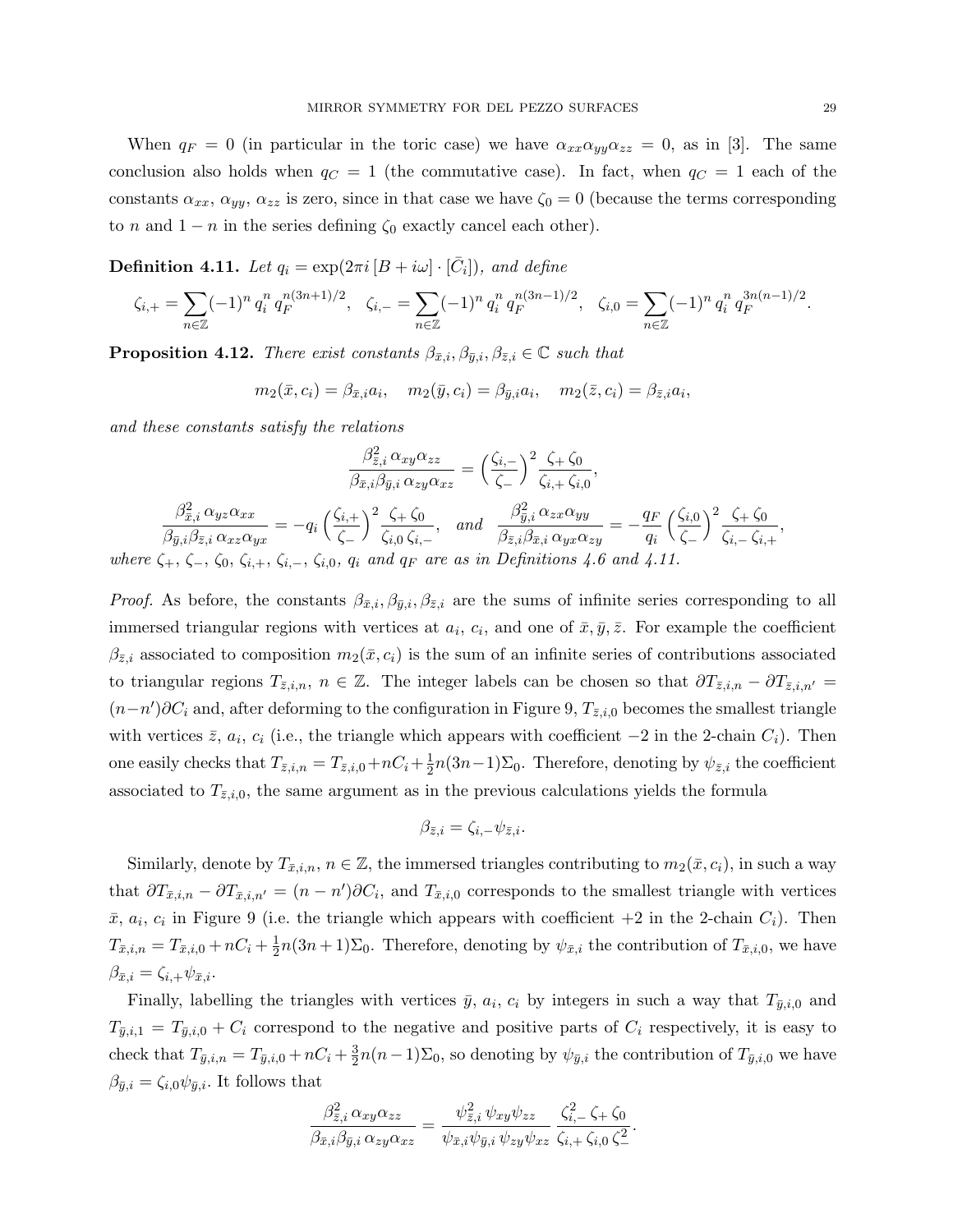When $q_F = 0$ (in particular in the toric case) we have $\alpha_{xx}\alpha_{yy}\alpha_{zz} = 0$, as in [3]. The same conclusion also holds when $q_C = 1$ (the commutative case). In fact, when $q_C = 1$ each of the constants $\alpha_{xx}$, $\alpha_{yy}$, $\alpha_{zz}$ is zero, since in that case we have $\zeta_0 = 0$ (because the terms corresponding to $n$ and $1-n$ in the series defining $\zeta_0$ exactly cancel each other).

**Definition 4.11.** *Let $q_i = \exp(2\pi i\,[B+i\omega]\cdot[\bar{C}_i])$, and define*

$$\zeta_{i,+} = \sum_{n\in\mathbb{Z}} (-1)^n\, q_i^n\, q_F^{n(3n+1)/2}, \quad \zeta_{i,-} = \sum_{n\in\mathbb{Z}} (-1)^n\, q_i^n\, q_F^{n(3n-1)/2}, \quad \zeta_{i,0} = \sum_{n\in\mathbb{Z}} (-1)^n\, q_i^n\, q_F^{3n(n-1)/2}.$$

**Proposition 4.12.** *There exist constants $\beta_{\bar{x},i}, \beta_{\bar{y},i}, \beta_{\bar{z},i} \in \mathbb{C}$ such that*

$$m_2(\bar{x}, c_i) = \beta_{\bar{x},i} a_i, \quad m_2(\bar{y}, c_i) = \beta_{\bar{y},i} a_i, \quad m_2(\bar{z}, c_i) = \beta_{\bar{z},i} a_i,$$

*and these constants satisfy the relations*

$$\frac{\beta_{\bar{z},i}^2\, \alpha_{xy}\alpha_{zz}}{\beta_{\bar{x},i}\beta_{\bar{y},i}\, \alpha_{zy}\alpha_{xz}} = \Big(\frac{\zeta_{i,-}}{\zeta_-}\Big)^2 \frac{\zeta_+\,\zeta_0}{\zeta_{i,+}\,\zeta_{i,0}},$$

$$\frac{\beta_{\bar{x},i}^2\, \alpha_{yz}\alpha_{xx}}{\beta_{\bar{y},i}\beta_{\bar{z},i}\, \alpha_{xz}\alpha_{yx}} = -q_i \Big(\frac{\zeta_{i,+}}{\zeta_-}\Big)^2 \frac{\zeta_+\,\zeta_0}{\zeta_{i,0}\,\zeta_{i,-}}, \quad \text{and} \quad \frac{\beta_{\bar{y},i}^2\, \alpha_{zx}\alpha_{yy}}{\beta_{\bar{z},i}\beta_{\bar{x},i}\, \alpha_{yx}\alpha_{zy}} = -\frac{q_F}{q_i} \Big(\frac{\zeta_{i,0}}{\zeta_-}\Big)^2 \frac{\zeta_+\,\zeta_0}{\zeta_{i,-}\,\zeta_{i,+}},$$

*where $\zeta_+$, $\zeta_-$, $\zeta_0$, $\zeta_{i,+}$, $\zeta_{i,-}$, $\zeta_{i,0}$, $q_i$ and $q_F$ are as in Definitions 4.6 and 4.11.*

*Proof.* As before, the constants $\beta_{\bar{x},i}, \beta_{\bar{y},i}, \beta_{\bar{z},i}$ are the sums of infinite series corresponding to all immersed triangular regions with vertices at $a_i$, $c_i$, and one of $\bar{x}, \bar{y}, \bar{z}$. For example the coefficient $\beta_{\bar{z},i}$ associated to composition $m_2(\bar{x}, c_i)$ is the sum of an infinite series of contributions associated to triangular regions $T_{\bar{z},i,n}$, $n \in \mathbb{Z}$. The integer labels can be chosen so that $\partial T_{\bar{z},i,n} - \partial T_{\bar{z},i,n'} = (n-n')\partial C_i$ and, after deforming to the configuration in Figure 9, $T_{\bar{z},i,0}$ becomes the smallest triangle with vertices $\bar{z}$, $a_i$, $c_i$ (i.e., the triangle which appears with coefficient $-2$ in the 2-chain $C_i$). Then one easily checks that $T_{\bar{z},i,n} = T_{\bar{z},i,0} + nC_i + \frac{1}{2}n(3n-1)\Sigma_0$. Therefore, denoting by $\psi_{\bar{z},i}$ the coefficient associated to $T_{\bar{z},i,0}$, the same argument as in the previous calculations yields the formula

$$\beta_{\bar{z},i} = \zeta_{i,-}\psi_{\bar{z},i}.$$

Similarly, denote by $T_{\bar{x},i,n}$, $n \in \mathbb{Z}$, the immersed triangles contributing to $m_2(\bar{x}, c_i)$, in such a way that $\partial T_{\bar{x},i,n} - \partial T_{\bar{x},i,n'} = (n-n')\partial C_i$, and $T_{\bar{x},i,0}$ corresponds to the smallest triangle with vertices $\bar{x}$, $a_i$, $c_i$ in Figure 9 (i.e. the triangle which appears with coefficient $+2$ in the 2-chain $C_i$). Then $T_{\bar{x},i,n} = T_{\bar{x},i,0} + nC_i + \frac{1}{2}n(3n+1)\Sigma_0$. Therefore, denoting by $\psi_{\bar{x},i}$ the contribution of $T_{\bar{x},i,0}$, we have $\beta_{\bar{x},i} = \zeta_{i,+}\psi_{\bar{x},i}$.

Finally, labelling the triangles with vertices $\bar{y}$, $a_i$, $c_i$ by integers in such a way that $T_{\bar{y},i,0}$ and $T_{\bar{y},i,1} = T_{\bar{y},i,0} + C_i$ correspond to the negative and positive parts of $C_i$ respectively, it is easy to check that $T_{\bar{y},i,n} = T_{\bar{y},i,0} + nC_i + \frac{3}{2}n(n-1)\Sigma_0$, so denoting by $\psi_{\bar{y},i}$ the contribution of $T_{\bar{y},i,0}$ we have $\beta_{\bar{y},i} = \zeta_{i,0}\psi_{\bar{y},i}$. It follows that

$$\frac{\beta_{\bar{z},i}^2\, \alpha_{xy}\alpha_{zz}}{\beta_{\bar{x},i}\beta_{\bar{y},i}\, \alpha_{zy}\alpha_{xz}} = \frac{\psi_{\bar{z},i}^2\, \psi_{xy}\psi_{zz}}{\psi_{\bar{x},i}\psi_{\bar{y},i}\, \psi_{zy}\psi_{xz}}\; \frac{\zeta_{i,-}^2\, \zeta_+\,\zeta_0}{\zeta_{i,+}\,\zeta_{i,0}\,\zeta_-^2}.$$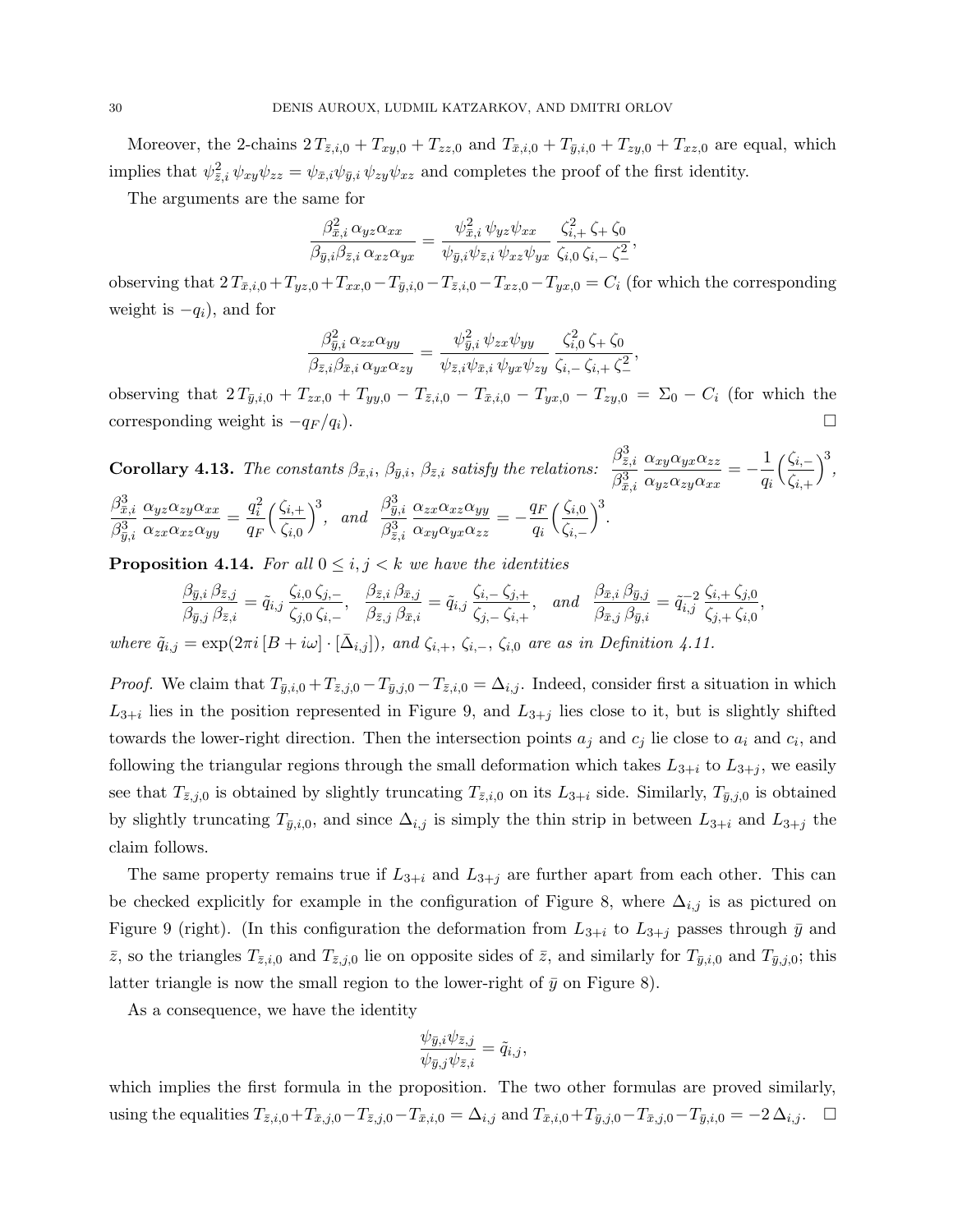Moreover, the 2-chains $2\,T_{\bar{z},i,0} + T_{xy,0} + T_{zz,0}$ and $T_{\bar{x},i,0} + T_{\bar{y},i,0} + T_{zy,0} + T_{xz,0}$ are equal, which implies that $\psi_{\bar{z},i}^2\,\psi_{xy}\psi_{zz} = \psi_{\bar{x},i}\psi_{\bar{y},i}\,\psi_{zy}\psi_{xz}$ and completes the proof of the first identity.

The arguments are the same for

$$\frac{\beta_{\bar{x},i}^2\,\alpha_{yz}\alpha_{xx}}{\beta_{\bar{y},i}\beta_{\bar{z},i}\,\alpha_{xz}\alpha_{yx}} = \frac{\psi_{\bar{x},i}^2\,\psi_{yz}\psi_{xx}}{\psi_{\bar{y},i}\psi_{\bar{z},i}\,\psi_{xz}\psi_{yx}}\,\frac{\zeta_{i,+}^2\,\zeta_+\,\zeta_0}{\zeta_{i,0}\,\zeta_{i,-}\,\zeta_-^2},$$

observing that $2\,T_{\bar{x},i,0}+T_{yz,0}+T_{xx,0}-T_{\bar{y},i,0}-T_{\bar{z},i,0}-T_{xz,0}-T_{yx,0} = C_i$ (for which the corresponding weight is $-q_i$), and for

$$\frac{\beta_{\bar{y},i}^2\,\alpha_{zx}\alpha_{yy}}{\beta_{\bar{z},i}\beta_{\bar{x},i}\,\alpha_{yx}\alpha_{zy}} = \frac{\psi_{\bar{y},i}^2\,\psi_{zx}\psi_{yy}}{\psi_{\bar{z},i}\psi_{\bar{x},i}\,\psi_{yx}\psi_{zy}}\,\frac{\zeta_{i,0}^2\,\zeta_+\,\zeta_0}{\zeta_{i,-}\,\zeta_{i,+}\,\zeta_-^2},$$

observing that $2\,T_{\bar{y},i,0} + T_{zx,0} + T_{yy,0} - T_{\bar{z},i,0} - T_{\bar{x},i,0} - T_{yx,0} - T_{zy,0} = \Sigma_0 - C_i$ (for which the corresponding weight is $-q_F/q_i$). □

**Corollary 4.13.** *The constants $\beta_{\bar{x},i}$, $\beta_{\bar{y},i}$, $\beta_{\bar{z},i}$ satisfy the relations:* $\dfrac{\beta_{\bar{z},i}^3}{\beta_{\bar{x},i}^3}\,\dfrac{\alpha_{xy}\alpha_{yx}\alpha_{zz}}{\alpha_{yz}\alpha_{zy}\alpha_{xx}} = -\dfrac{1}{q_i}\Big(\dfrac{\zeta_{i,-}}{\zeta_{i,+}}\Big)^3$, $\dfrac{\beta_{\bar{x},i}^3}{\beta_{\bar{y},i}^3}\,\dfrac{\alpha_{yz}\alpha_{zy}\alpha_{xx}}{\alpha_{zx}\alpha_{xz}\alpha_{yy}} = \dfrac{q_i^2}{q_F}\Big(\dfrac{\zeta_{i,+}}{\zeta_{i,0}}\Big)^3$, *and* $\dfrac{\beta_{\bar{y},i}^3}{\beta_{\bar{z},i}^3}\,\dfrac{\alpha_{zx}\alpha_{xz}\alpha_{yy}}{\alpha_{xy}\alpha_{yx}\alpha_{zz}} = -\dfrac{q_F}{q_i}\Big(\dfrac{\zeta_{i,0}}{\zeta_{i,-}}\Big)^3$.

**Proposition 4.14.** *For all $0 \le i,j < k$ we have the identities*

$$\frac{\beta_{\bar{y},i}\,\beta_{\bar{z},j}}{\beta_{\bar{y},j}\,\beta_{\bar{z},i}} = \tilde{q}_{i,j}\,\frac{\zeta_{i,0}\,\zeta_{j,-}}{\zeta_{j,0}\,\zeta_{i,-}},\quad \frac{\beta_{\bar{z},i}\,\beta_{\bar{x},j}}{\beta_{\bar{z},j}\,\beta_{\bar{x},i}} = \tilde{q}_{i,j}\,\frac{\zeta_{i,-}\,\zeta_{j,+}}{\zeta_{j,-}\,\zeta_{i,+}},\quad \text{and}\quad \frac{\beta_{\bar{x},i}\,\beta_{\bar{y},j}}{\beta_{\bar{x},j}\,\beta_{\bar{y},i}} = \tilde{q}_{i,j}^{-2}\,\frac{\zeta_{i,+}\,\zeta_{j,0}}{\zeta_{j,+}\,\zeta_{i,0}},$$

*where $\tilde{q}_{i,j} = \exp(2\pi i\,[B+i\omega]\cdot[\bar{\Delta}_{i,j}])$, and $\zeta_{i,+}$, $\zeta_{i,-}$, $\zeta_{i,0}$ are as in Definition 4.11.*

*Proof.* We claim that $T_{\bar{y},i,0}+T_{\bar{z},j,0}-T_{\bar{y},j,0}-T_{\bar{z},i,0} = \Delta_{i,j}$. Indeed, consider first a situation in which $L_{3+i}$ lies in the position represented in Figure 9, and $L_{3+j}$ lies close to it, but is slightly shifted towards the lower-right direction. Then the intersection points $a_j$ and $c_j$ lie close to $a_i$ and $c_i$, and following the triangular regions through the small deformation which takes $L_{3+i}$ to $L_{3+j}$, we easily see that $T_{\bar{z},j,0}$ is obtained by slightly truncating $T_{\bar{z},i,0}$ on its $L_{3+i}$ side. Similarly, $T_{\bar{y},j,0}$ is obtained by slightly truncating $T_{\bar{y},i,0}$, and since $\Delta_{i,j}$ is simply the thin strip in between $L_{3+i}$ and $L_{3+j}$ the claim follows.

The same property remains true if $L_{3+i}$ and $L_{3+j}$ are further apart from each other. This can be checked explicitly for example in the configuration of Figure 8, where $\Delta_{i,j}$ is as pictured on Figure 9 (right). (In this configuration the deformation from $L_{3+i}$ to $L_{3+j}$ passes through $\bar{y}$ and $\bar{z}$, so the triangles $T_{\bar{z},i,0}$ and $T_{\bar{z},j,0}$ lie on opposite sides of $\bar{z}$, and similarly for $T_{\bar{y},i,0}$ and $T_{\bar{y},j,0}$; this latter triangle is now the small region to the lower-right of $\bar{y}$ on Figure 8).

As a consequence, we have the identity

$$\frac{\psi_{\bar{y},i}\psi_{\bar{z},j}}{\psi_{\bar{y},j}\psi_{\bar{z},i}} = \tilde{q}_{i,j},$$

which implies the first formula in the proposition. The two other formulas are proved similarly, using the equalities $T_{\bar{z},i,0}+T_{\bar{x},j,0}-T_{\bar{z},j,0}-T_{\bar{x},i,0} = \Delta_{i,j}$ and $T_{\bar{x},i,0}+T_{\bar{y},j,0}-T_{\bar{x},j,0}-T_{\bar{y},i,0} = -2\,\Delta_{i,j}$. □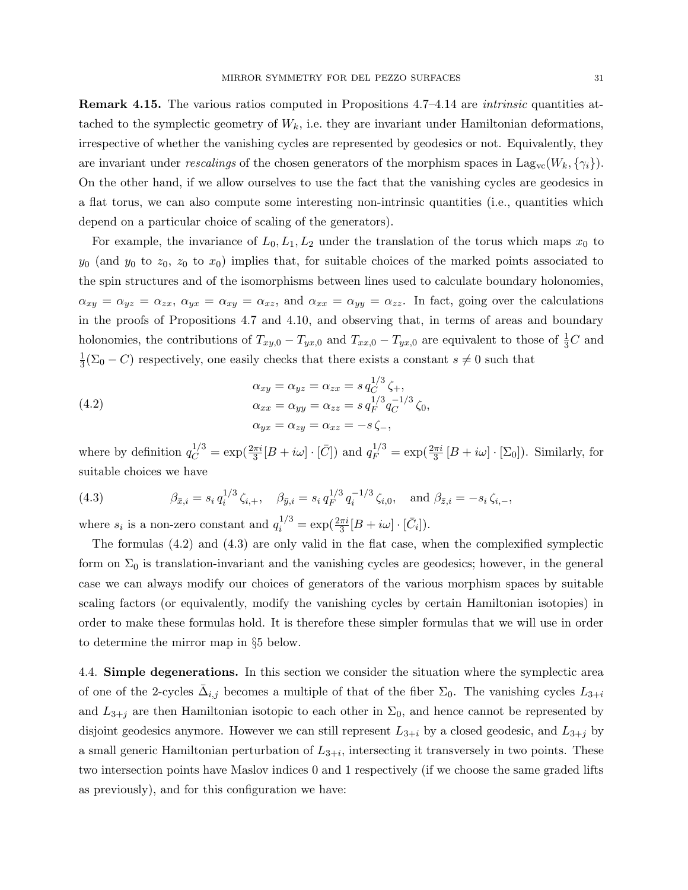**Remark 4.15.** The various ratios computed in Propositions 4.7–4.14 are *intrinsic* quantities attached to the symplectic geometry of $W_k$, i.e. they are invariant under Hamiltonian deformations, irrespective of whether the vanishing cycles are represented by geodesics or not. Equivalently, they are invariant under *rescalings* of the chosen generators of the morphism spaces in $\mathrm{Lag}_{\mathrm{vc}}(W_k, \{\gamma_i\})$. On the other hand, if we allow ourselves to use the fact that the vanishing cycles are geodesics in a flat torus, we can also compute some interesting non-intrinsic quantities (i.e., quantities which depend on a particular choice of scaling of the generators).

For example, the invariance of $L_0, L_1, L_2$ under the translation of the torus which maps $x_0$ to $y_0$ (and $y_0$ to $z_0$, $z_0$ to $x_0$) implies that, for suitable choices of the marked points associated to the spin structures and of the isomorphisms between lines used to calculate boundary holonomies, $\alpha_{xy} = \alpha_{yz} = \alpha_{zx}$, $\alpha_{yx} = \alpha_{xy} = \alpha_{xz}$, and $\alpha_{xx} = \alpha_{yy} = \alpha_{zz}$. In fact, going over the calculations in the proofs of Propositions 4.7 and 4.10, and observing that, in terms of areas and boundary holonomies, the contributions of $T_{xy,0} - T_{yx,0}$ and $T_{xx,0} - T_{yx,0}$ are equivalent to those of $\frac{1}{3}C$ and $\frac{1}{3}(\Sigma_0 - C)$ respectively, one easily checks that there exists a constant $s \neq 0$ such that

$$
\begin{aligned}
\alpha_{xy} &= \alpha_{yz} = \alpha_{zx} = s\, q_C^{1/3}\, \zeta_+, \\
\alpha_{xx} &= \alpha_{yy} = \alpha_{zz} = s\, q_F^{1/3} q_C^{-1/3}\, \zeta_0, \\
\alpha_{yx} &= \alpha_{zy} = \alpha_{xz} = -s\, \zeta_-,
\end{aligned}
\tag{4.2}
$$

where by definition $q_C^{1/3} = \exp(\frac{2\pi i}{3}[B + i\omega] \cdot [\bar{C}])$ and $q_F^{1/3} = \exp(\frac{2\pi i}{3}[B + i\omega] \cdot [\Sigma_0])$. Similarly, for suitable choices we have

$$
\beta_{\bar{x},i} = s_i\, q_i^{1/3}\, \zeta_{i,+}, \quad \beta_{\bar{y},i} = s_i\, q_F^{1/3}\, q_i^{-1/3}\, \zeta_{i,0}, \quad \text{and } \beta_{\bar{z},i} = -s_i\, \zeta_{i,-},
\tag{4.3}
$$

where $s_i$ is a non-zero constant and $q_i^{1/3} = \exp(\frac{2\pi i}{3}[B + i\omega] \cdot [\bar{C}_i])$.

The formulas (4.2) and (4.3) are only valid in the flat case, when the complexified symplectic form on $\Sigma_0$ is translation-invariant and the vanishing cycles are geodesics; however, in the general case we can always modify our choices of generators of the various morphism spaces by suitable scaling factors (or equivalently, modify the vanishing cycles by certain Hamiltonian isotopies) in order to make these formulas hold. It is therefore these simpler formulas that we will use in order to determine the mirror map in §5 below.

4.4. **Simple degenerations.** In this section we consider the situation where the symplectic area of one of the 2-cycles $\bar{\Delta}_{i,j}$ becomes a multiple of that of the fiber $\Sigma_0$. The vanishing cycles $L_{3+i}$ and $L_{3+j}$ are then Hamiltonian isotopic to each other in $\Sigma_0$, and hence cannot be represented by disjoint geodesics anymore. However we can still represent $L_{3+i}$ by a closed geodesic, and $L_{3+j}$ by a small generic Hamiltonian perturbation of $L_{3+i}$, intersecting it transversely in two points. These two intersection points have Maslov indices 0 and 1 respectively (if we choose the same graded lifts as previously), and for this configuration we have: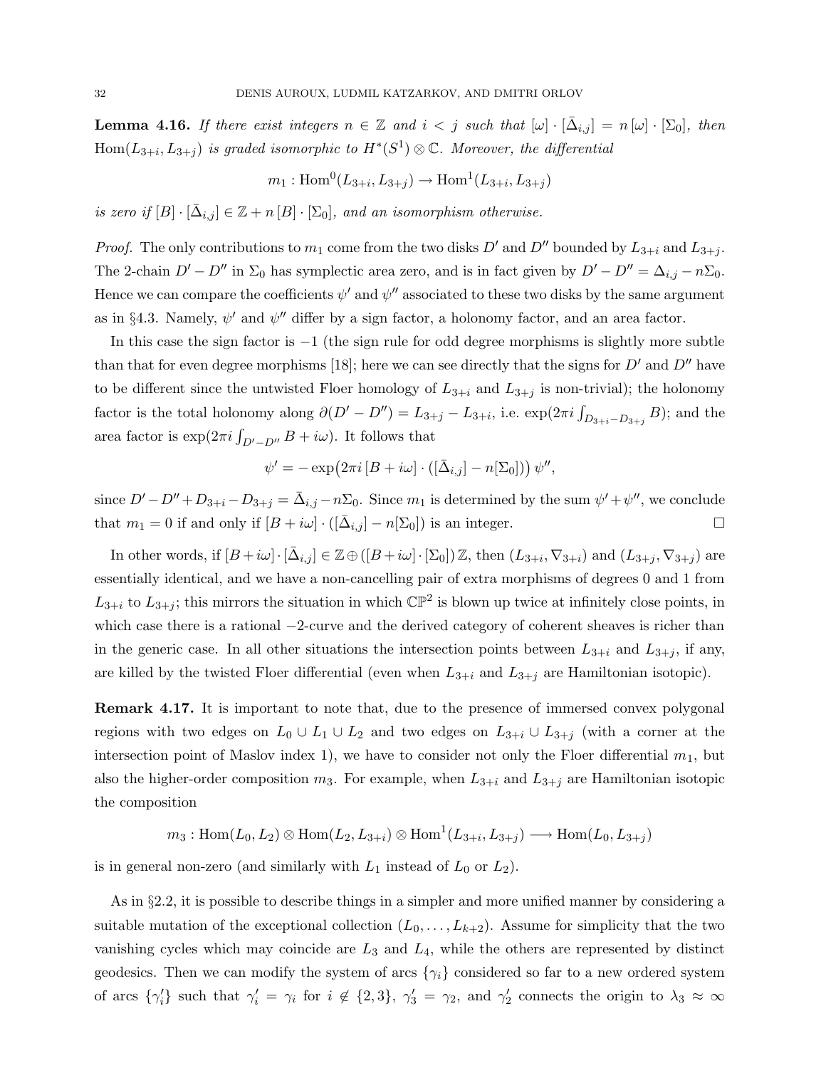**Lemma 4.16.** *If there exist integers $n \in \mathbb{Z}$ and $i < j$ such that $[\omega] \cdot [\bar{\Delta}_{i,j}] = n\,[\omega] \cdot [\Sigma_0]$, then $\mathrm{Hom}(L_{3+i}, L_{3+j})$ is graded isomorphic to $H^*(S^1) \otimes \mathbb{C}$. Moreover, the differential*

$$m_1 : \mathrm{Hom}^0(L_{3+i}, L_{3+j}) \to \mathrm{Hom}^1(L_{3+i}, L_{3+j})$$

*is zero if $[B] \cdot [\bar{\Delta}_{i,j}] \in \mathbb{Z} + n\,[B] \cdot [\Sigma_0]$, and an isomorphism otherwise.*

*Proof.* The only contributions to $m_1$ come from the two disks $D'$ and $D''$ bounded by $L_{3+i}$ and $L_{3+j}$. The 2-chain $D' - D''$ in $\Sigma_0$ has symplectic area zero, and is in fact given by $D' - D'' = \Delta_{i,j} - n\Sigma_0$. Hence we can compare the coefficients $\psi'$ and $\psi''$ associated to these two disks by the same argument as in §4.3. Namely, $\psi'$ and $\psi''$ differ by a sign factor, a holonomy factor, and an area factor.

In this case the sign factor is $-1$ (the sign rule for odd degree morphisms is slightly more subtle than that for even degree morphisms [18]; here we can see directly that the signs for $D'$ and $D''$ have to be different since the untwisted Floer homology of $L_{3+i}$ and $L_{3+j}$ is non-trivial); the holonomy factor is the total holonomy along $\partial(D' - D'') = L_{3+j} - L_{3+i}$, i.e. $\exp(2\pi i \int_{D_{3+i} - D_{3+j}} B)$; and the area factor is $\exp(2\pi i \int_{D' - D''} B + i\omega)$. It follows that

$$\psi' = -\exp\bigl(2\pi i\,[B + i\omega] \cdot ([\bar{\Delta}_{i,j}] - n[\Sigma_0])\bigr)\,\psi'',$$

since $D' - D'' + D_{3+i} - D_{3+j} = \bar{\Delta}_{i,j} - n\Sigma_0$. Since $m_1$ is determined by the sum $\psi' + \psi''$, we conclude that $m_1 = 0$ if and only if $[B + i\omega] \cdot ([\bar{\Delta}_{i,j}] - n[\Sigma_0])$ is an integer. $\square$

In other words, if $[B + i\omega] \cdot [\bar{\Delta}_{i,j}] \in \mathbb{Z} \oplus ([B + i\omega] \cdot [\Sigma_0])\,\mathbb{Z}$, then $(L_{3+i}, \nabla_{3+i})$ and $(L_{3+j}, \nabla_{3+j})$ are essentially identical, and we have a non-cancelling pair of extra morphisms of degrees 0 and 1 from $L_{3+i}$ to $L_{3+j}$; this mirrors the situation in which $\mathbb{CP}^2$ is blown up twice at infinitely close points, in which case there is a rational $-2$-curve and the derived category of coherent sheaves is richer than in the generic case. In all other situations the intersection points between $L_{3+i}$ and $L_{3+j}$, if any, are killed by the twisted Floer differential (even when $L_{3+i}$ and $L_{3+j}$ are Hamiltonian isotopic).

**Remark 4.17.** It is important to note that, due to the presence of immersed convex polygonal regions with two edges on $L_0 \cup L_1 \cup L_2$ and two edges on $L_{3+i} \cup L_{3+j}$ (with a corner at the intersection point of Maslov index 1), we have to consider not only the Floer differential $m_1$, but also the higher-order composition $m_3$. For example, when $L_{3+i}$ and $L_{3+j}$ are Hamiltonian isotopic the composition

$$m_3 : \mathrm{Hom}(L_0, L_2) \otimes \mathrm{Hom}(L_2, L_{3+i}) \otimes \mathrm{Hom}^1(L_{3+i}, L_{3+j}) \longrightarrow \mathrm{Hom}(L_0, L_{3+j})$$

is in general non-zero (and similarly with $L_1$ instead of $L_0$ or $L_2$).

As in §2.2, it is possible to describe things in a simpler and more unified manner by considering a suitable mutation of the exceptional collection $(L_0, \ldots, L_{k+2})$. Assume for simplicity that the two vanishing cycles which may coincide are $L_3$ and $L_4$, while the others are represented by distinct geodesics. Then we can modify the system of arcs $\{\gamma_i\}$ considered so far to a new ordered system of arcs $\{\gamma'_i\}$ such that $\gamma'_i = \gamma_i$ for $i \notin \{2, 3\}$, $\gamma'_3 = \gamma_2$, and $\gamma'_2$ connects the origin to $\lambda_3 \approx \infty$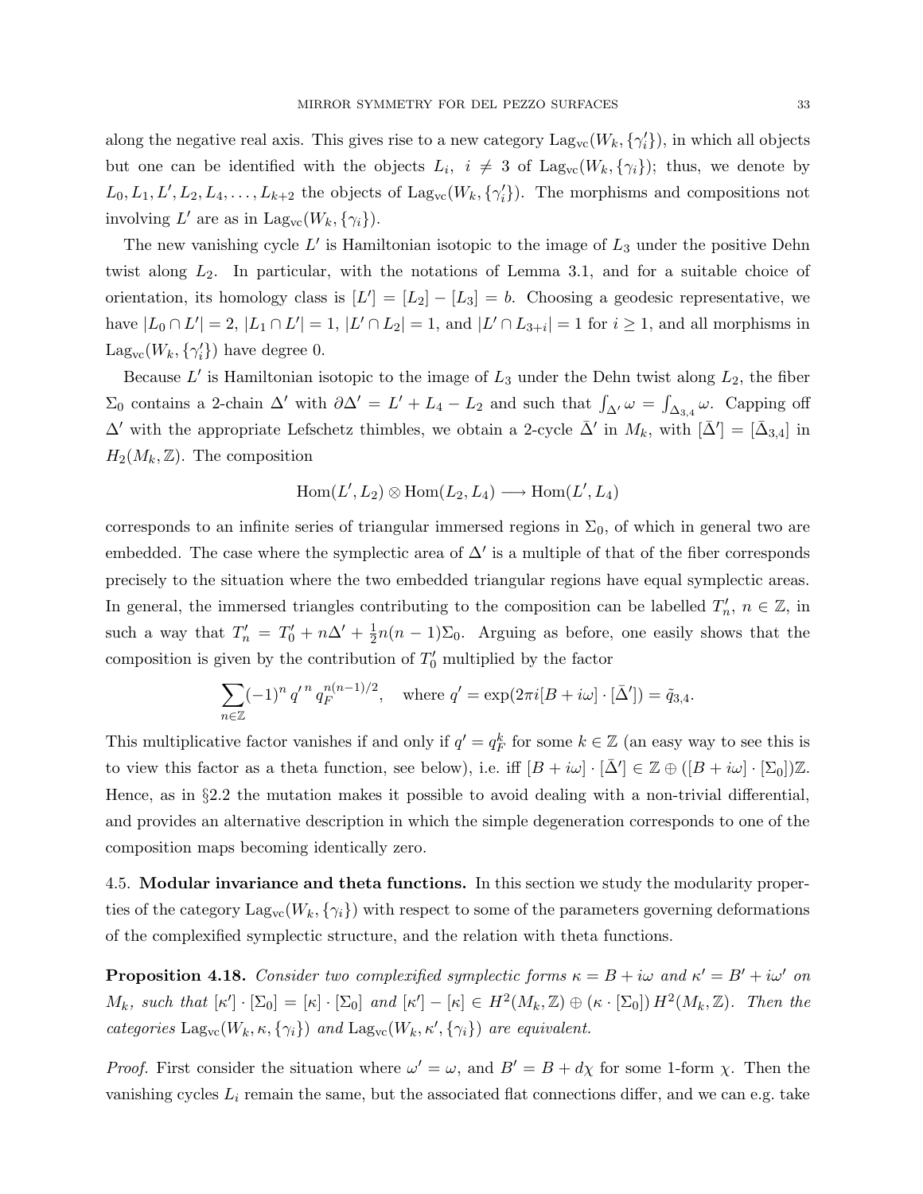along the negative real axis. This gives rise to a new category $\mathrm{Lag}_{\mathrm{vc}}(W_k, \{\gamma_i'\})$, in which all objects but one can be identified with the objects $L_i$, $i \neq 3$ of $\mathrm{Lag}_{\mathrm{vc}}(W_k, \{\gamma_i\})$; thus, we denote by $L_0, L_1, L', L_2, L_4, \dots, L_{k+2}$ the objects of $\mathrm{Lag}_{\mathrm{vc}}(W_k, \{\gamma_i'\})$. The morphisms and compositions not involving $L'$ are as in $\mathrm{Lag}_{\mathrm{vc}}(W_k, \{\gamma_i\})$.

The new vanishing cycle $L'$ is Hamiltonian isotopic to the image of $L_3$ under the positive Dehn twist along $L_2$. In particular, with the notations of Lemma 3.1, and for a suitable choice of orientation, its homology class is $[L'] = [L_2] - [L_3] = b$. Choosing a geodesic representative, we have $|L_0 \cap L'| = 2$, $|L_1 \cap L'| = 1$, $|L' \cap L_2| = 1$, and $|L' \cap L_{3+i}| = 1$ for $i \geq 1$, and all morphisms in $\mathrm{Lag}_{\mathrm{vc}}(W_k, \{\gamma_i'\})$ have degree 0.

Because $L'$ is Hamiltonian isotopic to the image of $L_3$ under the Dehn twist along $L_2$, the fiber $\Sigma_0$ contains a 2-chain $\Delta'$ with $\partial \Delta' = L' + L_4 - L_2$ and such that $\int_{\Delta'} \omega = \int_{\Delta_{3,4}} \omega$. Capping off $\Delta'$ with the appropriate Lefschetz thimbles, we obtain a 2-cycle $\bar{\Delta}'$ in $M_k$, with $[\bar{\Delta}'] = [\bar{\Delta}_{3,4}]$ in $H_2(M_k, \mathbb{Z})$. The composition

$$\mathrm{Hom}(L', L_2) \otimes \mathrm{Hom}(L_2, L_4) \longrightarrow \mathrm{Hom}(L', L_4)$$

corresponds to an infinite series of triangular immersed regions in $\Sigma_0$, of which in general two are embedded. The case where the symplectic area of $\Delta'$ is a multiple of that of the fiber corresponds precisely to the situation where the two embedded triangular regions have equal symplectic areas. In general, the immersed triangles contributing to the composition can be labelled $T_n'$, $n \in \mathbb{Z}$, in such a way that $T_n' = T_0' + n\Delta' + \frac{1}{2}n(n-1)\Sigma_0$. Arguing as before, one easily shows that the composition is given by the contribution of $T_0'$ multiplied by the factor

$$\sum_{n \in \mathbb{Z}} (-1)^n \, {q'}^n \, q_F^{n(n-1)/2}, \quad \text{where } q' = \exp(2\pi i [B + i\omega] \cdot [\bar{\Delta}']) = \tilde{q}_{3,4}.$$

This multiplicative factor vanishes if and only if $q' = q_F^k$ for some $k \in \mathbb{Z}$ (an easy way to see this is to view this factor as a theta function, see below), i.e. iff $[B + i\omega] \cdot [\bar{\Delta}'] \in \mathbb{Z} \oplus ([B + i\omega] \cdot [\Sigma_0])\mathbb{Z}$. Hence, as in §2.2 the mutation makes it possible to avoid dealing with a non-trivial differential, and provides an alternative description in which the simple degeneration corresponds to one of the composition maps becoming identically zero.

4.5. **Modular invariance and theta functions.** In this section we study the modularity properties of the category $\mathrm{Lag}_{\mathrm{vc}}(W_k, \{\gamma_i\})$ with respect to some of the parameters governing deformations of the complexified symplectic structure, and the relation with theta functions.

**Proposition 4.18.** *Consider two complexified symplectic forms $\kappa = B + i\omega$ and $\kappa' = B' + i\omega'$ on $M_k$, such that $[\kappa'] \cdot [\Sigma_0] = [\kappa] \cdot [\Sigma_0]$ and $[\kappa'] - [\kappa] \in H^2(M_k, \mathbb{Z}) \oplus (\kappa \cdot [\Sigma_0])\, H^2(M_k, \mathbb{Z})$. Then the categories $\mathrm{Lag}_{\mathrm{vc}}(W_k, \kappa, \{\gamma_i\})$ and $\mathrm{Lag}_{\mathrm{vc}}(W_k, \kappa', \{\gamma_i\})$ are equivalent.*

*Proof.* First consider the situation where $\omega' = \omega$, and $B' = B + d\chi$ for some 1-form $\chi$. Then the vanishing cycles $L_i$ remain the same, but the associated flat connections differ, and we can e.g. take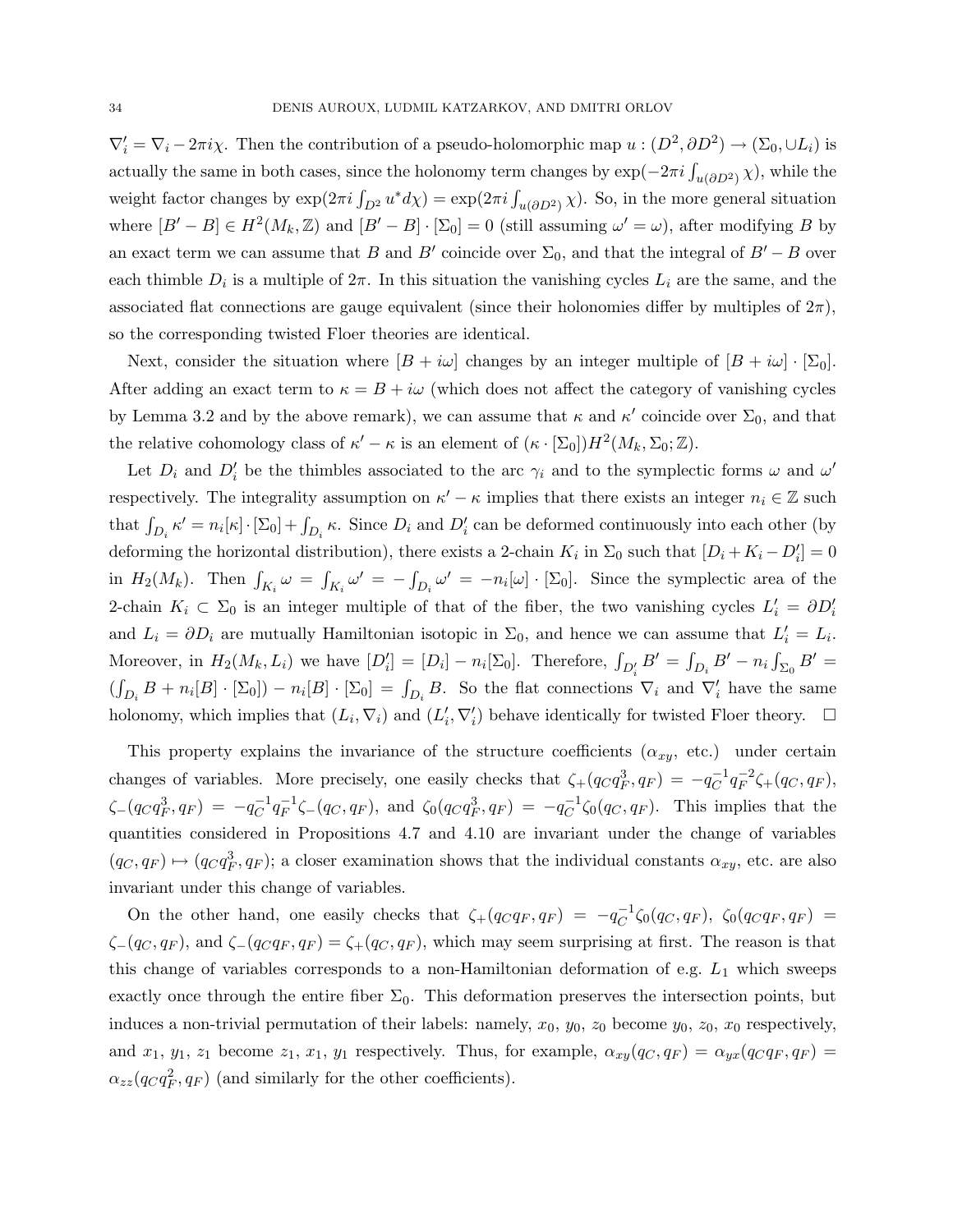$\nabla'_i = \nabla_i - 2\pi i\chi$. Then the contribution of a pseudo-holomorphic map $u : (D^2, \partial D^2) \to (\Sigma_0, \cup L_i)$ is actually the same in both cases, since the holonomy term changes by $\exp(-2\pi i \int_{u(\partial D^2)} \chi)$, while the weight factor changes by $\exp(2\pi i \int_{D^2} u^* d\chi) = \exp(2\pi i \int_{u(\partial D^2)} \chi)$. So, in the more general situation where $[B' - B] \in H^2(M_k, \mathbb{Z})$ and $[B' - B] \cdot [\Sigma_0] = 0$ (still assuming $\omega' = \omega$), after modifying $B$ by an exact term we can assume that $B$ and $B'$ coincide over $\Sigma_0$, and that the integral of $B' - B$ over each thimble $D_i$ is a multiple of $2\pi$. In this situation the vanishing cycles $L_i$ are the same, and the associated flat connections are gauge equivalent (since their holonomies differ by multiples of $2\pi$), so the corresponding twisted Floer theories are identical.

Next, consider the situation where $[B + i\omega]$ changes by an integer multiple of $[B + i\omega] \cdot [\Sigma_0]$. After adding an exact term to $\kappa = B + i\omega$ (which does not affect the category of vanishing cycles by Lemma 3.2 and by the above remark), we can assume that $\kappa$ and $\kappa'$ coincide over $\Sigma_0$, and that the relative cohomology class of $\kappa' - \kappa$ is an element of $(\kappa \cdot [\Sigma_0]) H^2(M_k, \Sigma_0; \mathbb{Z})$.

Let $D_i$ and $D'_i$ be the thimbles associated to the arc $\gamma_i$ and to the symplectic forms $\omega$ and $\omega'$ respectively. The integrality assumption on $\kappa' - \kappa$ implies that there exists an integer $n_i \in \mathbb{Z}$ such that $\int_{D_i} \kappa' = n_i [\kappa] \cdot [\Sigma_0] + \int_{D_i} \kappa$. Since $D_i$ and $D'_i$ can be deformed continuously into each other (by deforming the horizontal distribution), there exists a 2-chain $K_i$ in $\Sigma_0$ such that $[D_i + K_i - D'_i] = 0$ in $H_2(M_k)$. Then $\int_{K_i} \omega = \int_{K_i} \omega' = -\int_{D_i} \omega' = -n_i [\omega] \cdot [\Sigma_0]$. Since the symplectic area of the 2-chain $K_i \subset \Sigma_0$ is an integer multiple of that of the fiber, the two vanishing cycles $L'_i = \partial D'_i$ and $L_i = \partial D_i$ are mutually Hamiltonian isotopic in $\Sigma_0$, and hence we can assume that $L'_i = L_i$. Moreover, in $H_2(M_k, L_i)$ we have $[D'_i] = [D_i] - n_i [\Sigma_0]$. Therefore, $\int_{D'_i} B' = \int_{D_i} B' - n_i \int_{\Sigma_0} B' = (\int_{D_i} B + n_i [B] \cdot [\Sigma_0]) - n_i [B] \cdot [\Sigma_0] = \int_{D_i} B$. So the flat connections $\nabla_i$ and $\nabla'_i$ have the same holonomy, which implies that $(L_i, \nabla_i)$ and $(L'_i, \nabla'_i)$ behave identically for twisted Floer theory. $\square$

This property explains the invariance of the structure coefficients ($\alpha_{xy}$, etc.) under certain changes of variables. More precisely, one easily checks that $\zeta_+(q_C q_F^3, q_F) = -q_C^{-1} q_F^{-2} \zeta_+(q_C, q_F)$, $\zeta_-(q_C q_F^3, q_F) = -q_C^{-1} q_F^{-1} \zeta_-(q_C, q_F)$, and $\zeta_0(q_C q_F^3, q_F) = -q_C^{-1} \zeta_0(q_C, q_F)$. This implies that the quantities considered in Propositions 4.7 and 4.10 are invariant under the change of variables $(q_C, q_F) \mapsto (q_C q_F^3, q_F)$; a closer examination shows that the individual constants $\alpha_{xy}$, etc. are also invariant under this change of variables.

On the other hand, one easily checks that $\zeta_+(q_C q_F, q_F) = -q_C^{-1} \zeta_0(q_C, q_F)$, $\zeta_0(q_C q_F, q_F) = \zeta_-(q_C, q_F)$, and $\zeta_-(q_C q_F, q_F) = \zeta_+(q_C, q_F)$, which may seem surprising at first. The reason is that this change of variables corresponds to a non-Hamiltonian deformation of e.g. $L_1$ which sweeps exactly once through the entire fiber $\Sigma_0$. This deformation preserves the intersection points, but induces a non-trivial permutation of their labels: namely, $x_0$, $y_0$, $z_0$ become $y_0$, $z_0$, $x_0$ respectively, and $x_1$, $y_1$, $z_1$ become $z_1$, $x_1$, $y_1$ respectively. Thus, for example, $\alpha_{xy}(q_C, q_F) = \alpha_{yx}(q_C q_F, q_F) = \alpha_{zz}(q_C q_F^2, q_F)$ (and similarly for the other coefficients).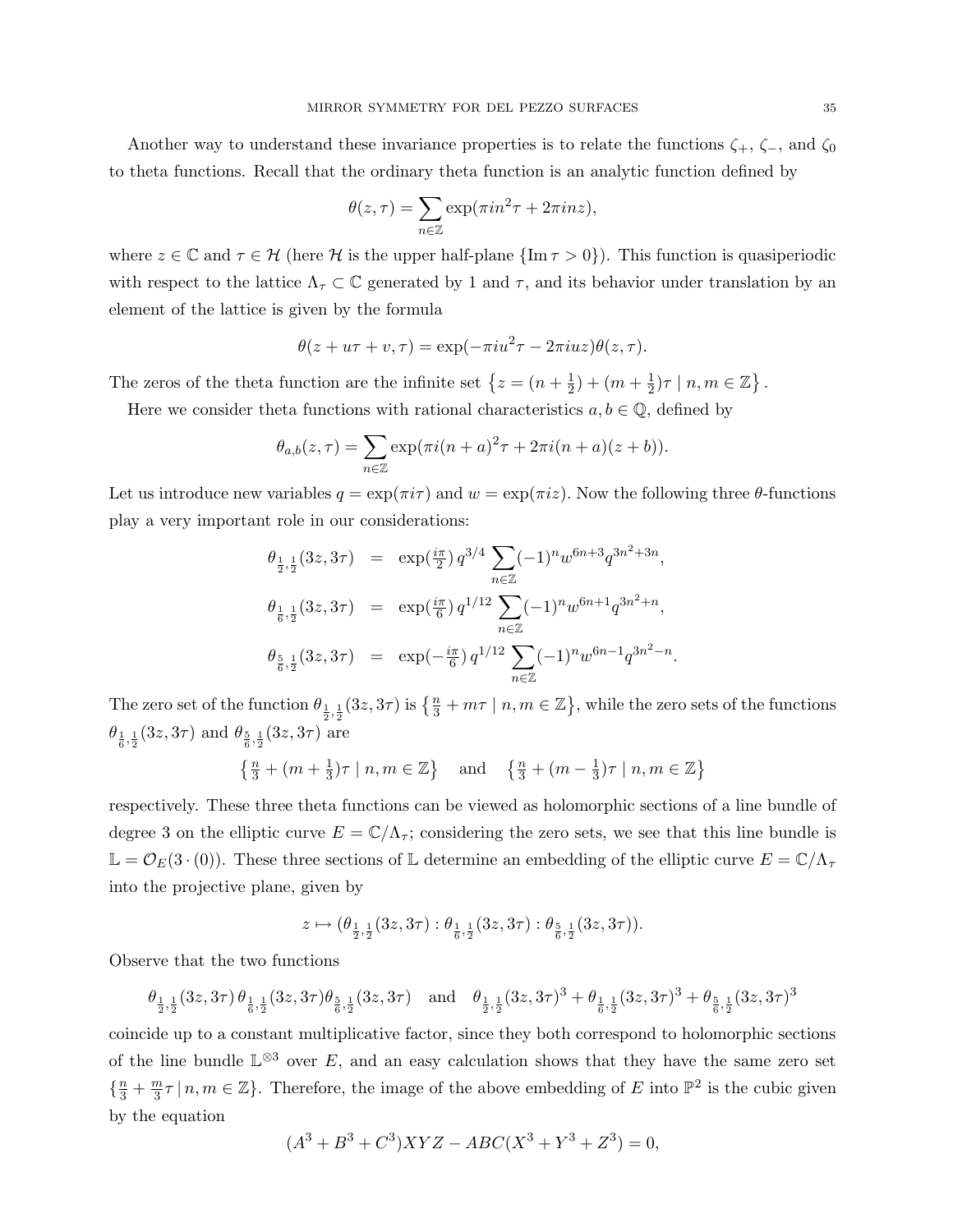Another way to understand these invariance properties is to relate the functions $\zeta_+$, $\zeta_-$, and $\zeta_0$ to theta functions. Recall that the ordinary theta function is an analytic function defined by

$$\theta(z,\tau) = \sum_{n\in\mathbb{Z}} \exp(\pi i n^2 \tau + 2\pi i n z),$$

where $z \in \mathbb{C}$ and $\tau \in \mathcal{H}$ (here $\mathcal{H}$ is the upper half-plane $\{\operatorname{Im}\tau > 0\}$). This function is quasiperiodic with respect to the lattice $\Lambda_\tau \subset \mathbb{C}$ generated by 1 and $\tau$, and its behavior under translation by an element of the lattice is given by the formula

$$\theta(z + u\tau + v, \tau) = \exp(-\pi i u^2 \tau - 2\pi i u z)\theta(z,\tau).$$

The zeros of the theta function are the infinite set $\left\{z = (n + \frac{1}{2}) + (m + \frac{1}{2})\tau \mid n, m \in \mathbb{Z}\right\}$.

Here we consider theta functions with rational characteristics $a, b \in \mathbb{Q}$, defined by

$$\theta_{a,b}(z,\tau) = \sum_{n\in\mathbb{Z}} \exp(\pi i (n+a)^2 \tau + 2\pi i (n+a)(z+b)).$$

Let us introduce new variables $q = \exp(\pi i \tau)$ and $w = \exp(\pi i z)$. Now the following three $\theta$-functions play a very important role in our considerations:

$$\begin{aligned}
\theta_{\frac{1}{2},\frac{1}{2}}(3z, 3\tau) &= \exp(\tfrac{i\pi}{2})\, q^{3/4} \sum_{n\in\mathbb{Z}} (-1)^n w^{6n+3} q^{3n^2+3n}, \\
\theta_{\frac{1}{6},\frac{1}{2}}(3z, 3\tau) &= \exp(\tfrac{i\pi}{6})\, q^{1/12} \sum_{n\in\mathbb{Z}} (-1)^n w^{6n+1} q^{3n^2+n}, \\
\theta_{\frac{5}{6},\frac{1}{2}}(3z, 3\tau) &= \exp(-\tfrac{i\pi}{6})\, q^{1/12} \sum_{n\in\mathbb{Z}} (-1)^n w^{6n-1} q^{3n^2-n}.
\end{aligned}$$

The zero set of the function $\theta_{\frac{1}{2},\frac{1}{2}}(3z, 3\tau)$ is $\left\{\frac{n}{3} + m\tau \mid n, m \in \mathbb{Z}\right\}$, while the zero sets of the functions $\theta_{\frac{1}{6},\frac{1}{2}}(3z, 3\tau)$ and $\theta_{\frac{5}{6},\frac{1}{2}}(3z, 3\tau)$ are

$$\left\{\tfrac{n}{3} + (m + \tfrac{1}{3})\tau \mid n, m \in \mathbb{Z}\right\} \quad \text{and} \quad \left\{\tfrac{n}{3} + (m - \tfrac{1}{3})\tau \mid n, m \in \mathbb{Z}\right\}$$

respectively. These three theta functions can be viewed as holomorphic sections of a line bundle of degree 3 on the elliptic curve $E = \mathbb{C}/\Lambda_\tau$; considering the zero sets, we see that this line bundle is $\mathbb{L} = \mathcal{O}_E(3 \cdot (0))$. These three sections of $\mathbb{L}$ determine an embedding of the elliptic curve $E = \mathbb{C}/\Lambda_\tau$ into the projective plane, given by

$$z \mapsto (\theta_{\frac{1}{2},\frac{1}{2}}(3z, 3\tau) : \theta_{\frac{1}{6},\frac{1}{2}}(3z, 3\tau) : \theta_{\frac{5}{6},\frac{1}{2}}(3z, 3\tau)).$$

Observe that the two functions

$$\theta_{\frac{1}{2},\frac{1}{2}}(3z, 3\tau)\,\theta_{\frac{1}{6},\frac{1}{2}}(3z, 3\tau)\theta_{\frac{5}{6},\frac{1}{2}}(3z, 3\tau) \quad \text{and} \quad \theta_{\frac{1}{2},\frac{1}{2}}(3z, 3\tau)^3 + \theta_{\frac{1}{6},\frac{1}{2}}(3z, 3\tau)^3 + \theta_{\frac{5}{6},\frac{1}{2}}(3z, 3\tau)^3$$

coincide up to a constant multiplicative factor, since they both correspond to holomorphic sections of the line bundle $\mathbb{L}^{\otimes 3}$ over $E$, and an easy calculation shows that they have the same zero set $\{\frac{n}{3} + \frac{m}{3}\tau \,|\, n, m \in \mathbb{Z}\}$. Therefore, the image of the above embedding of $E$ into $\mathbb{P}^2$ is the cubic given by the equation

$$(A^3 + B^3 + C^3)XYZ - ABC(X^3 + Y^3 + Z^3) = 0,$$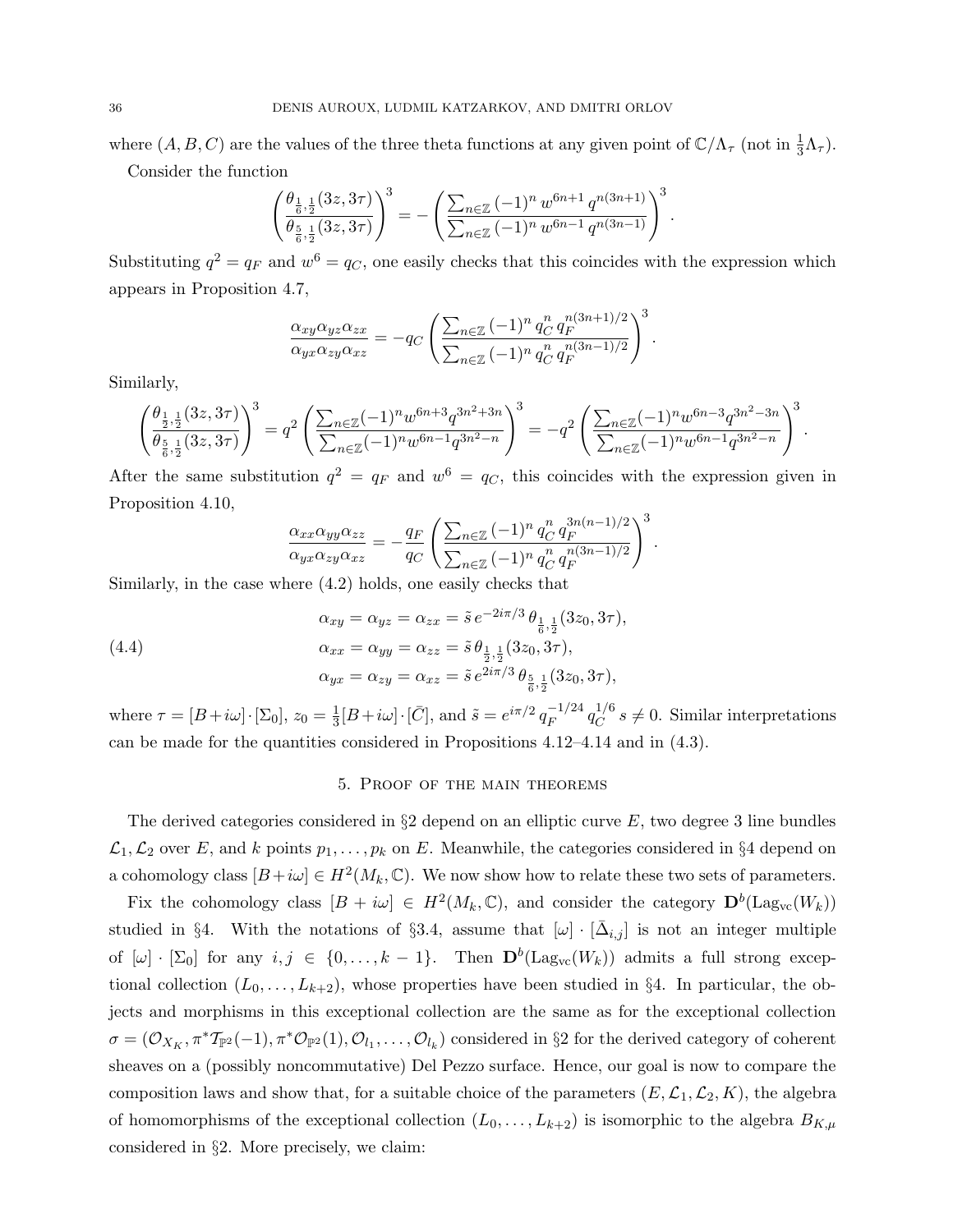where $(A, B, C)$ are the values of the three theta functions at any given point of $\mathbb{C}/\Lambda_\tau$ (not in $\frac{1}{3}\Lambda_\tau$).

Consider the function

$$\left(\frac{\theta_{\frac{1}{6},\frac{1}{2}}(3z,3\tau)}{\theta_{\frac{5}{6},\frac{1}{2}}(3z,3\tau)}\right)^3 = -\left(\frac{\sum_{n\in\mathbb{Z}}(-1)^n\, w^{6n+1}\, q^{n(3n+1)}}{\sum_{n\in\mathbb{Z}}(-1)^n\, w^{6n-1}\, q^{n(3n-1)}}\right)^3.$$

Substituting $q^2 = q_F$ and $w^6 = q_C$, one easily checks that this coincides with the expression which appears in Proposition 4.7,

$$\frac{\alpha_{xy}\alpha_{yz}\alpha_{zx}}{\alpha_{yx}\alpha_{zy}\alpha_{xz}} = -q_C\left(\frac{\sum_{n\in\mathbb{Z}}(-1)^n\, q_C^n\, q_F^{n(3n+1)/2}}{\sum_{n\in\mathbb{Z}}(-1)^n\, q_C^n\, q_F^{n(3n-1)/2}}\right)^3.$$

Similarly,

$$\left(\frac{\theta_{\frac{1}{2},\frac{1}{2}}(3z,3\tau)}{\theta_{\frac{5}{6},\frac{1}{2}}(3z,3\tau)}\right)^3 = q^2\left(\frac{\sum_{n\in\mathbb{Z}}(-1)^n w^{6n+3} q^{3n^2+3n}}{\sum_{n\in\mathbb{Z}}(-1)^n w^{6n-1} q^{3n^2-n}}\right)^3 = -q^2\left(\frac{\sum_{n\in\mathbb{Z}}(-1)^n w^{6n-3} q^{3n^2-3n}}{\sum_{n\in\mathbb{Z}}(-1)^n w^{6n-1} q^{3n^2-n}}\right)^3.$$

After the same substitution $q^2 = q_F$ and $w^6 = q_C$, this coincides with the expression given in Proposition 4.10,

$$\frac{\alpha_{xx}\alpha_{yy}\alpha_{zz}}{\alpha_{yx}\alpha_{zy}\alpha_{xz}} = -\frac{q_F}{q_C}\left(\frac{\sum_{n\in\mathbb{Z}}(-1)^n\, q_C^n\, q_F^{3n(n-1)/2}}{\sum_{n\in\mathbb{Z}}(-1)^n\, q_C^n\, q_F^{n(3n-1)/2}}\right)^3.$$

Similarly, in the case where (4.2) holds, one easily checks that

$$\begin{aligned}
\alpha_{xy} = \alpha_{yz} = \alpha_{zx} &= \tilde{s}\, e^{-2i\pi/3}\, \theta_{\frac{1}{6},\frac{1}{2}}(3z_0, 3\tau),\\
\alpha_{xx} = \alpha_{yy} = \alpha_{zz} &= \tilde{s}\, \theta_{\frac{1}{2},\frac{1}{2}}(3z_0, 3\tau),\\
\alpha_{yx} = \alpha_{zy} = \alpha_{xz} &= \tilde{s}\, e^{2i\pi/3}\, \theta_{\frac{5}{6},\frac{1}{2}}(3z_0, 3\tau),
\end{aligned} \tag{4.4}$$

where $\tau = [B+i\omega]\cdot[\Sigma_0]$, $z_0 = \frac{1}{3}[B+i\omega]\cdot[\bar{C}]$, and $\tilde{s} = e^{i\pi/2}\, q_F^{-1/24}\, q_C^{1/6}\, s \neq 0$. Similar interpretations can be made for the quantities considered in Propositions 4.12–4.14 and in (4.3).

## 5. Proof of the main theorems

The derived categories considered in §2 depend on an elliptic curve $E$, two degree 3 line bundles $\mathcal{L}_1, \mathcal{L}_2$ over $E$, and $k$ points $p_1, \dots, p_k$ on $E$. Meanwhile, the categories considered in §4 depend on a cohomology class $[B+i\omega] \in H^2(M_k, \mathbb{C})$. We now show how to relate these two sets of parameters.

Fix the cohomology class $[B+i\omega] \in H^2(M_k, \mathbb{C})$, and consider the category $\mathbf{D}^b(\mathrm{Lag}_{\mathrm{vc}}(W_k))$ studied in §4. With the notations of §3.4, assume that $[\omega]\cdot[\bar{\Delta}_{i,j}]$ is not an integer multiple of $[\omega]\cdot[\Sigma_0]$ for any $i, j \in \{0, \dots, k-1\}$. Then $\mathbf{D}^b(\mathrm{Lag}_{\mathrm{vc}}(W_k))$ admits a full strong exceptional collection $(L_0, \dots, L_{k+2})$, whose properties have been studied in §4. In particular, the objects and morphisms in this exceptional collection are the same as for the exceptional collection $\sigma = (\mathcal{O}_{X_K}, \pi^*\mathcal{T}_{\mathbb{P}^2}(-1), \pi^*\mathcal{O}_{\mathbb{P}^2}(1), \mathcal{O}_{l_1}, \dots, \mathcal{O}_{l_k})$ considered in §2 for the derived category of coherent sheaves on a (possibly noncommutative) Del Pezzo surface. Hence, our goal is now to compare the composition laws and show that, for a suitable choice of the parameters $(E, \mathcal{L}_1, \mathcal{L}_2, K)$, the algebra of homomorphisms of the exceptional collection $(L_0, \dots, L_{k+2})$ is isomorphic to the algebra $B_{K,\mu}$ considered in §2. More precisely, we claim: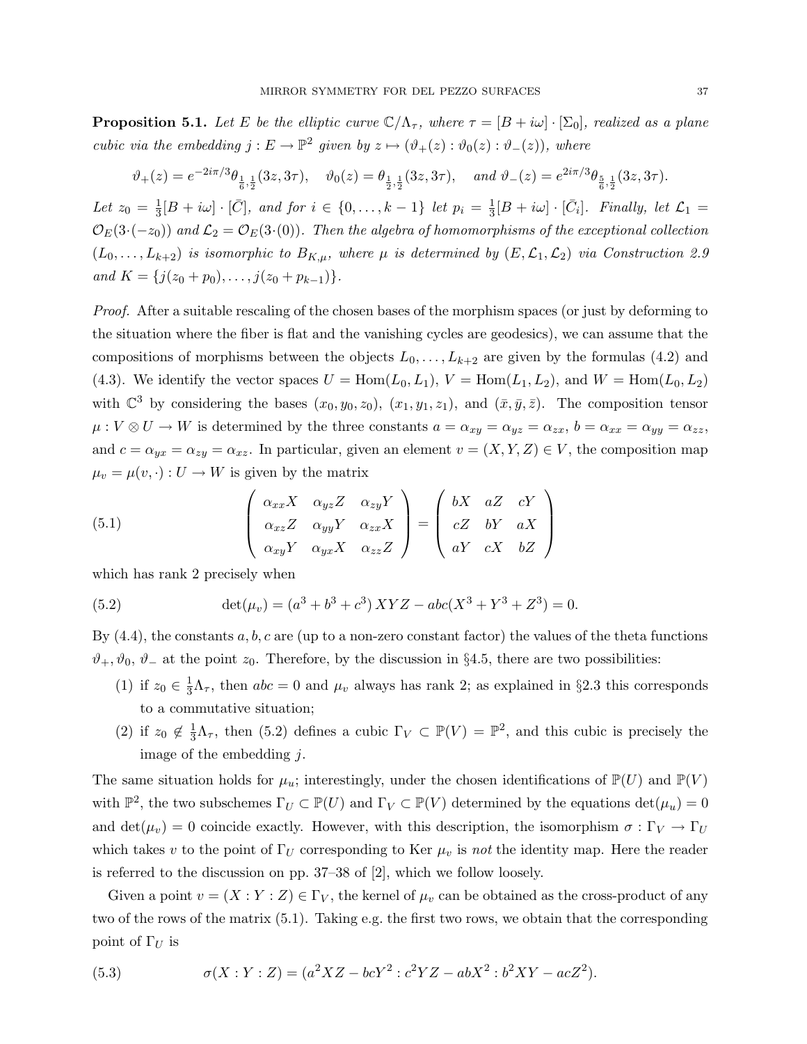**Proposition 5.1.** *Let $E$ be the elliptic curve $\mathbb{C}/\Lambda_\tau$, where $\tau = [B + i\omega] \cdot [\Sigma_0]$, realized as a plane cubic via the embedding $j : E \to \mathbb{P}^2$ given by $z \mapsto (\vartheta_+(z) : \vartheta_0(z) : \vartheta_-(z))$, where*

$$\vartheta_+(z) = e^{-2i\pi/3}\theta_{\frac{1}{6},\frac{1}{2}}(3z, 3\tau), \quad \vartheta_0(z) = \theta_{\frac{1}{2},\frac{1}{2}}(3z, 3\tau), \quad \text{and } \vartheta_-(z) = e^{2i\pi/3}\theta_{\frac{5}{6},\frac{1}{2}}(3z, 3\tau).$$

*Let $z_0 = \frac{1}{3}[B + i\omega] \cdot [\bar{C}]$, and for $i \in \{0, \ldots, k-1\}$ let $p_i = \frac{1}{3}[B + i\omega] \cdot [\bar{C}_i]$. Finally, let $\mathcal{L}_1 = \mathcal{O}_E(3\cdot(-z_0))$ and $\mathcal{L}_2 = \mathcal{O}_E(3\cdot(0))$. Then the algebra of homomorphisms of the exceptional collection $(L_0, \ldots, L_{k+2})$ is isomorphic to $B_{K,\mu}$, where $\mu$ is determined by $(E, \mathcal{L}_1, \mathcal{L}_2)$ via Construction 2.9 and $K = \{j(z_0 + p_0), \ldots, j(z_0 + p_{k-1})\}$.*

*Proof.* After a suitable rescaling of the chosen bases of the morphism spaces (or just by deforming to the situation where the fiber is flat and the vanishing cycles are geodesics), we can assume that the compositions of morphisms between the objects $L_0, \ldots, L_{k+2}$ are given by the formulas (4.2) and (4.3). We identify the vector spaces $U = \mathrm{Hom}(L_0, L_1)$, $V = \mathrm{Hom}(L_1, L_2)$, and $W = \mathrm{Hom}(L_0, L_2)$ with $\mathbb{C}^3$ by considering the bases $(x_0, y_0, z_0)$, $(x_1, y_1, z_1)$, and $(\bar{x}, \bar{y}, \bar{z})$. The composition tensor $\mu : V \otimes U \to W$ is determined by the three constants $a = \alpha_{xy} = \alpha_{yz} = \alpha_{zx}$, $b = \alpha_{xx} = \alpha_{yy} = \alpha_{zz}$, and $c = \alpha_{yx} = \alpha_{zy} = \alpha_{xz}$. In particular, given an element $v = (X, Y, Z) \in V$, the composition map $\mu_v = \mu(v, \cdot) : U \to W$ is given by the matrix

$$\begin{pmatrix} \alpha_{xx}X & \alpha_{yz}Z & \alpha_{zy}Y \\ \alpha_{xz}Z & \alpha_{yy}Y & \alpha_{zx}X \\ \alpha_{xy}Y & \alpha_{yx}X & \alpha_{zz}Z \end{pmatrix} = \begin{pmatrix} bX & aZ & cY \\ cZ & bY & aX \\ aY & cX & bZ \end{pmatrix} \tag{5.1}$$

which has rank 2 precisely when

$$\det(\mu_v) = (a^3 + b^3 + c^3)\, XYZ - abc(X^3 + Y^3 + Z^3) = 0. \tag{5.2}$$

By (4.4), the constants $a, b, c$ are (up to a non-zero constant factor) the values of the theta functions $\vartheta_+, \vartheta_0, \vartheta_-$ at the point $z_0$. Therefore, by the discussion in §4.5, there are two possibilities:

1. if $z_0 \in \frac{1}{3}\Lambda_\tau$, then $abc = 0$ and $\mu_v$ always has rank 2; as explained in §2.3 this corresponds to a commutative situation;
2. if $z_0 \notin \frac{1}{3}\Lambda_\tau$, then (5.2) defines a cubic $\Gamma_V \subset \mathbb{P}(V) = \mathbb{P}^2$, and this cubic is precisely the image of the embedding $j$.

The same situation holds for $\mu_u$; interestingly, under the chosen identifications of $\mathbb{P}(U)$ and $\mathbb{P}(V)$ with $\mathbb{P}^2$, the two subschemes $\Gamma_U \subset \mathbb{P}(U)$ and $\Gamma_V \subset \mathbb{P}(V)$ determined by the equations $\det(\mu_u) = 0$ and $\det(\mu_v) = 0$ coincide exactly. However, with this description, the isomorphism $\sigma : \Gamma_V \to \Gamma_U$ which takes $v$ to the point of $\Gamma_U$ corresponding to $\mathrm{Ker}\, \mu_v$ is *not* the identity map. Here the reader is referred to the discussion on pp. 37–38 of [2], which we follow loosely.

Given a point $v = (X : Y : Z) \in \Gamma_V$, the kernel of $\mu_v$ can be obtained as the cross-product of any two of the rows of the matrix (5.1). Taking e.g. the first two rows, we obtain that the corresponding point of $\Gamma_U$ is

$$\sigma(X : Y : Z) = (a^2XZ - bcY^2 : c^2YZ - abX^2 : b^2XY - acZ^2). \tag{5.3}$$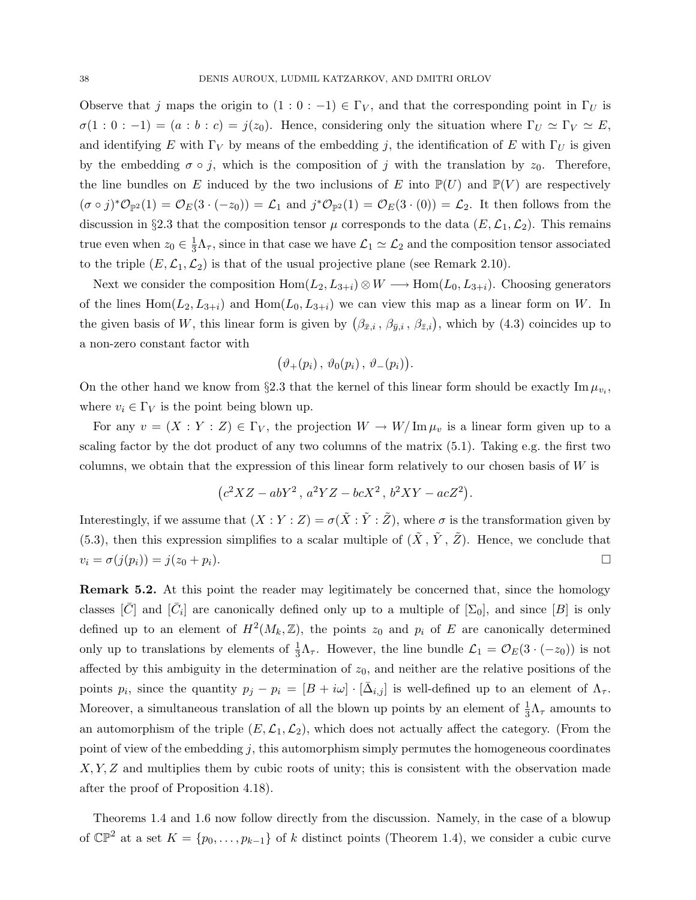Observe that $j$ maps the origin to $(1:0:-1) \in \Gamma_V$, and that the corresponding point in $\Gamma_U$ is $\sigma(1:0:-1) = (a:b:c) = j(z_0)$. Hence, considering only the situation where $\Gamma_U \simeq \Gamma_V \simeq E$, and identifying $E$ with $\Gamma_V$ by means of the embedding $j$, the identification of $E$ with $\Gamma_U$ is given by the embedding $\sigma \circ j$, which is the composition of $j$ with the translation by $z_0$. Therefore, the line bundles on $E$ induced by the two inclusions of $E$ into $\mathbb{P}(U)$ and $\mathbb{P}(V)$ are respectively $(\sigma \circ j)^* \mathcal{O}_{\mathbb{P}^2}(1) = \mathcal{O}_E(3 \cdot (-z_0)) = \mathcal{L}_1$ and $j^* \mathcal{O}_{\mathbb{P}^2}(1) = \mathcal{O}_E(3 \cdot (0)) = \mathcal{L}_2$. It then follows from the discussion in §2.3 that the composition tensor $\mu$ corresponds to the data $(E, \mathcal{L}_1, \mathcal{L}_2)$. This remains true even when $z_0 \in \frac{1}{3}\Lambda_\tau$, since in that case we have $\mathcal{L}_1 \simeq \mathcal{L}_2$ and the composition tensor associated to the triple $(E, \mathcal{L}_1, \mathcal{L}_2)$ is that of the usual projective plane (see Remark 2.10).

Next we consider the composition $\mathrm{Hom}(L_2, L_{3+i}) \otimes W \longrightarrow \mathrm{Hom}(L_0, L_{3+i})$. Choosing generators of the lines $\mathrm{Hom}(L_2, L_{3+i})$ and $\mathrm{Hom}(L_0, L_{3+i})$ we can view this map as a linear form on $W$. In the given basis of $W$, this linear form is given by $\big(\beta_{\bar{x},i}\,,\, \beta_{\bar{y},i}\,,\, \beta_{\bar{z},i}\big)$, which by (4.3) coincides up to a non-zero constant factor with

$$\big(\vartheta_+(p_i)\,,\, \vartheta_0(p_i)\,,\, \vartheta_-(p_i)\big).$$

On the other hand we know from §2.3 that the kernel of this linear form should be exactly $\mathrm{Im}\,\mu_{v_i}$, where $v_i \in \Gamma_V$ is the point being blown up.

For any $v = (X:Y:Z) \in \Gamma_V$, the projection $W \to W/\mathrm{Im}\,\mu_v$ is a linear form given up to a scaling factor by the dot product of any two columns of the matrix (5.1). Taking e.g. the first two columns, we obtain that the expression of this linear form relatively to our chosen basis of $W$ is

$$\big(c^2XZ - abY^2\,,\, a^2YZ - bcX^2\,,\, b^2XY - acZ^2\big).$$

Interestingly, if we assume that $(X:Y:Z) = \sigma(\tilde{X}:\tilde{Y}:\tilde{Z})$, where $\sigma$ is the transformation given by (5.3), then this expression simplifies to a scalar multiple of $(\tilde{X}\,,\, \tilde{Y}\,,\, \tilde{Z})$. Hence, we conclude that $v_i = \sigma(j(p_i)) = j(z_0 + p_i)$. □

**Remark 5.2.** At this point the reader may legitimately be concerned that, since the homology classes $[\bar{C}]$ and $[\bar{C}_i]$ are canonically defined only up to a multiple of $[\Sigma_0]$, and since $[B]$ is only defined up to an element of $H^2(M_k, \mathbb{Z})$, the points $z_0$ and $p_i$ of $E$ are canonically determined only up to translations by elements of $\frac{1}{3}\Lambda_\tau$. However, the line bundle $\mathcal{L}_1 = \mathcal{O}_E(3 \cdot (-z_0))$ is not affected by this ambiguity in the determination of $z_0$, and neither are the relative positions of the points $p_i$, since the quantity $p_j - p_i = [B + i\omega] \cdot [\bar{\Delta}_{i,j}]$ is well-defined up to an element of $\Lambda_\tau$. Moreover, a simultaneous translation of all the blown up points by an element of $\frac{1}{3}\Lambda_\tau$ amounts to an automorphism of the triple $(E, \mathcal{L}_1, \mathcal{L}_2)$, which does not actually affect the category. (From the point of view of the embedding $j$, this automorphism simply permutes the homogeneous coordinates $X, Y, Z$ and multiplies them by cubic roots of unity; this is consistent with the observation made after the proof of Proposition 4.18).

Theorems 1.4 and 1.6 now follow directly from the discussion. Namely, in the case of a blowup of $\mathbb{CP}^2$ at a set $K = \{p_0, \ldots, p_{k-1}\}$ of $k$ distinct points (Theorem 1.4), we consider a cubic curve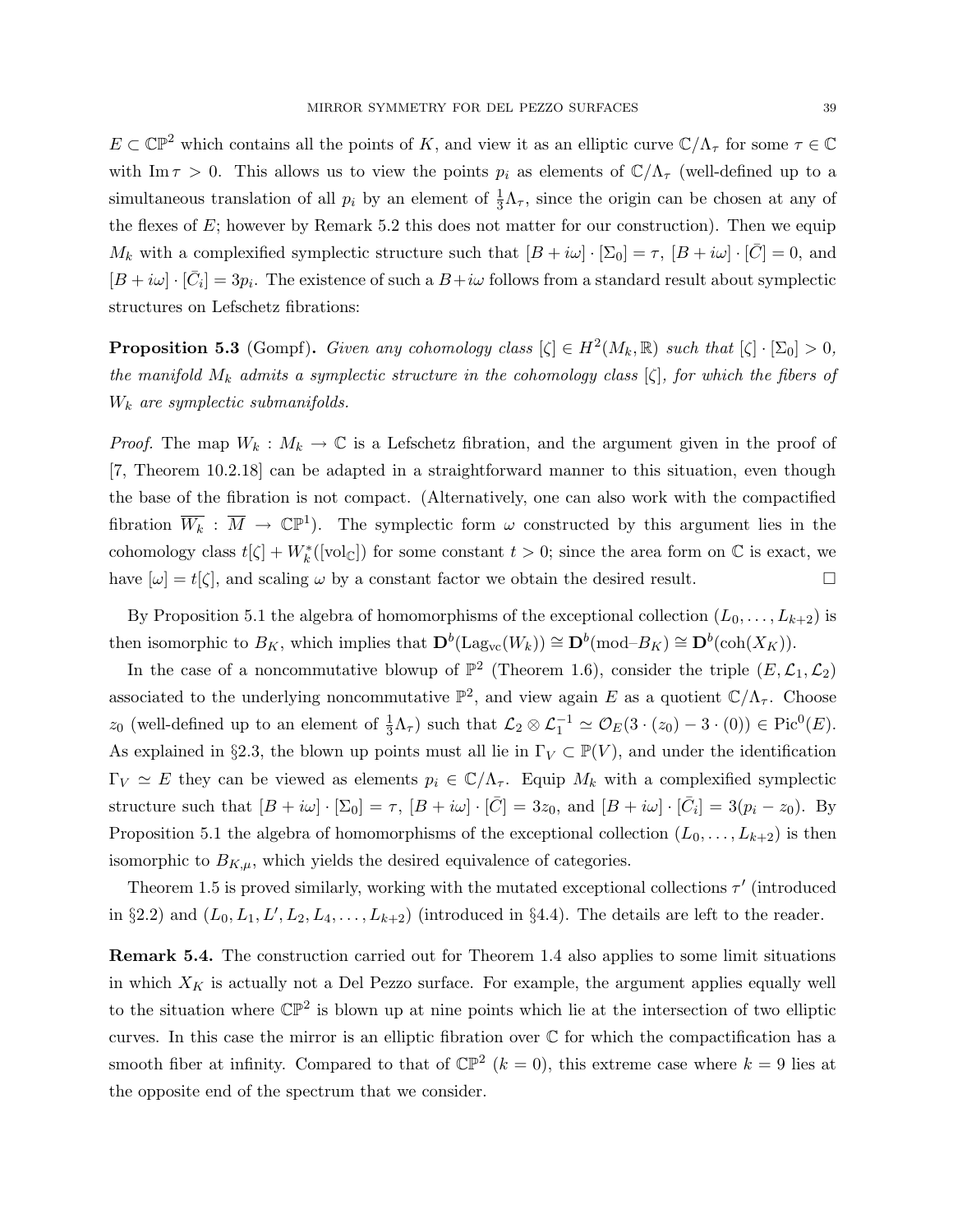$E \subset \mathbb{CP}^2$ which contains all the points of $K$, and view it as an elliptic curve $\mathbb{C}/\Lambda_\tau$ for some $\tau \in \mathbb{C}$ with $\operatorname{Im} \tau > 0$. This allows us to view the points $p_i$ as elements of $\mathbb{C}/\Lambda_\tau$ (well-defined up to a simultaneous translation of all $p_i$ by an element of $\frac{1}{3}\Lambda_\tau$, since the origin can be chosen at any of the flexes of $E$; however by Remark 5.2 this does not matter for our construction). Then we equip $M_k$ with a complexified symplectic structure such that $[B + i\omega] \cdot [\Sigma_0] = \tau$, $[B + i\omega] \cdot [\bar{C}] = 0$, and $[B + i\omega] \cdot [\bar{C}_i] = 3p_i$. The existence of such a $B + i\omega$ follows from a standard result about symplectic structures on Lefschetz fibrations:

**Proposition 5.3** (Gompf). *Given any cohomology class $[\zeta] \in H^2(M_k, \mathbb{R})$ such that $[\zeta] \cdot [\Sigma_0] > 0$, the manifold $M_k$ admits a symplectic structure in the cohomology class $[\zeta]$, for which the fibers of $W_k$ are symplectic submanifolds.*

*Proof.* The map $W_k : M_k \to \mathbb{C}$ is a Lefschetz fibration, and the argument given in the proof of [7, Theorem 10.2.18] can be adapted in a straightforward manner to this situation, even though the base of the fibration is not compact. (Alternatively, one can also work with the compactified fibration $\overline{W_k} : \overline{M} \to \mathbb{CP}^1$). The symplectic form $\omega$ constructed by this argument lies in the cohomology class $t[\zeta] + W_k^*([\mathrm{vol}_\mathbb{C}])$ for some constant $t > 0$; since the area form on $\mathbb{C}$ is exact, we have $[\omega] = t[\zeta]$, and scaling $\omega$ by a constant factor we obtain the desired result. □

By Proposition 5.1 the algebra of homomorphisms of the exceptional collection $(L_0, \dots, L_{k+2})$ is then isomorphic to $B_K$, which implies that $\mathbf{D}^b(\mathrm{Lag}_{\mathrm{vc}}(W_k)) \cong \mathbf{D}^b(\mathrm{mod}\text{–}B_K) \cong \mathbf{D}^b(\mathrm{coh}(X_K))$.

In the case of a noncommutative blowup of $\mathbb{P}^2$ (Theorem 1.6), consider the triple $(E, \mathcal{L}_1, \mathcal{L}_2)$ associated to the underlying noncommutative $\mathbb{P}^2$, and view again $E$ as a quotient $\mathbb{C}/\Lambda_\tau$. Choose $z_0$ (well-defined up to an element of $\frac{1}{3}\Lambda_\tau$) such that $\mathcal{L}_2 \otimes \mathcal{L}_1^{-1} \simeq \mathcal{O}_E(3 \cdot (z_0) - 3 \cdot (0)) \in \mathrm{Pic}^0(E)$. As explained in §2.3, the blown up points must all lie in $\Gamma_V \subset \mathbb{P}(V)$, and under the identification $\Gamma_V \simeq E$ they can be viewed as elements $p_i \in \mathbb{C}/\Lambda_\tau$. Equip $M_k$ with a complexified symplectic structure such that $[B + i\omega] \cdot [\Sigma_0] = \tau$, $[B + i\omega] \cdot [\bar{C}] = 3z_0$, and $[B + i\omega] \cdot [\bar{C}_i] = 3(p_i - z_0)$. By Proposition 5.1 the algebra of homomorphisms of the exceptional collection $(L_0, \dots, L_{k+2})$ is then isomorphic to $B_{K,\mu}$, which yields the desired equivalence of categories.

Theorem 1.5 is proved similarly, working with the mutated exceptional collections $\tau'$ (introduced in §2.2) and $(L_0, L_1, L', L_2, L_4, \dots, L_{k+2})$ (introduced in §4.4). The details are left to the reader.

**Remark 5.4.** The construction carried out for Theorem 1.4 also applies to some limit situations in which $X_K$ is actually not a Del Pezzo surface. For example, the argument applies equally well to the situation where $\mathbb{CP}^2$ is blown up at nine points which lie at the intersection of two elliptic curves. In this case the mirror is an elliptic fibration over $\mathbb{C}$ for which the compactification has a smooth fiber at infinity. Compared to that of $\mathbb{CP}^2$ ($k = 0$), this extreme case where $k = 9$ lies at the opposite end of the spectrum that we consider.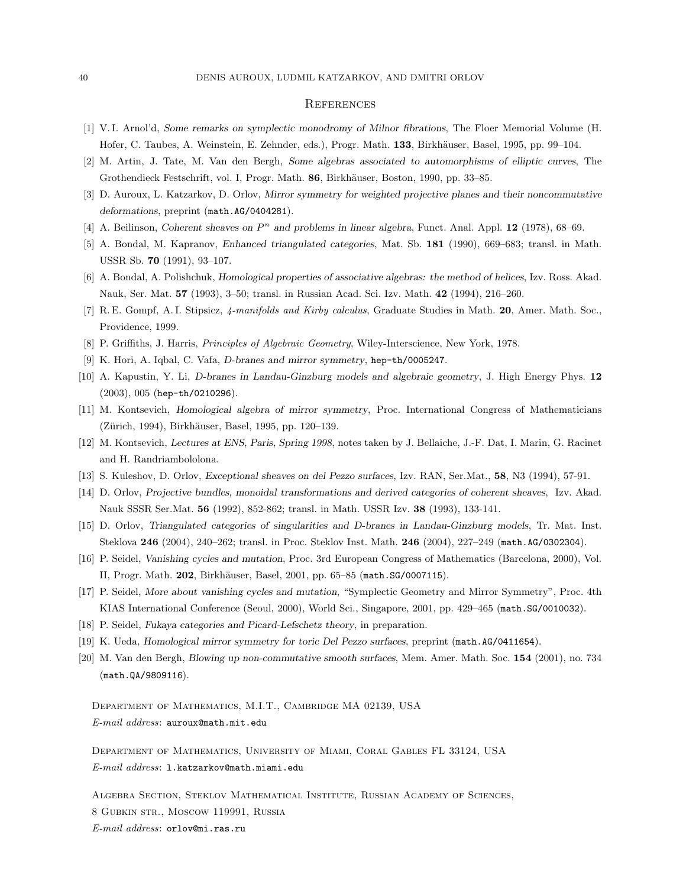## References

[1] V. I. Arnol'd, *Some remarks on symplectic monodromy of Milnor fibrations*, The Floer Memorial Volume (H. Hofer, C. Taubes, A. Weinstein, E. Zehnder, eds.), Progr. Math. **133**, Birkhäuser, Basel, 1995, pp. 99–104.

[2] M. Artin, J. Tate, M. Van den Bergh, *Some algebras associated to automorphisms of elliptic curves*, The Grothendieck Festschrift, vol. I, Progr. Math. **86**, Birkhäuser, Boston, 1990, pp. 33–85.

[3] D. Auroux, L. Katzarkov, D. Orlov, *Mirror symmetry for weighted projective planes and their noncommutative deformations*, preprint (math.AG/0404281).

[4] A. Beilinson, *Coherent sheaves on $P^n$ and problems in linear algebra*, Funct. Anal. Appl. **12** (1978), 68–69.

[5] A. Bondal, M. Kapranov, *Enhanced triangulated categories*, Mat. Sb. **181** (1990), 669–683; transl. in Math. USSR Sb. **70** (1991), 93–107.

[6] A. Bondal, A. Polishchuk, *Homological properties of associative algebras: the method of helices*, Izv. Ross. Akad. Nauk, Ser. Mat. **57** (1993), 3–50; transl. in Russian Acad. Sci. Izv. Math. **42** (1994), 216–260.

[7] R. E. Gompf, A. I. Stipsicz, *4-manifolds and Kirby calculus*, Graduate Studies in Math. **20**, Amer. Math. Soc., Providence, 1999.

[8] P. Griffiths, J. Harris, *Principles of Algebraic Geometry*, Wiley-Interscience, New York, 1978.

[9] K. Hori, A. Iqbal, C. Vafa, *D-branes and mirror symmetry*, hep-th/0005247.

[10] A. Kapustin, Y. Li, *D-branes in Landau-Ginzburg models and algebraic geometry*, J. High Energy Phys. **12** (2003), 005 (hep-th/0210296).

[11] M. Kontsevich, *Homological algebra of mirror symmetry*, Proc. International Congress of Mathematicians (Zürich, 1994), Birkhäuser, Basel, 1995, pp. 120–139.

[12] M. Kontsevich, *Lectures at ENS, Paris, Spring 1998*, notes taken by J. Bellaiche, J.-F. Dat, I. Marin, G. Racinet and H. Randriambololona.

[13] S. Kuleshov, D. Orlov, *Exceptional sheaves on del Pezzo surfaces*, Izv. RAN, Ser.Mat., **58**, N3 (1994), 57-91.

[14] D. Orlov, *Projective bundles, monoidal transformations and derived categories of coherent sheaves*, Izv. Akad. Nauk SSSR Ser.Mat. **56** (1992), 852-862; transl. in Math. USSR Izv. **38** (1993), 133-141.

[15] D. Orlov, *Triangulated categories of singularities and D-branes in Landau-Ginzburg models*, Tr. Mat. Inst. Steklova **246** (2004), 240–262; transl. in Proc. Steklov Inst. Math. **246** (2004), 227–249 (math.AG/0302304).

[16] P. Seidel, *Vanishing cycles and mutation*, Proc. 3rd European Congress of Mathematics (Barcelona, 2000), Vol. II, Progr. Math. **202**, Birkhäuser, Basel, 2001, pp. 65–85 (math.SG/0007115).

[17] P. Seidel, *More about vanishing cycles and mutation*, "Symplectic Geometry and Mirror Symmetry", Proc. 4th KIAS International Conference (Seoul, 2000), World Sci., Singapore, 2001, pp. 429–465 (math.SG/0010032).

[18] P. Seidel, *Fukaya categories and Picard-Lefschetz theory*, in preparation.

[19] K. Ueda, *Homological mirror symmetry for toric Del Pezzo surfaces*, preprint (math.AG/0411654).

[20] M. Van den Bergh, *Blowing up non-commutative smooth surfaces*, Mem. Amer. Math. Soc. **154** (2001), no. 734 (math.QA/9809116).

Department of Mathematics, M.I.T., Cambridge MA 02139, USA
*E-mail address*: auroux@math.mit.edu

Department of Mathematics, University of Miami, Coral Gables FL 33124, USA
*E-mail address*: l.katzarkov@math.miami.edu

Algebra Section, Steklov Mathematical Institute, Russian Academy of Sciences,
8 Gubkin str., Moscow 119991, Russia
*E-mail address*: orlov@mi.ras.ru